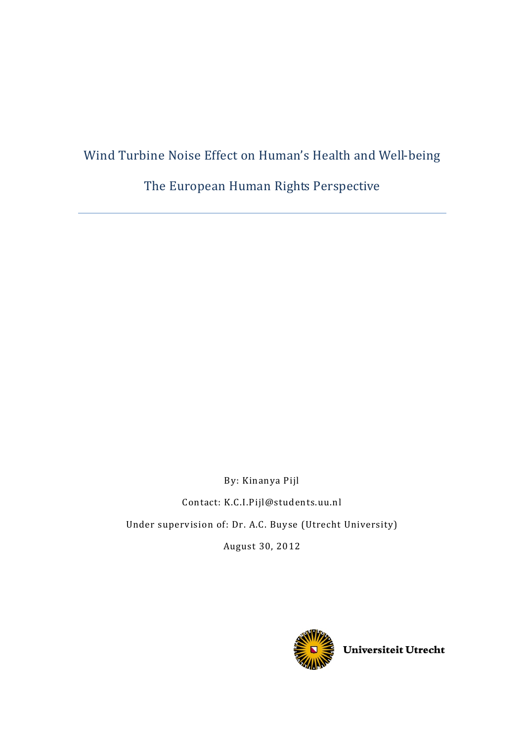# Wind Turbine Noise Effect on Human's Health and Well-being

## The European Human Rights Perspective

---

By: Kinanya Pijl

Contact: K.C.I.Pijl@students.uu.nl

Under supervision of: Dr. A.C. Buyse (Utrecht University)

August 30, 2012

Universiteit Utrecht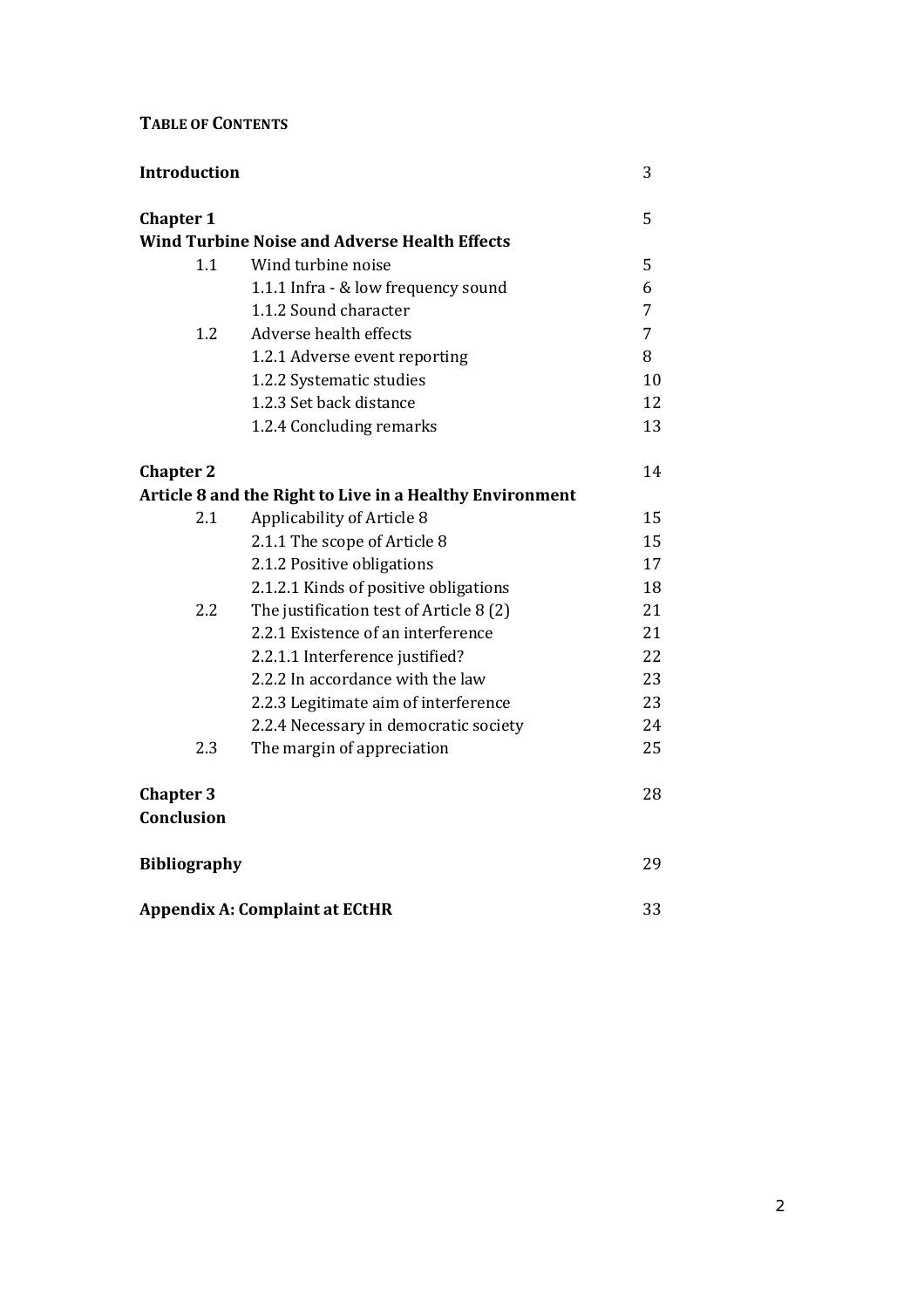**TABLE OF CONTENTS**

| | | |
|---|---|---|
| **Introduction** | | 3 |
| **Chapter 1** | | 5 |
| **Wind Turbine Noise and Adverse Health Effects** | | |
| 1.1 | Wind turbine noise | 5 |
| | 1.1.1 Infra - & low frequency sound | 6 |
| | 1.1.2 Sound character | 7 |
| 1.2 | Adverse health effects | 7 |
| | 1.2.1 Adverse event reporting | 8 |
| | 1.2.2 Systematic studies | 10 |
| | 1.2.3 Set back distance | 12 |
| | 1.2.4 Concluding remarks | 13 |
| **Chapter 2** | | 14 |
| **Article 8 and the Right to Live in a Healthy Environment** | | |
| 2.1 | Applicability of Article 8 | 15 |
| | 2.1.1 The scope of Article 8 | 15 |
| | 2.1.2 Positive obligations | 17 |
| | 2.1.2.1 Kinds of positive obligations | 18 |
| 2.2 | The justification test of Article 8 (2) | 21 |
| | 2.2.1 Existence of an interference | 21 |
| | 2.2.1.1 Interference justified? | 22 |
| | 2.2.2 In accordance with the law | 23 |
| | 2.2.3 Legitimate aim of interference | 23 |
| | 2.2.4 Necessary in democratic society | 24 |
| 2.3 | The margin of appreciation | 25 |
| **Chapter 3** | | 28 |
| **Conclusion** | | |
| **Bibliography** | | 29 |
| **Appendix A: Complaint at ECtHR** | | 33 |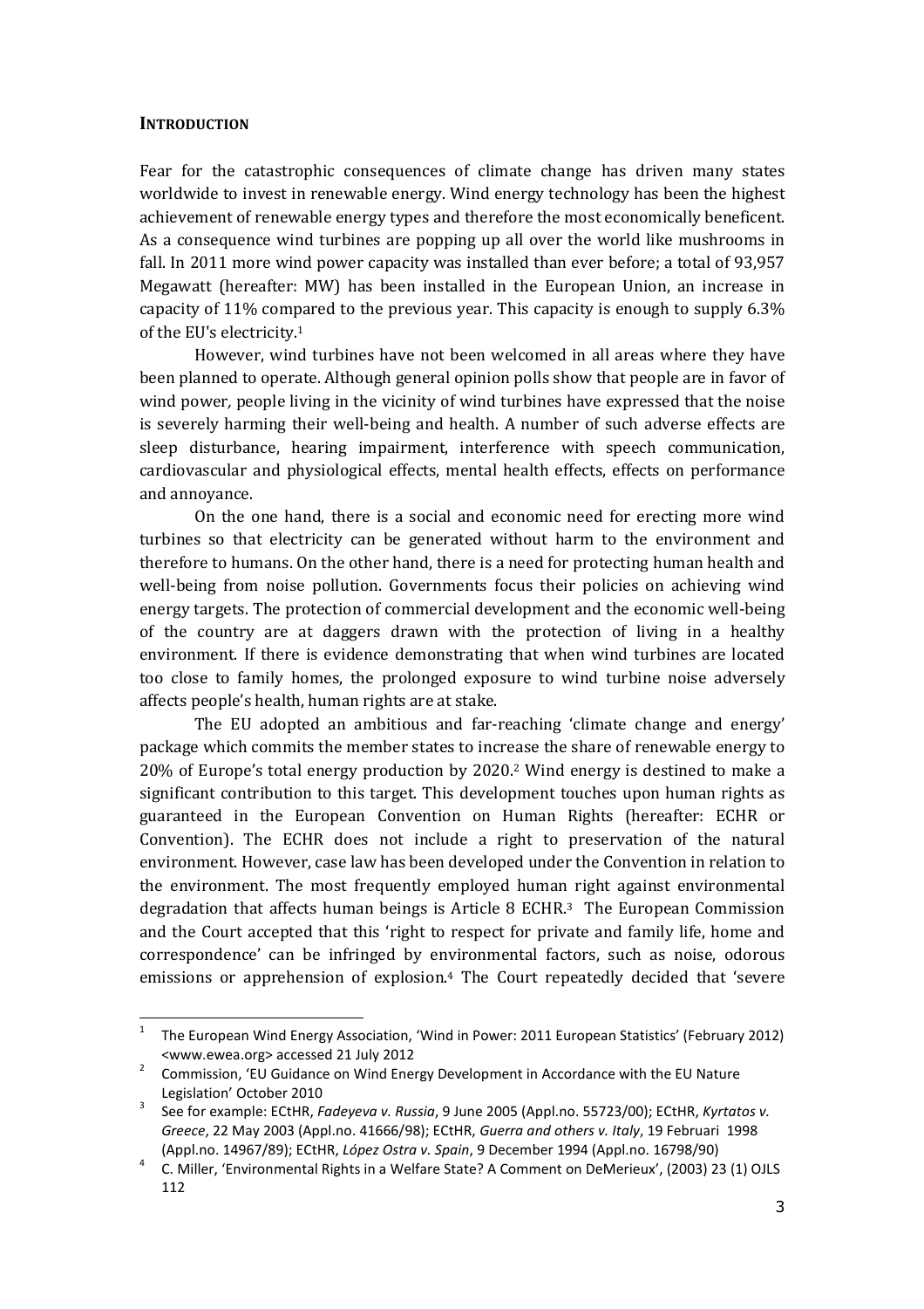## **INTRODUCTION**

Fear for the catastrophic consequences of climate change has driven many states worldwide to invest in renewable energy. Wind energy technology has been the highest achievement of renewable energy types and therefore the most economically beneficent. As a consequence wind turbines are popping up all over the world like mushrooms in fall. In 2011 more wind power capacity was installed than ever before; a total of 93,957 Megawatt (hereafter: MW) has been installed in the European Union, an increase in capacity of 11% compared to the previous year. This capacity is enough to supply 6.3% of the EU's electricity.[1]

However, wind turbines have not been welcomed in all areas where they have been planned to operate. Although general opinion polls show that people are in favor of wind power, people living in the vicinity of wind turbines have expressed that the noise is severely harming their well-being and health. A number of such adverse effects are sleep disturbance, hearing impairment, interference with speech communication, cardiovascular and physiological effects, mental health effects, effects on performance and annoyance.

On the one hand, there is a social and economic need for erecting more wind turbines so that electricity can be generated without harm to the environment and therefore to humans. On the other hand, there is a need for protecting human health and well-being from noise pollution. Governments focus their policies on achieving wind energy targets. The protection of commercial development and the economic well-being of the country are at daggers drawn with the protection of living in a healthy environment. If there is evidence demonstrating that when wind turbines are located too close to family homes, the prolonged exposure to wind turbine noise adversely affects people's health, human rights are at stake.

The EU adopted an ambitious and far-reaching 'climate change and energy' package which commits the member states to increase the share of renewable energy to 20% of Europe's total energy production by 2020.[2] Wind energy is destined to make a significant contribution to this target. This development touches upon human rights as guaranteed in the European Convention on Human Rights (hereafter: ECHR or Convention). The ECHR does not include a right to preservation of the natural environment. However, case law has been developed under the Convention in relation to the environment. The most frequently employed human right against environmental degradation that affects human beings is Article 8 ECHR.[3] The European Commission and the Court accepted that this 'right to respect for private and family life, home and correspondence' can be infringed by environmental factors, such as noise, odorous emissions or apprehension of explosion.[4] The Court repeatedly decided that 'severe

---

[1] The European Wind Energy Association, 'Wind in Power: 2011 European Statistics' (February 2012) <www.ewea.org> accessed 21 July 2012

[2] Commission, 'EU Guidance on Wind Energy Development in Accordance with the EU Nature Legislation' October 2010

[3] See for example: ECtHR, *Fadeyeva v. Russia*, 9 June 2005 (Appl.no. 55723/00); ECtHR, *Kyrtatos v. Greece*, 22 May 2003 (Appl.no. 41666/98); ECtHR, *Guerra and others v. Italy*, 19 Februari 1998 (Appl.no. 14967/89); ECtHR, *López Ostra v. Spain*, 9 December 1994 (Appl.no. 16798/90)

[4] C. Miller, 'Environmental Rights in a Welfare State? A Comment on DeMerieux', (2003) 23 (1) OJLS 112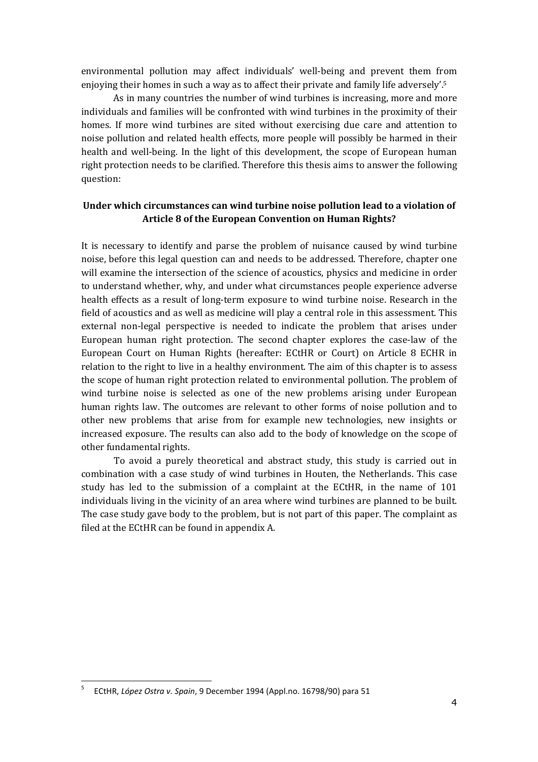environmental pollution may affect individuals' well-being and prevent them from enjoying their homes in such a way as to affect their private and family life adversely'.[5]

As in many countries the number of wind turbines is increasing, more and more individuals and families will be confronted with wind turbines in the proximity of their homes. If more wind turbines are sited without exercising due care and attention to noise pollution and related health effects, more people will possibly be harmed in their health and well-being. In the light of this development, the scope of European human right protection needs to be clarified. Therefore this thesis aims to answer the following question:

**Under which circumstances can wind turbine noise pollution lead to a violation of Article 8 of the European Convention on Human Rights?**

It is necessary to identify and parse the problem of nuisance caused by wind turbine noise, before this legal question can and needs to be addressed. Therefore, chapter one will examine the intersection of the science of acoustics, physics and medicine in order to understand whether, why, and under what circumstances people experience adverse health effects as a result of long-term exposure to wind turbine noise. Research in the field of acoustics and as well as medicine will play a central role in this assessment. This external non-legal perspective is needed to indicate the problem that arises under European human right protection. The second chapter explores the case-law of the European Court on Human Rights (hereafter: ECtHR or Court) on Article 8 ECHR in relation to the right to live in a healthy environment. The aim of this chapter is to assess the scope of human right protection related to environmental pollution. The problem of wind turbine noise is selected as one of the new problems arising under European human rights law. The outcomes are relevant to other forms of noise pollution and to other new problems that arise from for example new technologies, new insights or increased exposure. The results can also add to the body of knowledge on the scope of other fundamental rights.

To avoid a purely theoretical and abstract study, this study is carried out in combination with a case study of wind turbines in Houten, the Netherlands. This case study has led to the submission of a complaint at the ECtHR, in the name of 101 individuals living in the vicinity of an area where wind turbines are planned to be built. The case study gave body to the problem, but is not part of this paper. The complaint as filed at the ECtHR can be found in appendix A.

[5] ECtHR, *López Ostra v. Spain*, 9 December 1994 (Appl.no. 16798/90) para 51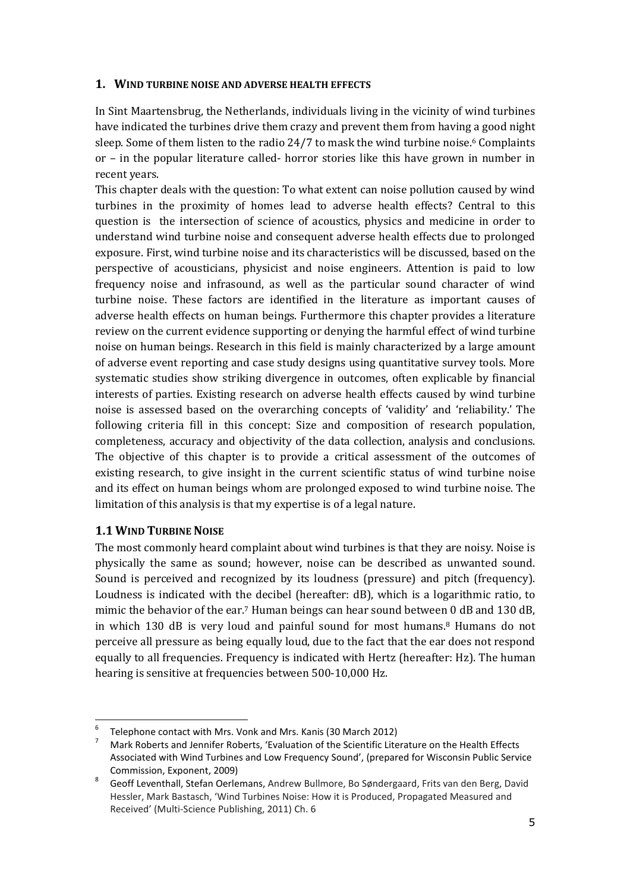## 1. WIND TURBINE NOISE AND ADVERSE HEALTH EFFECTS

In Sint Maartensbrug, the Netherlands, individuals living in the vicinity of wind turbines have indicated the turbines drive them crazy and prevent them from having a good night sleep. Some of them listen to the radio 24/7 to mask the wind turbine noise.[6] Complaints or – in the popular literature called- horror stories like this have grown in number in recent years.

This chapter deals with the question: To what extent can noise pollution caused by wind turbines in the proximity of homes lead to adverse health effects? Central to this question is the intersection of science of acoustics, physics and medicine in order to understand wind turbine noise and consequent adverse health effects due to prolonged exposure. First, wind turbine noise and its characteristics will be discussed, based on the perspective of acousticians, physicist and noise engineers. Attention is paid to low frequency noise and infrasound, as well as the particular sound character of wind turbine noise. These factors are identified in the literature as important causes of adverse health effects on human beings. Furthermore this chapter provides a literature review on the current evidence supporting or denying the harmful effect of wind turbine noise on human beings. Research in this field is mainly characterized by a large amount of adverse event reporting and case study designs using quantitative survey tools. More systematic studies show striking divergence in outcomes, often explicable by financial interests of parties. Existing research on adverse health effects caused by wind turbine noise is assessed based on the overarching concepts of 'validity' and 'reliability.' The following criteria fill in this concept: Size and composition of research population, completeness, accuracy and objectivity of the data collection, analysis and conclusions. The objective of this chapter is to provide a critical assessment of the outcomes of existing research, to give insight in the current scientific status of wind turbine noise and its effect on human beings whom are prolonged exposed to wind turbine noise. The limitation of this analysis is that my expertise is of a legal nature.

### 1.1 WIND TURBINE NOISE

The most commonly heard complaint about wind turbines is that they are noisy. Noise is physically the same as sound; however, noise can be described as unwanted sound. Sound is perceived and recognized by its loudness (pressure) and pitch (frequency). Loudness is indicated with the decibel (hereafter: dB), which is a logarithmic ratio, to mimic the behavior of the ear.[7] Human beings can hear sound between 0 dB and 130 dB, in which 130 dB is very loud and painful sound for most humans.[8] Humans do not perceive all pressure as being equally loud, due to the fact that the ear does not respond equally to all frequencies. Frequency is indicated with Hertz (hereafter: Hz). The human hearing is sensitive at frequencies between 500-10,000 Hz.

---

[6] Telephone contact with Mrs. Vonk and Mrs. Kanis (30 March 2012)

[7] Mark Roberts and Jennifer Roberts, 'Evaluation of the Scientific Literature on the Health Effects Associated with Wind Turbines and Low Frequency Sound', (prepared for Wisconsin Public Service Commission, Exponent, 2009)

[8] Geoff Leventhall, Stefan Oerlemans, Andrew Bullmore, Bo Søndergaard, Frits van den Berg, David Hessler, Mark Bastasch, 'Wind Turbines Noise: How it is Produced, Propagated Measured and Received' (Multi-Science Publishing, 2011) Ch. 6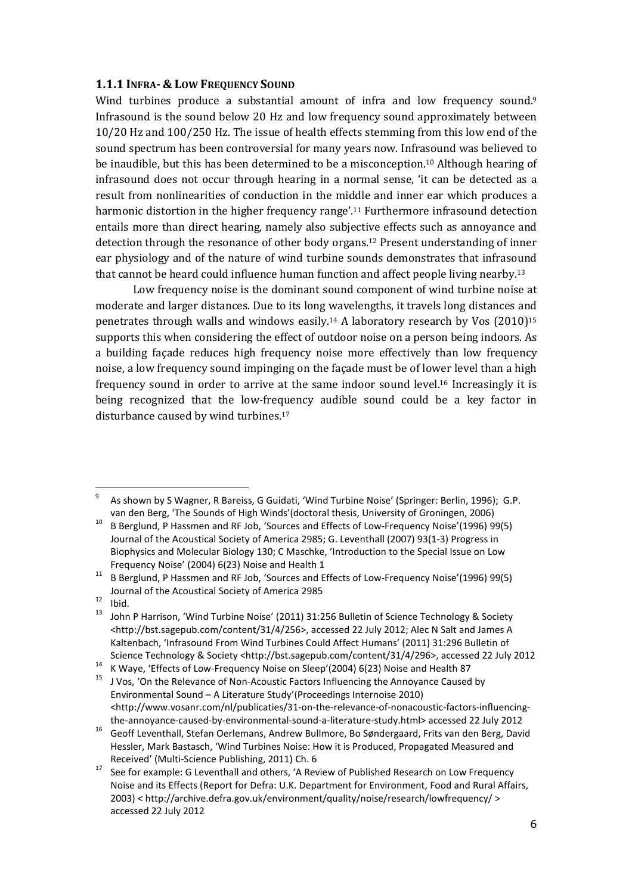### 1.1.1 Infra- & Low Frequency Sound

Wind turbines produce a substantial amount of infra and low frequency sound.[9] Infrasound is the sound below 20 Hz and low frequency sound approximately between 10/20 Hz and 100/250 Hz. The issue of health effects stemming from this low end of the sound spectrum has been controversial for many years now. Infrasound was believed to be inaudible, but this has been determined to be a misconception.[10] Although hearing of infrasound does not occur through hearing in a normal sense, 'it can be detected as a result from nonlinearities of conduction in the middle and inner ear which produces a harmonic distortion in the higher frequency range'.[11] Furthermore infrasound detection entails more than direct hearing, namely also subjective effects such as annoyance and detection through the resonance of other body organs.[12] Present understanding of inner ear physiology and of the nature of wind turbine sounds demonstrates that infrasound that cannot be heard could influence human function and affect people living nearby.[13]

Low frequency noise is the dominant sound component of wind turbine noise at moderate and larger distances. Due to its long wavelengths, it travels long distances and penetrates through walls and windows easily.[14] A laboratory research by Vos (2010)[15] supports this when considering the effect of outdoor noise on a person being indoors. As a building façade reduces high frequency noise more effectively than low frequency noise, a low frequency sound impinging on the façade must be of lower level than a high frequency sound in order to arrive at the same indoor sound level.[16] Increasingly it is being recognized that the low-frequency audible sound could be a key factor in disturbance caused by wind turbines.[17]

---

[9] As shown by S Wagner, R Bareiss, G Guidati, 'Wind Turbine Noise' (Springer: Berlin, 1996); G.P. van den Berg, 'The Sounds of High Winds'(doctoral thesis, University of Groningen, 2006)

[10] B Berglund, P Hassmen and RF Job, 'Sources and Effects of Low-Frequency Noise'(1996) 99(5) Journal of the Acoustical Society of America 2985; G. Leventhall (2007) 93(1-3) Progress in Biophysics and Molecular Biology 130; C Maschke, 'Introduction to the Special Issue on Low Frequency Noise' (2004) 6(23) Noise and Health 1

[11] B Berglund, P Hassmen and RF Job, 'Sources and Effects of Low-Frequency Noise'(1996) 99(5) Journal of the Acoustical Society of America 2985

[12] Ibid.

[13] John P Harrison, 'Wind Turbine Noise' (2011) 31:256 Bulletin of Science Technology & Society <http://bst.sagepub.com/content/31/4/256>, accessed 22 July 2012; Alec N Salt and James A Kaltenbach, 'Infrasound From Wind Turbines Could Affect Humans' (2011) 31:296 Bulletin of Science Technology & Society <http://bst.sagepub.com/content/31/4/296>, accessed 22 July 2012

[14] K Waye, 'Effects of Low-Frequency Noise on Sleep'(2004) 6(23) Noise and Health 87

[15] J Vos, 'On the Relevance of Non-Acoustic Factors Influencing the Annoyance Caused by Environmental Sound – A Literature Study'(Proceedings Internoise 2010) <http://www.vosanr.com/nl/publicaties/31-on-the-relevance-of-nonacoustic-factors-influencing-the-annoyance-caused-by-environmental-sound-a-literature-study.html> accessed 22 July 2012

[16] Geoff Leventhall, Stefan Oerlemans, Andrew Bullmore, Bo Søndergaard, Frits van den Berg, David Hessler, Mark Bastasch, 'Wind Turbines Noise: How it is Produced, Propagated Measured and Received' (Multi-Science Publishing, 2011) Ch. 6

[17] See for example: G Leventhall and others, 'A Review of Published Research on Low Frequency Noise and its Effects (Report for Defra: U.K. Department for Environment, Food and Rural Affairs, 2003) < http://archive.defra.gov.uk/environment/quality/noise/research/lowfrequency/ > accessed 22 July 2012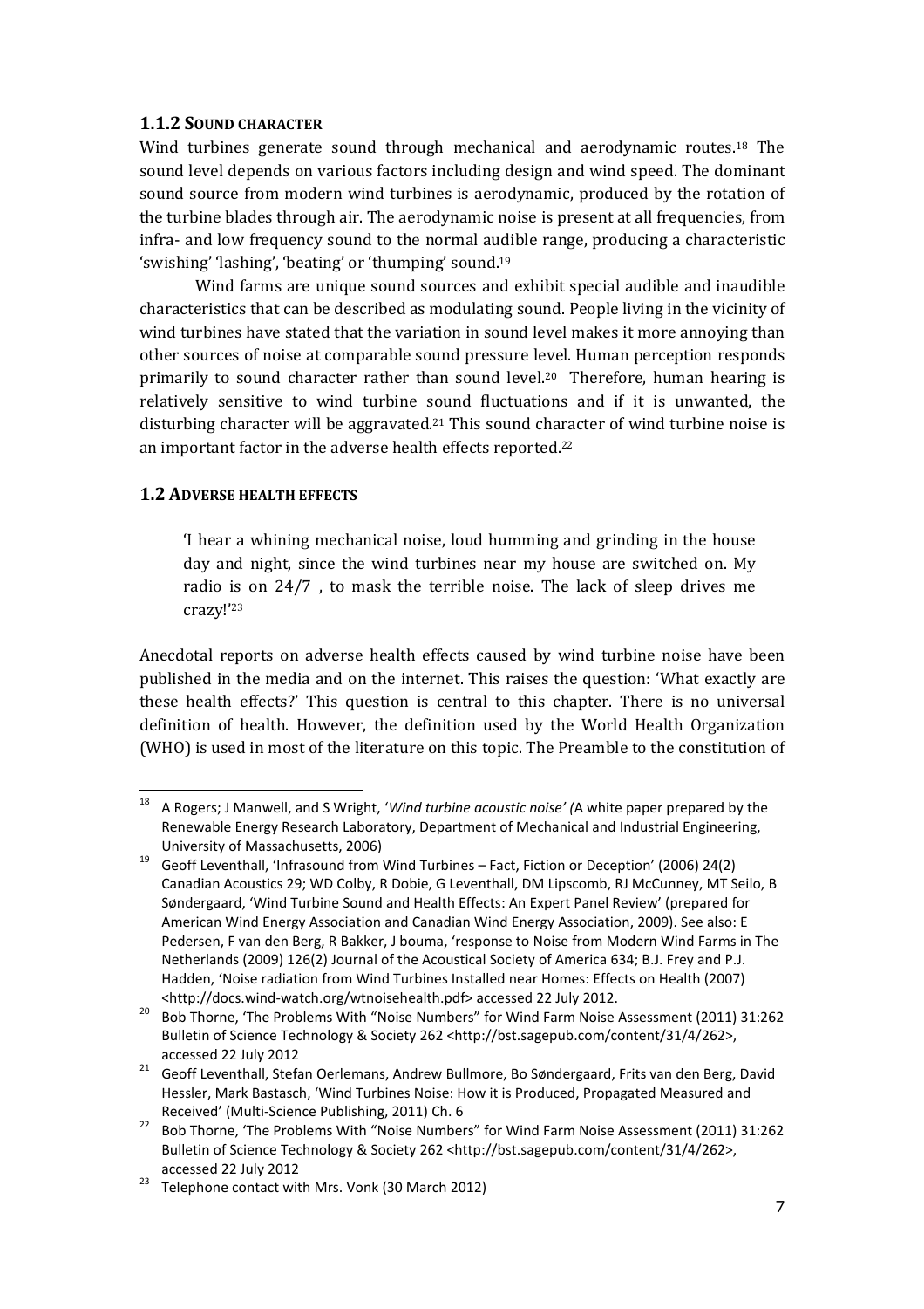### 1.1.2 SOUND CHARACTER

Wind turbines generate sound through mechanical and aerodynamic routes.[18] The sound level depends on various factors including design and wind speed. The dominant sound source from modern wind turbines is aerodynamic, produced by the rotation of the turbine blades through air. The aerodynamic noise is present at all frequencies, from infra- and low frequency sound to the normal audible range, producing a characteristic 'swishing' 'lashing', 'beating' or 'thumping' sound.[19]

Wind farms are unique sound sources and exhibit special audible and inaudible characteristics that can be described as modulating sound. People living in the vicinity of wind turbines have stated that the variation in sound level makes it more annoying than other sources of noise at comparable sound pressure level. Human perception responds primarily to sound character rather than sound level.[20] Therefore, human hearing is relatively sensitive to wind turbine sound fluctuations and if it is unwanted, the disturbing character will be aggravated.[21] This sound character of wind turbine noise is an important factor in the adverse health effects reported.[22]

## 1.2 ADVERSE HEALTH EFFECTS

> 'I hear a whining mechanical noise, loud humming and grinding in the house day and night, since the wind turbines near my house are switched on. My radio is on 24/7 , to mask the terrible noise. The lack of sleep drives me crazy!'[23]

Anecdotal reports on adverse health effects caused by wind turbine noise have been published in the media and on the internet. This raises the question: 'What exactly are these health effects?' This question is central to this chapter. There is no universal definition of health. However, the definition used by the World Health Organization (WHO) is used in most of the literature on this topic. The Preamble to the constitution of

---

[18] A Rogers; J Manwell, and S Wright, '*Wind turbine acoustic noise' (*A white paper prepared by the Renewable Energy Research Laboratory, Department of Mechanical and Industrial Engineering, University of Massachusetts, 2006)

[19] Geoff Leventhall, 'Infrasound from Wind Turbines – Fact, Fiction or Deception' (2006) 24(2) Canadian Acoustics 29; WD Colby, R Dobie, G Leventhall, DM Lipscomb, RJ McCunney, MT Seilo, B Søndergaard, 'Wind Turbine Sound and Health Effects: An Expert Panel Review' (prepared for American Wind Energy Association and Canadian Wind Energy Association, 2009). See also: E Pedersen, F van den Berg, R Bakker, J bouma, 'response to Noise from Modern Wind Farms in The Netherlands (2009) 126(2) Journal of the Acoustical Society of America 634; B.J. Frey and P.J. Hadden, 'Noise radiation from Wind Turbines Installed near Homes: Effects on Health (2007) <http://docs.wind-watch.org/wtnoisehealth.pdf> accessed 22 July 2012.

[20] Bob Thorne, 'The Problems With "Noise Numbers" for Wind Farm Noise Assessment (2011) 31:262 Bulletin of Science Technology & Society 262 <http://bst.sagepub.com/content/31/4/262>, accessed 22 July 2012

[21] Geoff Leventhall, Stefan Oerlemans, Andrew Bullmore, Bo Søndergaard, Frits van den Berg, David Hessler, Mark Bastasch, 'Wind Turbines Noise: How it is Produced, Propagated Measured and Received' (Multi-Science Publishing, 2011) Ch. 6

[22] Bob Thorne, 'The Problems With "Noise Numbers" for Wind Farm Noise Assessment (2011) 31:262 Bulletin of Science Technology & Society 262 <http://bst.sagepub.com/content/31/4/262>, accessed 22 July 2012

[23] Telephone contact with Mrs. Vonk (30 March 2012)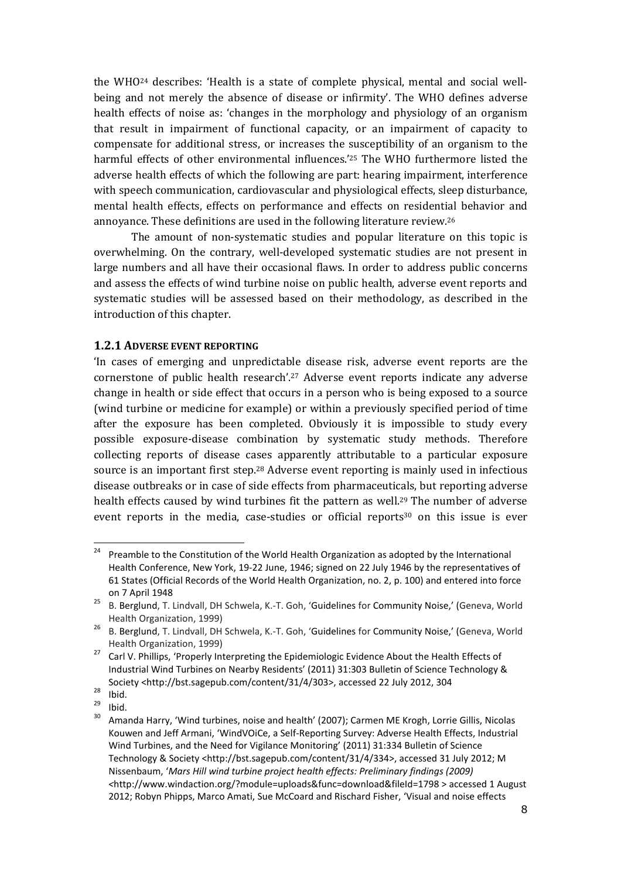the WHO[24] describes: 'Health is a state of complete physical, mental and social well-being and not merely the absence of disease or infirmity'. The WHO defines adverse health effects of noise as: 'changes in the morphology and physiology of an organism that result in impairment of functional capacity, or an impairment of capacity to compensate for additional stress, or increases the susceptibility of an organism to the harmful effects of other environmental influences.'[25] The WHO furthermore listed the adverse health effects of which the following are part: hearing impairment, interference with speech communication, cardiovascular and physiological effects, sleep disturbance, mental health effects, effects on performance and effects on residential behavior and annoyance. These definitions are used in the following literature review.[26]

The amount of non-systematic studies and popular literature on this topic is overwhelming. On the contrary, well-developed systematic studies are not present in large numbers and all have their occasional flaws. In order to address public concerns and assess the effects of wind turbine noise on public health, adverse event reports and systematic studies will be assessed based on their methodology, as described in the introduction of this chapter.

### 1.2.1 Adverse event reporting

'In cases of emerging and unpredictable disease risk, adverse event reports are the cornerstone of public health research'.[27] Adverse event reports indicate any adverse change in health or side effect that occurs in a person who is being exposed to a source (wind turbine or medicine for example) or within a previously specified period of time after the exposure has been completed. Obviously it is impossible to study every possible exposure-disease combination by systematic study methods. Therefore collecting reports of disease cases apparently attributable to a particular exposure source is an important first step.[28] Adverse event reporting is mainly used in infectious disease outbreaks or in case of side effects from pharmaceuticals, but reporting adverse health effects caused by wind turbines fit the pattern as well.[29] The number of adverse event reports in the media, case-studies or official reports[30] on this issue is ever

---

[24] Preamble to the Constitution of the World Health Organization as adopted by the International Health Conference, New York, 19-22 June, 1946; signed on 22 July 1946 by the representatives of 61 States (Official Records of the World Health Organization, no. 2, p. 100) and entered into force on 7 April 1948

[25] B. Berglund, T. Lindvall, DH Schwela, K.-T. Goh, 'Guidelines for Community Noise,' (Geneva, World Health Organization, 1999)

[26] B. Berglund, T. Lindvall, DH Schwela, K.-T. Goh, 'Guidelines for Community Noise,' (Geneva, World Health Organization, 1999)

[27] Carl V. Phillips, 'Properly Interpreting the Epidemiologic Evidence About the Health Effects of Industrial Wind Turbines on Nearby Residents' (2011) 31:303 Bulletin of Science Technology & Society <http://bst.sagepub.com/content/31/4/303>, accessed 22 July 2012, 304

[28] Ibid.

[29] Ibid.

[30] Amanda Harry, 'Wind turbines, noise and health' (2007); Carmen ME Krogh, Lorrie Gillis, Nicolas Kouwen and Jeff Armani, 'WindVOiCe, a Self-Reporting Survey: Adverse Health Effects, Industrial Wind Turbines, and the Need for Vigilance Monitoring' (2011) 31:334 Bulletin of Science Technology & Society <http://bst.sagepub.com/content/31/4/334>, accessed 31 July 2012; M Nissenbaum, '*Mars Hill wind turbine project health effects: Preliminary findings (2009)* <http://www.windaction.org/?module=uploads&func=download&fileId=1798 > accessed 1 August 2012; Robyn Phipps, Marco Amati, Sue McCoard and Rischard Fisher, 'Visual and noise effects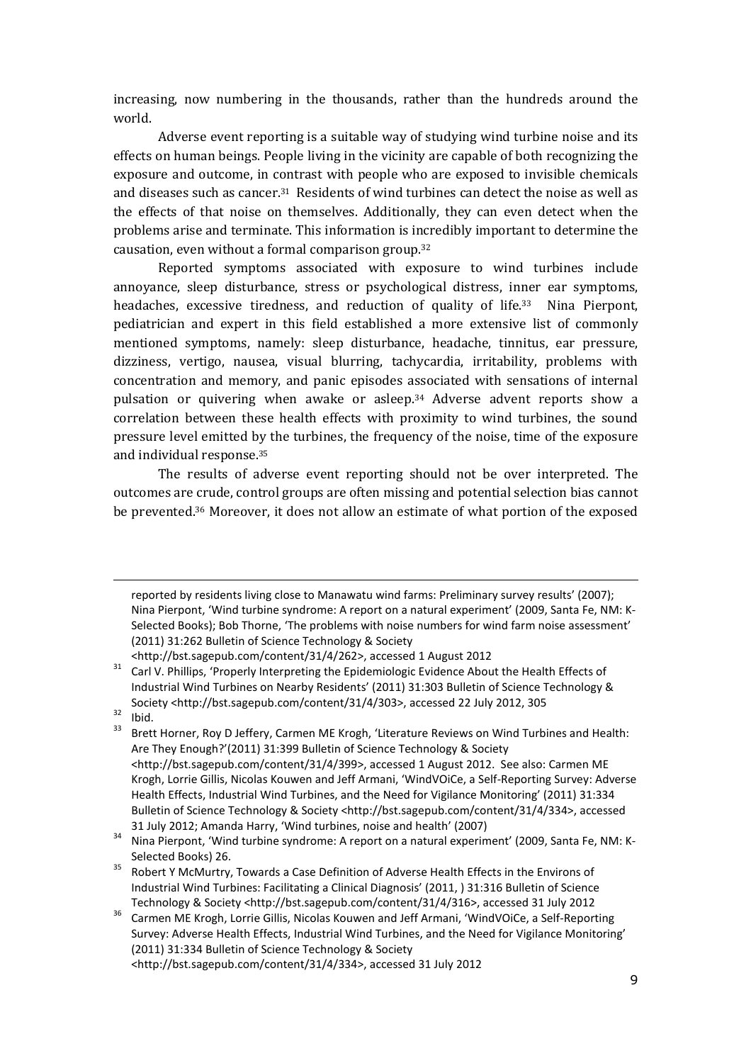increasing, now numbering in the thousands, rather than the hundreds around the world.

Adverse event reporting is a suitable way of studying wind turbine noise and its effects on human beings. People living in the vicinity are capable of both recognizing the exposure and outcome, in contrast with people who are exposed to invisible chemicals and diseases such as cancer.[31] Residents of wind turbines can detect the noise as well as the effects of that noise on themselves. Additionally, they can even detect when the problems arise and terminate. This information is incredibly important to determine the causation, even without a formal comparison group.[32]

Reported symptoms associated with exposure to wind turbines include annoyance, sleep disturbance, stress or psychological distress, inner ear symptoms, headaches, excessive tiredness, and reduction of quality of life.[33] Nina Pierpont, pediatrician and expert in this field established a more extensive list of commonly mentioned symptoms, namely: sleep disturbance, headache, tinnitus, ear pressure, dizziness, vertigo, nausea, visual blurring, tachycardia, irritability, problems with concentration and memory, and panic episodes associated with sensations of internal pulsation or quivering when awake or asleep.[34] Adverse advent reports show a correlation between these health effects with proximity to wind turbines, the sound pressure level emitted by the turbines, the frequency of the noise, time of the exposure and individual response.[35]

The results of adverse event reporting should not be over interpreted. The outcomes are crude, control groups are often missing and potential selection bias cannot be prevented.[36] Moreover, it does not allow an estimate of what portion of the exposed

---

reported by residents living close to Manawatu wind farms: Preliminary survey results' (2007); Nina Pierpont, 'Wind turbine syndrome: A report on a natural experiment' (2009, Santa Fe, NM: K-Selected Books); Bob Thorne, 'The problems with noise numbers for wind farm noise assessment' (2011) 31:262 Bulletin of Science Technology & Society <http://bst.sagepub.com/content/31/4/262>, accessed 1 August 2012

[31] Carl V. Phillips, 'Properly Interpreting the Epidemiologic Evidence About the Health Effects of Industrial Wind Turbines on Nearby Residents' (2011) 31:303 Bulletin of Science Technology & Society <http://bst.sagepub.com/content/31/4/303>, accessed 22 July 2012, 305

[32] Ibid.

[33] Brett Horner, Roy D Jeffery, Carmen ME Krogh, 'Literature Reviews on Wind Turbines and Health: Are They Enough?'(2011) 31:399 Bulletin of Science Technology & Society <http://bst.sagepub.com/content/31/4/399>, accessed 1 August 2012. See also: Carmen ME Krogh, Lorrie Gillis, Nicolas Kouwen and Jeff Armani, 'WindVOiCe, a Self-Reporting Survey: Adverse Health Effects, Industrial Wind Turbines, and the Need for Vigilance Monitoring' (2011) 31:334 Bulletin of Science Technology & Society <http://bst.sagepub.com/content/31/4/334>, accessed 31 July 2012; Amanda Harry, 'Wind turbines, noise and health' (2007)

[34] Nina Pierpont, 'Wind turbine syndrome: A report on a natural experiment' (2009, Santa Fe, NM: K-Selected Books) 26.

[35] Robert Y McMurtry, Towards a Case Definition of Adverse Health Effects in the Environs of Industrial Wind Turbines: Facilitating a Clinical Diagnosis' (2011, ) 31:316 Bulletin of Science Technology & Society <http://bst.sagepub.com/content/31/4/316>, accessed 31 July 2012

[36] Carmen ME Krogh, Lorrie Gillis, Nicolas Kouwen and Jeff Armani, 'WindVOiCe, a Self-Reporting Survey: Adverse Health Effects, Industrial Wind Turbines, and the Need for Vigilance Monitoring' (2011) 31:334 Bulletin of Science Technology & Society <http://bst.sagepub.com/content/31/4/334>, accessed 31 July 2012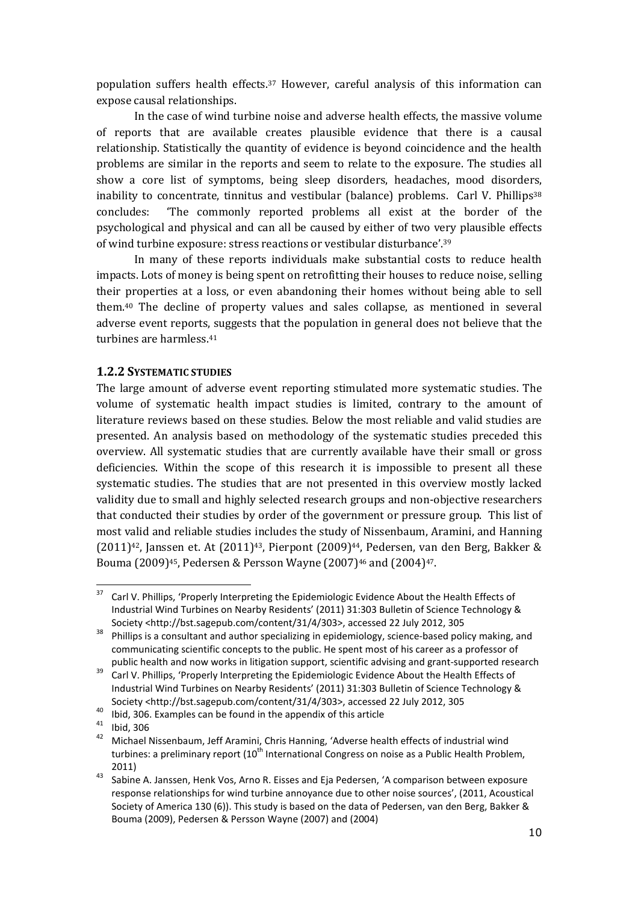population suffers health effects.[37] However, careful analysis of this information can expose causal relationships.

In the case of wind turbine noise and adverse health effects, the massive volume of reports that are available creates plausible evidence that there is a causal relationship. Statistically the quantity of evidence is beyond coincidence and the health problems are similar in the reports and seem to relate to the exposure. The studies all show a core list of symptoms, being sleep disorders, headaches, mood disorders, inability to concentrate, tinnitus and vestibular (balance) problems. Carl V. Phillips[38] concludes: 'The commonly reported problems all exist at the border of the psychological and physical and can all be caused by either of two very plausible effects of wind turbine exposure: stress reactions or vestibular disturbance'.[39]

In many of these reports individuals make substantial costs to reduce health impacts. Lots of money is being spent on retrofitting their houses to reduce noise, selling their properties at a loss, or even abandoning their homes without being able to sell them.[40] The decline of property values and sales collapse, as mentioned in several adverse event reports, suggests that the population in general does not believe that the turbines are harmless.[41]

### 1.2.2 Systematic studies

The large amount of adverse event reporting stimulated more systematic studies. The volume of systematic health impact studies is limited, contrary to the amount of literature reviews based on these studies. Below the most reliable and valid studies are presented. An analysis based on methodology of the systematic studies preceded this overview. All systematic studies that are currently available have their small or gross deficiencies. Within the scope of this research it is impossible to present all these systematic studies. The studies that are not presented in this overview mostly lacked validity due to small and highly selected research groups and non-objective researchers that conducted their studies by order of the government or pressure group. This list of most valid and reliable studies includes the study of Nissenbaum, Aramini, and Hanning (2011)[42], Janssen et. At (2011)[43], Pierpont (2009)[44], Pedersen, van den Berg, Bakker & Bouma (2009)[45], Pedersen & Persson Wayne (2007)[46] and (2004)[47].

---

[37] Carl V. Phillips, 'Properly Interpreting the Epidemiologic Evidence About the Health Effects of Industrial Wind Turbines on Nearby Residents' (2011) 31:303 Bulletin of Science Technology & Society <http://bst.sagepub.com/content/31/4/303>, accessed 22 July 2012, 305

[38] Phillips is a consultant and author specializing in epidemiology, science-based policy making, and communicating scientific concepts to the public. He spent most of his career as a professor of public health and now works in litigation support, scientific advising and grant-supported research

[39] Carl V. Phillips, 'Properly Interpreting the Epidemiologic Evidence About the Health Effects of Industrial Wind Turbines on Nearby Residents' (2011) 31:303 Bulletin of Science Technology & Society <http://bst.sagepub.com/content/31/4/303>, accessed 22 July 2012, 305

[40] Ibid, 306. Examples can be found in the appendix of this article

[41] Ibid, 306

[42] Michael Nissenbaum, Jeff Aramini, Chris Hanning, 'Adverse health effects of industrial wind turbines: a preliminary report (10th International Congress on noise as a Public Health Problem, 2011)

[43] Sabine A. Janssen, Henk Vos, Arno R. Eisses and Eja Pedersen, 'A comparison between exposure response relationships for wind turbine annoyance due to other noise sources', (2011, Acoustical Society of America 130 (6)). This study is based on the data of Pedersen, van den Berg, Bakker & Bouma (2009), Pedersen & Persson Wayne (2007) and (2004)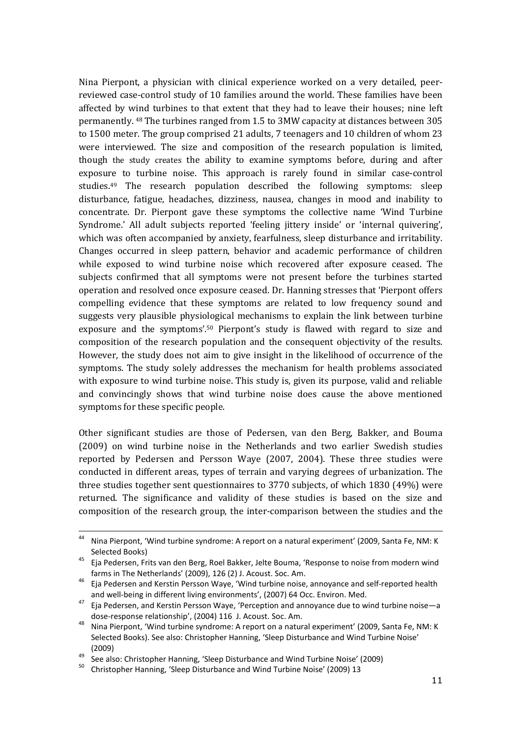Nina Pierpont, a physician with clinical experience worked on a very detailed, peer-reviewed case-control study of 10 families around the world. These families have been affected by wind turbines to that extent that they had to leave their houses; nine left permanently. [48] The turbines ranged from 1.5 to 3MW capacity at distances between 305 to 1500 meter. The group comprised 21 adults, 7 teenagers and 10 children of whom 23 were interviewed. The size and composition of the research population is limited, though the study creates the ability to examine symptoms before, during and after exposure to turbine noise. This approach is rarely found in similar case-control studies.[49] The research population described the following symptoms: sleep disturbance, fatigue, headaches, dizziness, nausea, changes in mood and inability to concentrate. Dr. Pierpont gave these symptoms the collective name 'Wind Turbine Syndrome.' All adult subjects reported 'feeling jittery inside' or 'internal quivering', which was often accompanied by anxiety, fearfulness, sleep disturbance and irritability. Changes occurred in sleep pattern, behavior and academic performance of children while exposed to wind turbine noise which recovered after exposure ceased. The subjects confirmed that all symptoms were not present before the turbines started operation and resolved once exposure ceased. Dr. Hanning stresses that 'Pierpont offers compelling evidence that these symptoms are related to low frequency sound and suggests very plausible physiological mechanisms to explain the link between turbine exposure and the symptoms'.[50] Pierpont's study is flawed with regard to size and composition of the research population and the consequent objectivity of the results. However, the study does not aim to give insight in the likelihood of occurrence of the symptoms. The study solely addresses the mechanism for health problems associated with exposure to wind turbine noise. This study is, given its purpose, valid and reliable and convincingly shows that wind turbine noise does cause the above mentioned symptoms for these specific people.

Other significant studies are those of Pedersen, van den Berg, Bakker, and Bouma (2009) on wind turbine noise in the Netherlands and two earlier Swedish studies reported by Pedersen and Persson Waye (2007, 2004). These three studies were conducted in different areas, types of terrain and varying degrees of urbanization. The three studies together sent questionnaires to 3770 subjects, of which 1830 (49%) were returned. The significance and validity of these studies is based on the size and composition of the research group, the inter-comparison between the studies and the

---

[44] Nina Pierpont, 'Wind turbine syndrome: A report on a natural experiment' (2009, Santa Fe, NM: K Selected Books)

[45] Eja Pedersen, Frits van den Berg, Roel Bakker, Jelte Bouma, 'Response to noise from modern wind farms in The Netherlands' (2009), 126 (2) J. Acoust. Soc. Am.

[46] Eja Pedersen and Kerstin Persson Waye, 'Wind turbine noise, annoyance and self-reported health and well-being in different living environments', (2007) 64 Occ. Environ. Med.

[47] Eja Pedersen, and Kerstin Persson Waye, 'Perception and annoyance due to wind turbine noise—a dose-response relationship', (2004) 116 J. Acoust. Soc. Am.

[48] Nina Pierpont, 'Wind turbine syndrome: A report on a natural experiment' (2009, Santa Fe, NM: K Selected Books). See also: Christopher Hanning, 'Sleep Disturbance and Wind Turbine Noise' (2009)

[49] See also: Christopher Hanning, 'Sleep Disturbance and Wind Turbine Noise' (2009)

[50] Christopher Hanning, 'Sleep Disturbance and Wind Turbine Noise' (2009) 13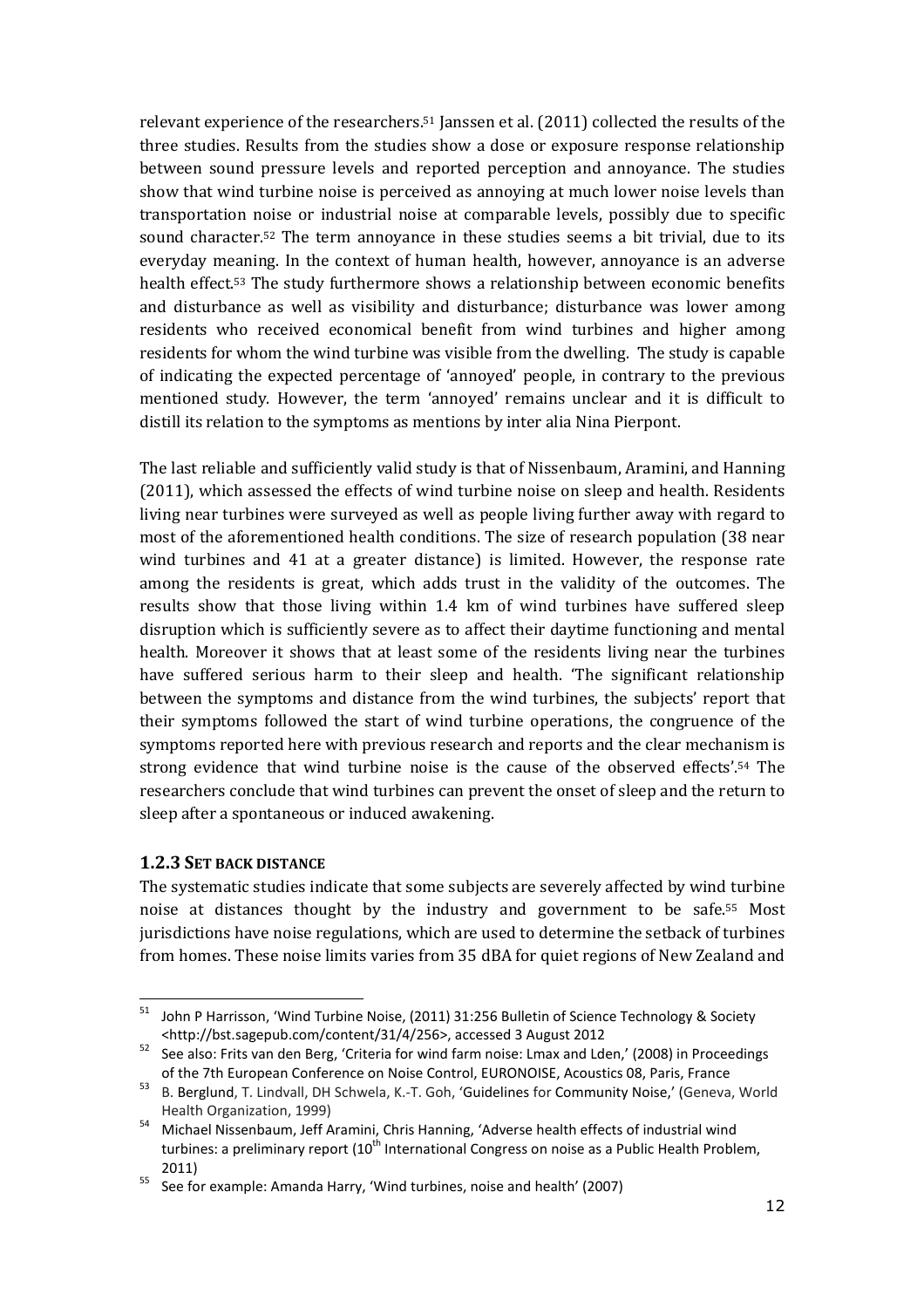relevant experience of the researchers.[51] Janssen et al. (2011) collected the results of the three studies. Results from the studies show a dose or exposure response relationship between sound pressure levels and reported perception and annoyance. The studies show that wind turbine noise is perceived as annoying at much lower noise levels than transportation noise or industrial noise at comparable levels, possibly due to specific sound character.[52] The term annoyance in these studies seems a bit trivial, due to its everyday meaning. In the context of human health, however, annoyance is an adverse health effect.[53] The study furthermore shows a relationship between economic benefits and disturbance as well as visibility and disturbance; disturbance was lower among residents who received economical benefit from wind turbines and higher among residents for whom the wind turbine was visible from the dwelling. The study is capable of indicating the expected percentage of 'annoyed' people, in contrary to the previous mentioned study. However, the term 'annoyed' remains unclear and it is difficult to distill its relation to the symptoms as mentions by inter alia Nina Pierpont.

The last reliable and sufficiently valid study is that of Nissenbaum, Aramini, and Hanning (2011), which assessed the effects of wind turbine noise on sleep and health. Residents living near turbines were surveyed as well as people living further away with regard to most of the aforementioned health conditions. The size of research population (38 near wind turbines and 41 at a greater distance) is limited. However, the response rate among the residents is great, which adds trust in the validity of the outcomes. The results show that those living within 1.4 km of wind turbines have suffered sleep disruption which is sufficiently severe as to affect their daytime functioning and mental health. Moreover it shows that at least some of the residents living near the turbines have suffered serious harm to their sleep and health. 'The significant relationship between the symptoms and distance from the wind turbines, the subjects' report that their symptoms followed the start of wind turbine operations, the congruence of the symptoms reported here with previous research and reports and the clear mechanism is strong evidence that wind turbine noise is the cause of the observed effects'.[54] The researchers conclude that wind turbines can prevent the onset of sleep and the return to sleep after a spontaneous or induced awakening.

### 1.2.3 Set back distance

The systematic studies indicate that some subjects are severely affected by wind turbine noise at distances thought by the industry and government to be safe.[55] Most jurisdictions have noise regulations, which are used to determine the setback of turbines from homes. These noise limits varies from 35 dBA for quiet regions of New Zealand and

---

[51] John P Harrisson, 'Wind Turbine Noise, (2011) 31:256 Bulletin of Science Technology & Society <http://bst.sagepub.com/content/31/4/256>, accessed 3 August 2012

[52] See also: Frits van den Berg, 'Criteria for wind farm noise: Lmax and Lden,' (2008) in Proceedings of the 7th European Conference on Noise Control, EURONOISE, Acoustics 08, Paris, France

[53] B. Berglund, T. Lindvall, DH Schwela, K.-T. Goh, 'Guidelines for Community Noise,' (Geneva, World Health Organization, 1999)

[54] Michael Nissenbaum, Jeff Aramini, Chris Hanning, 'Adverse health effects of industrial wind turbines: a preliminary report (10th International Congress on noise as a Public Health Problem, 2011)

[55] See for example: Amanda Harry, 'Wind turbines, noise and health' (2007)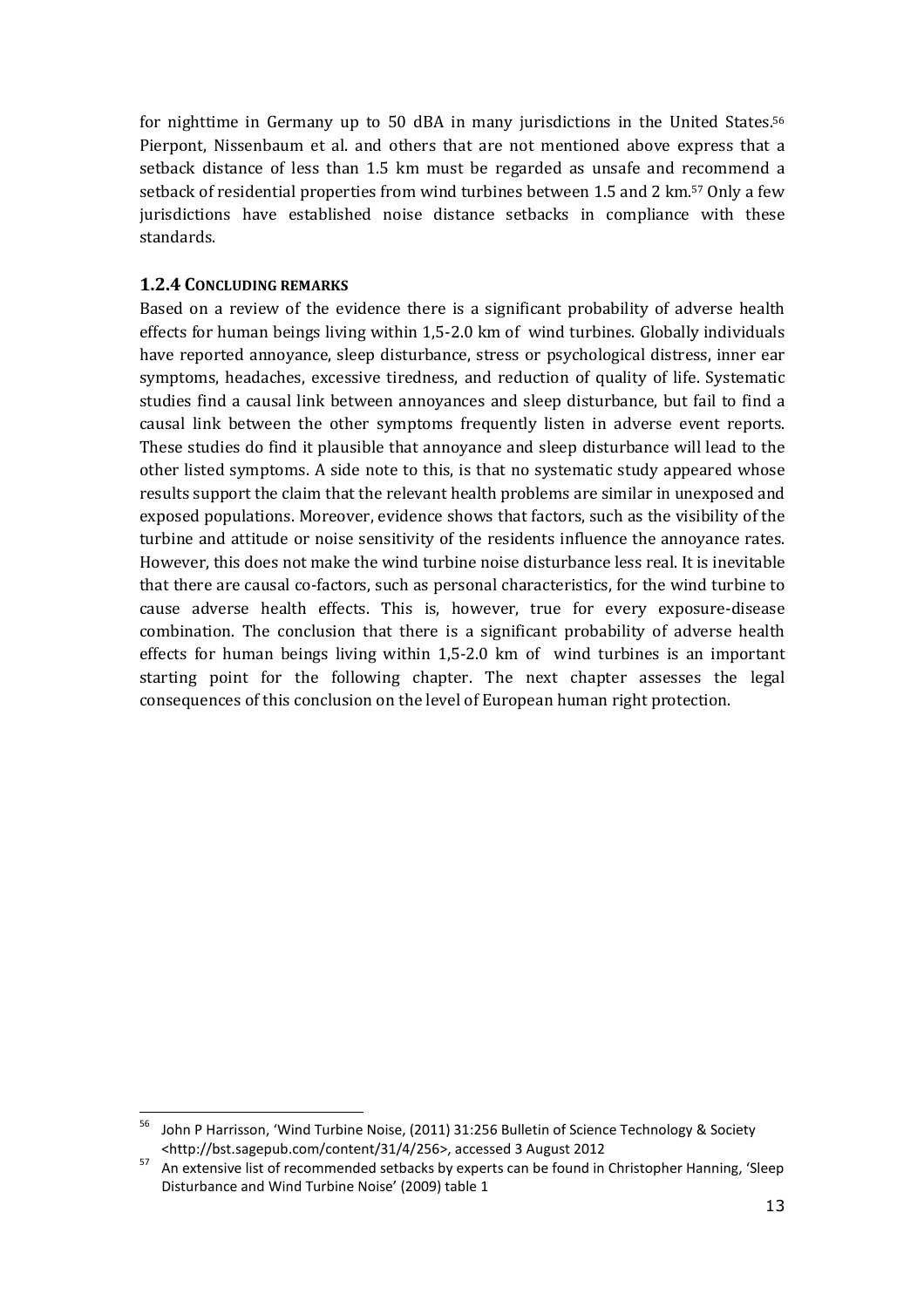for nighttime in Germany up to 50 dBA in many jurisdictions in the United States.[56] Pierpont, Nissenbaum et al. and others that are not mentioned above express that a setback distance of less than 1.5 km must be regarded as unsafe and recommend a setback of residential properties from wind turbines between 1.5 and 2 km.[57] Only a few jurisdictions have established noise distance setbacks in compliance with these standards.

### 1.2.4 Concluding remarks

Based on a review of the evidence there is a significant probability of adverse health effects for human beings living within 1,5-2.0 km of wind turbines. Globally individuals have reported annoyance, sleep disturbance, stress or psychological distress, inner ear symptoms, headaches, excessive tiredness, and reduction of quality of life. Systematic studies find a causal link between annoyances and sleep disturbance, but fail to find a causal link between the other symptoms frequently listen in adverse event reports. These studies do find it plausible that annoyance and sleep disturbance will lead to the other listed symptoms. A side note to this, is that no systematic study appeared whose results support the claim that the relevant health problems are similar in unexposed and exposed populations. Moreover, evidence shows that factors, such as the visibility of the turbine and attitude or noise sensitivity of the residents influence the annoyance rates. However, this does not make the wind turbine noise disturbance less real. It is inevitable that there are causal co-factors, such as personal characteristics, for the wind turbine to cause adverse health effects. This is, however, true for every exposure-disease combination. The conclusion that there is a significant probability of adverse health effects for human beings living within 1,5-2.0 km of wind turbines is an important starting point for the following chapter. The next chapter assesses the legal consequences of this conclusion on the level of European human right protection.

---

[56] John P Harrisson, 'Wind Turbine Noise, (2011) 31:256 Bulletin of Science Technology & Society <http://bst.sagepub.com/content/31/4/256>, accessed 3 August 2012

[57] An extensive list of recommended setbacks by experts can be found in Christopher Hanning, 'Sleep Disturbance and Wind Turbine Noise' (2009) table 1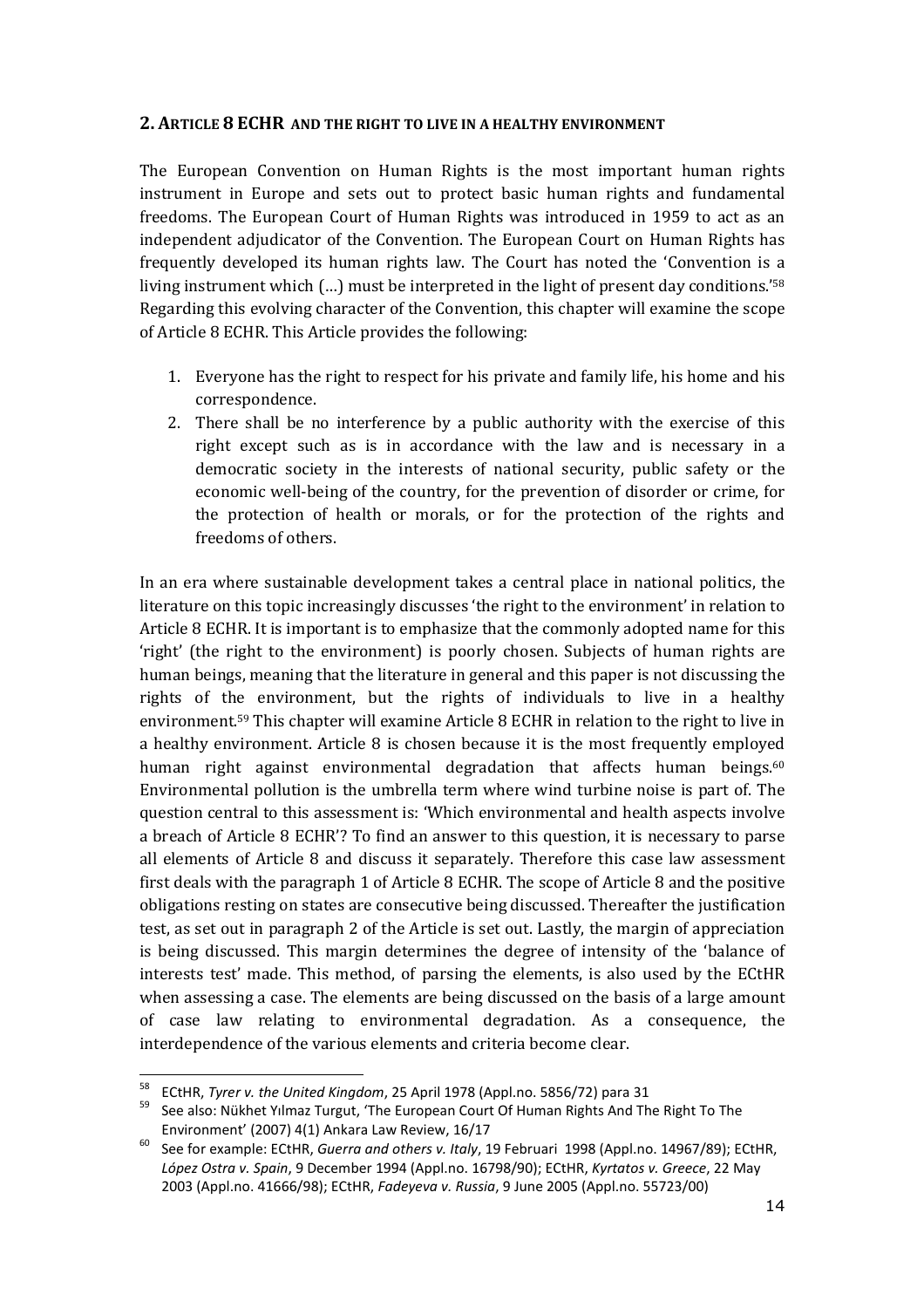## 2. Article 8 ECHR and the right to live in a healthy environment

The European Convention on Human Rights is the most important human rights instrument in Europe and sets out to protect basic human rights and fundamental freedoms. The European Court of Human Rights was introduced in 1959 to act as an independent adjudicator of the Convention. The European Court on Human Rights has frequently developed its human rights law. The Court has noted the 'Convention is a living instrument which (…) must be interpreted in the light of present day conditions.'[58] Regarding this evolving character of the Convention, this chapter will examine the scope of Article 8 ECHR. This Article provides the following:

1. Everyone has the right to respect for his private and family life, his home and his correspondence.
2. There shall be no interference by a public authority with the exercise of this right except such as is in accordance with the law and is necessary in a democratic society in the interests of national security, public safety or the economic well-being of the country, for the prevention of disorder or crime, for the protection of health or morals, or for the protection of the rights and freedoms of others.

In an era where sustainable development takes a central place in national politics, the literature on this topic increasingly discusses 'the right to the environment' in relation to Article 8 ECHR. It is important is to emphasize that the commonly adopted name for this 'right' (the right to the environment) is poorly chosen. Subjects of human rights are human beings, meaning that the literature in general and this paper is not discussing the rights of the environment, but the rights of individuals to live in a healthy environment.[59] This chapter will examine Article 8 ECHR in relation to the right to live in a healthy environment. Article 8 is chosen because it is the most frequently employed human right against environmental degradation that affects human beings.[60] Environmental pollution is the umbrella term where wind turbine noise is part of. The question central to this assessment is: 'Which environmental and health aspects involve a breach of Article 8 ECHR'? To find an answer to this question, it is necessary to parse all elements of Article 8 and discuss it separately. Therefore this case law assessment first deals with the paragraph 1 of Article 8 ECHR. The scope of Article 8 and the positive obligations resting on states are consecutive being discussed. Thereafter the justification test, as set out in paragraph 2 of the Article is set out. Lastly, the margin of appreciation is being discussed. This margin determines the degree of intensity of the 'balance of interests test' made. This method, of parsing the elements, is also used by the ECtHR when assessing a case. The elements are being discussed on the basis of a large amount of case law relating to environmental degradation. As a consequence, the interdependence of the various elements and criteria become clear.

---

[58] ECtHR, *Tyrer v. the United Kingdom*, 25 April 1978 (Appl.no. 5856/72) para 31

[59] See also: Nükhet Yılmaz Turgut, 'The European Court Of Human Rights And The Right To The Environment' (2007) 4(1) Ankara Law Review, 16/17

[60] See for example: ECtHR, *Guerra and others v. Italy*, 19 Februari 1998 (Appl.no. 14967/89); ECtHR, *López Ostra v. Spain*, 9 December 1994 (Appl.no. 16798/90); ECtHR, *Kyrtatos v. Greece*, 22 May 2003 (Appl.no. 41666/98); ECtHR, *Fadeyeva v. Russia*, 9 June 2005 (Appl.no. 55723/00)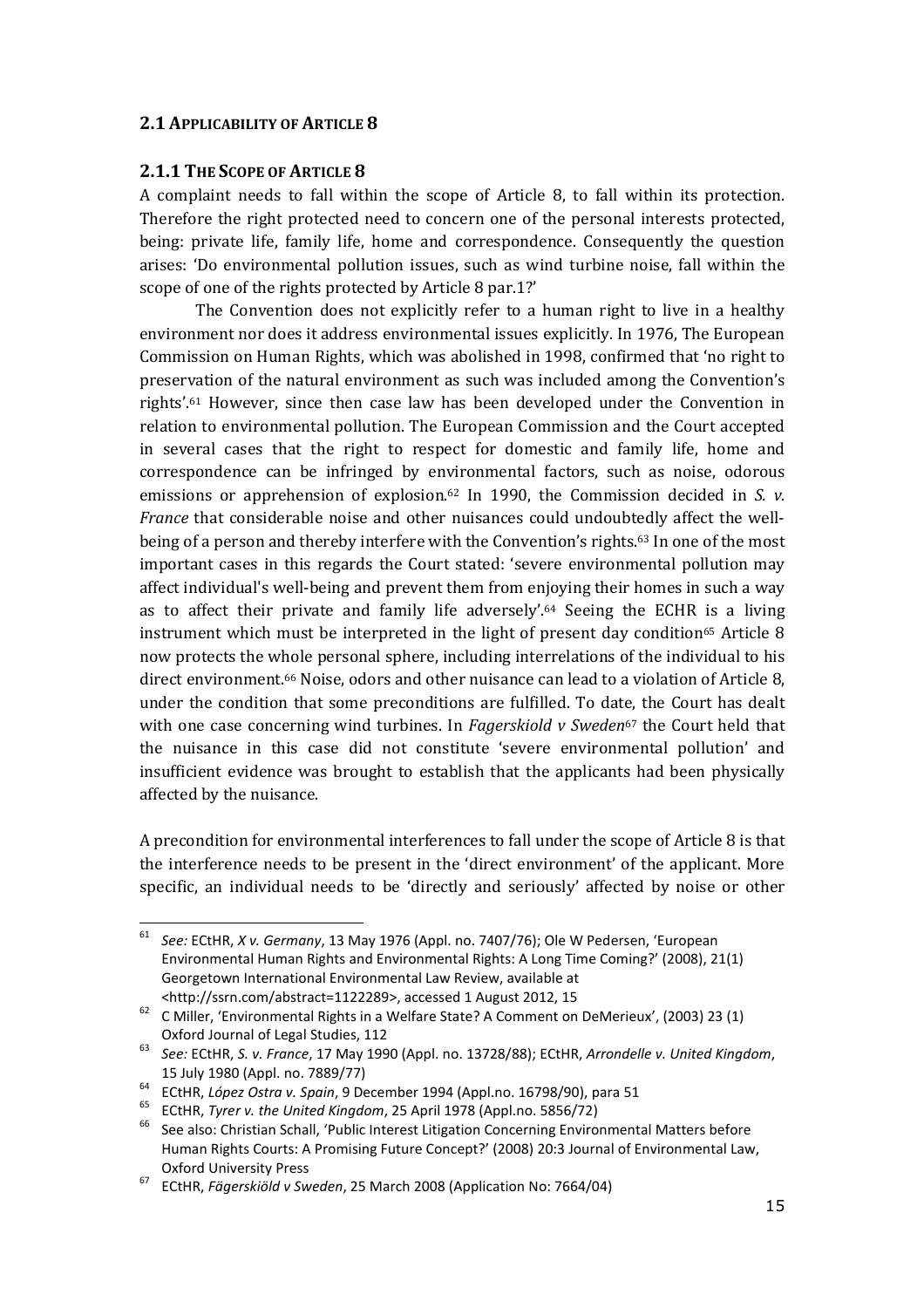## 2.1 Applicability of Article 8

### 2.1.1 The Scope of Article 8

A complaint needs to fall within the scope of Article 8, to fall within its protection. Therefore the right protected need to concern one of the personal interests protected, being: private life, family life, home and correspondence. Consequently the question arises: 'Do environmental pollution issues, such as wind turbine noise, fall within the scope of one of the rights protected by Article 8 par.1?'

The Convention does not explicitly refer to a human right to live in a healthy environment nor does it address environmental issues explicitly. In 1976, The European Commission on Human Rights, which was abolished in 1998, confirmed that 'no right to preservation of the natural environment as such was included among the Convention's rights'.[61] However, since then case law has been developed under the Convention in relation to environmental pollution. The European Commission and the Court accepted in several cases that the right to respect for domestic and family life, home and correspondence can be infringed by environmental factors, such as noise, odorous emissions or apprehension of explosion.[62] In 1990, the Commission decided in *S. v. France* that considerable noise and other nuisances could undoubtedly affect the well-being of a person and thereby interfere with the Convention's rights.[63] In one of the most important cases in this regards the Court stated: 'severe environmental pollution may affect individual's well-being and prevent them from enjoying their homes in such a way as to affect their private and family life adversely'.[64] Seeing the ECHR is a living instrument which must be interpreted in the light of present day condition[65] Article 8 now protects the whole personal sphere, including interrelations of the individual to his direct environment.[66] Noise, odors and other nuisance can lead to a violation of Article 8, under the condition that some preconditions are fulfilled. To date, the Court has dealt with one case concerning wind turbines. In *Fagerskiold v Sweden*[67] the Court held that the nuisance in this case did not constitute 'severe environmental pollution' and insufficient evidence was brought to establish that the applicants had been physically affected by the nuisance.

A precondition for environmental interferences to fall under the scope of Article 8 is that the interference needs to be present in the 'direct environment' of the applicant. More specific, an individual needs to be 'directly and seriously' affected by noise or other

---

[61] *See:* ECtHR, *X v. Germany*, 13 May 1976 (Appl. no. 7407/76); Ole W Pedersen, 'European Environmental Human Rights and Environmental Rights: A Long Time Coming?' (2008), 21(1) Georgetown International Environmental Law Review, available at <http://ssrn.com/abstract=1122289>, accessed 1 August 2012, 15

[62] C Miller, 'Environmental Rights in a Welfare State? A Comment on DeMerieux', (2003) 23 (1) Oxford Journal of Legal Studies, 112

[63] *See:* ECtHR, *S. v. France*, 17 May 1990 (Appl. no. 13728/88); ECtHR, *Arrondelle v. United Kingdom*, 15 July 1980 (Appl. no. 7889/77)

[64] ECtHR, *López Ostra v. Spain*, 9 December 1994 (Appl.no. 16798/90), para 51

[65] ECtHR, *Tyrer v. the United Kingdom*, 25 April 1978 (Appl.no. 5856/72)

[66] See also: Christian Schall, 'Public Interest Litigation Concerning Environmental Matters before Human Rights Courts: A Promising Future Concept?' (2008) 20:3 Journal of Environmental Law, Oxford University Press

[67] ECtHR, *Fägerskiöld v Sweden*, 25 March 2008 (Application No: 7664/04)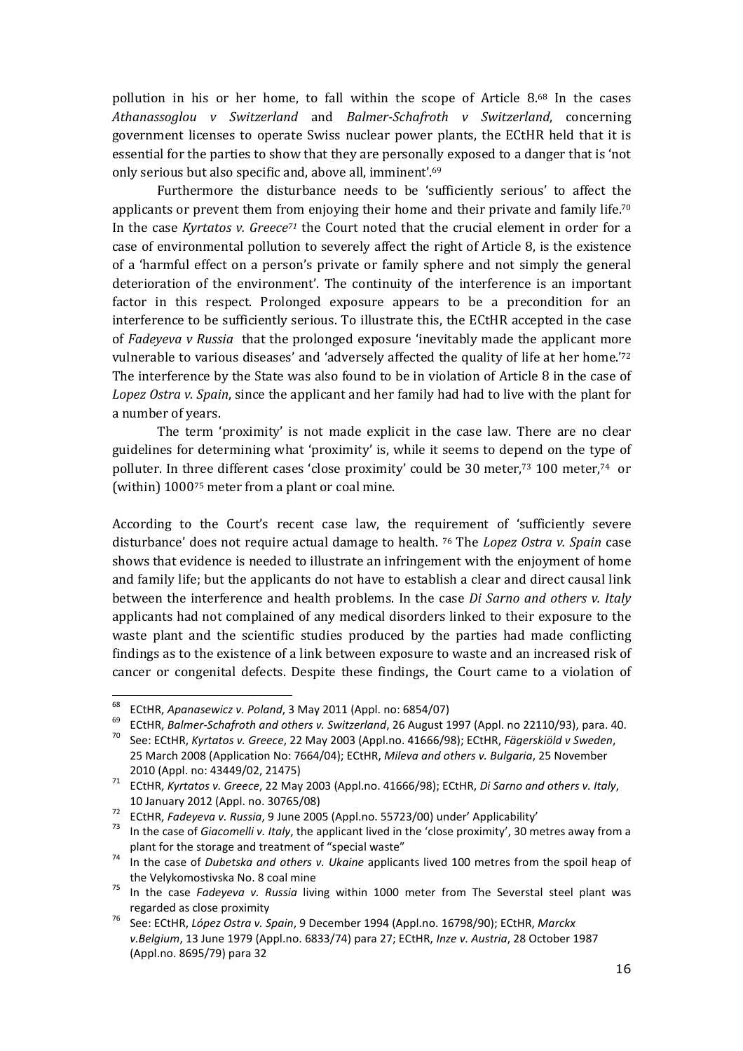pollution in his or her home, to fall within the scope of Article 8.[68] In the cases *Athanassoglou v Switzerland* and *Balmer-Schafroth v Switzerland*, concerning government licenses to operate Swiss nuclear power plants, the ECtHR held that it is essential for the parties to show that they are personally exposed to a danger that is 'not only serious but also specific and, above all, imminent'.[69]

Furthermore the disturbance needs to be 'sufficiently serious' to affect the applicants or prevent them from enjoying their home and their private and family life.[70] In the case *Kyrtatos v. Greece*[71] the Court noted that the crucial element in order for a case of environmental pollution to severely affect the right of Article 8, is the existence of a 'harmful effect on a person's private or family sphere and not simply the general deterioration of the environment'. The continuity of the interference is an important factor in this respect. Prolonged exposure appears to be a precondition for an interference to be sufficiently serious. To illustrate this, the ECtHR accepted in the case of *Fadeyeva v Russia* that the prolonged exposure 'inevitably made the applicant more vulnerable to various diseases' and 'adversely affected the quality of life at her home.'[72] The interference by the State was also found to be in violation of Article 8 in the case of *Lopez Ostra v. Spain*, since the applicant and her family had had to live with the plant for a number of years.

The term 'proximity' is not made explicit in the case law. There are no clear guidelines for determining what 'proximity' is, while it seems to depend on the type of polluter. In three different cases 'close proximity' could be 30 meter,[73] 100 meter,[74] or (within) 1000[75] meter from a plant or coal mine.

According to the Court's recent case law, the requirement of 'sufficiently severe disturbance' does not require actual damage to health. [76] The *Lopez Ostra v. Spain* case shows that evidence is needed to illustrate an infringement with the enjoyment of home and family life; but the applicants do not have to establish a clear and direct causal link between the interference and health problems. In the case *Di Sarno and others v. Italy* applicants had not complained of any medical disorders linked to their exposure to the waste plant and the scientific studies produced by the parties had made conflicting findings as to the existence of a link between exposure to waste and an increased risk of cancer or congenital defects. Despite these findings, the Court came to a violation of

---

[68] ECtHR, *Apanasewicz v. Poland*, 3 May 2011 (Appl. no: 6854/07)

[69] ECtHR, *Balmer-Schafroth and others v. Switzerland*, 26 August 1997 (Appl. no 22110/93), para. 40.

[70] See: ECtHR, *Kyrtatos v. Greece*, 22 May 2003 (Appl.no. 41666/98); ECtHR, *Fägerskiöld v Sweden*, 25 March 2008 (Application No: 7664/04); ECtHR, *Mileva and others v. Bulgaria*, 25 November 2010 (Appl. no: 43449/02, 21475)

[71] ECtHR, *Kyrtatos v. Greece*, 22 May 2003 (Appl.no. 41666/98); ECtHR, *Di Sarno and others v. Italy*, 10 January 2012 (Appl. no. 30765/08)

[72] ECtHR, *Fadeyeva v. Russia*, 9 June 2005 (Appl.no. 55723/00) under' Applicability'

[73] In the case of *Giacomelli v. Italy*, the applicant lived in the 'close proximity', 30 metres away from a plant for the storage and treatment of "special waste"

[74] In the case of *Dubetska and others v. Ukaine* applicants lived 100 metres from the spoil heap of the Velykomostivska No. 8 coal mine

[75] In the case *Fadeyeva v. Russia* living within 1000 meter from The Severstal steel plant was regarded as close proximity

[76] See: ECtHR, *López Ostra v. Spain*, 9 December 1994 (Appl.no. 16798/90); ECtHR, *Marckx v.Belgium*, 13 June 1979 (Appl.no. 6833/74) para 27; ECtHR, *Inze v. Austria*, 28 October 1987 (Appl.no. 8695/79) para 32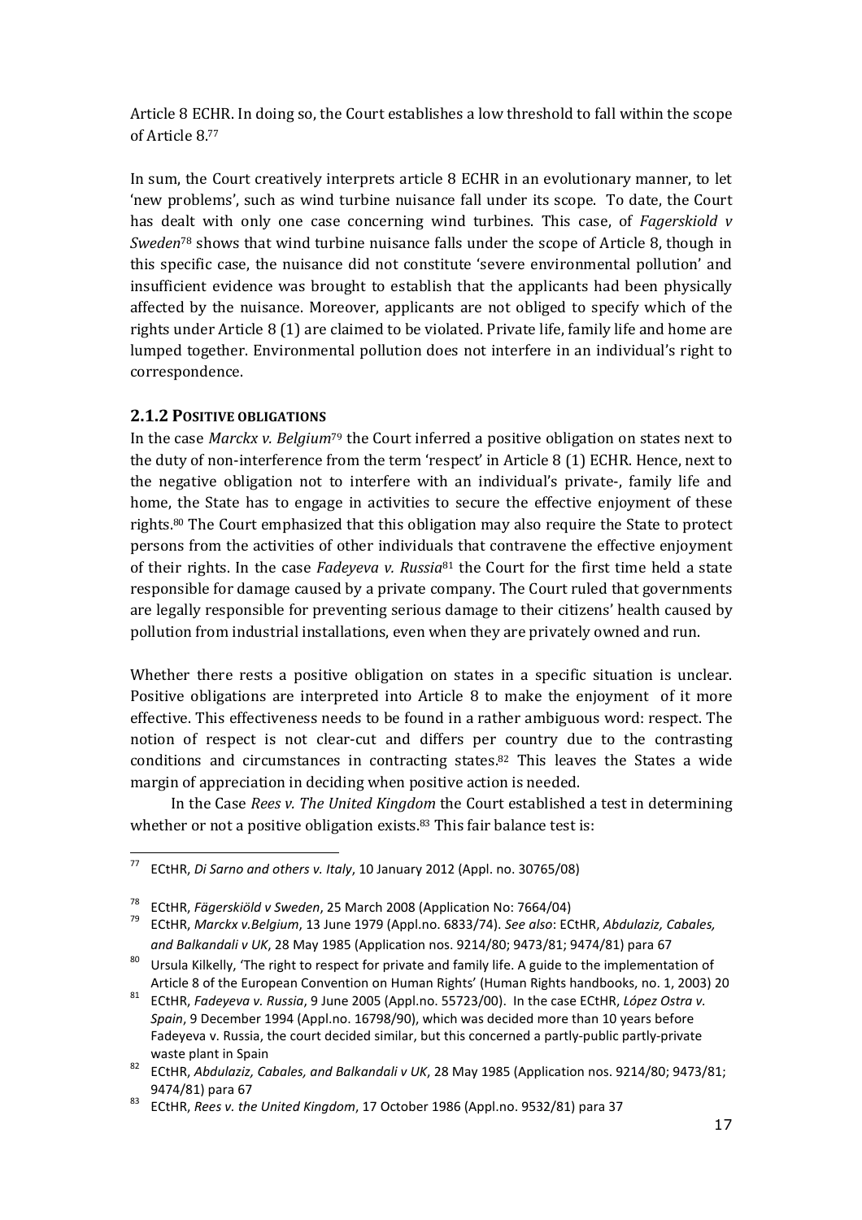Article 8 ECHR. In doing so, the Court establishes a low threshold to fall within the scope of Article 8.[77]

In sum, the Court creatively interprets article 8 ECHR in an evolutionary manner, to let 'new problems', such as wind turbine nuisance fall under its scope. To date, the Court has dealt with only one case concerning wind turbines. This case, of *Fagerskiold v Sweden*[78] shows that wind turbine nuisance falls under the scope of Article 8, though in this specific case, the nuisance did not constitute 'severe environmental pollution' and insufficient evidence was brought to establish that the applicants had been physically affected by the nuisance. Moreover, applicants are not obliged to specify which of the rights under Article 8 (1) are claimed to be violated. Private life, family life and home are lumped together. Environmental pollution does not interfere in an individual's right to correspondence.

### 2.1.2 Positive obligations

In the case *Marckx v. Belgium*[79] the Court inferred a positive obligation on states next to the duty of non-interference from the term 'respect' in Article 8 (1) ECHR. Hence, next to the negative obligation not to interfere with an individual's private-, family life and home, the State has to engage in activities to secure the effective enjoyment of these rights.[80] The Court emphasized that this obligation may also require the State to protect persons from the activities of other individuals that contravene the effective enjoyment of their rights. In the case *Fadeyeva v. Russia*[81] the Court for the first time held a state responsible for damage caused by a private company. The Court ruled that governments are legally responsible for preventing serious damage to their citizens' health caused by pollution from industrial installations, even when they are privately owned and run.

Whether there rests a positive obligation on states in a specific situation is unclear. Positive obligations are interpreted into Article 8 to make the enjoyment of it more effective. This effectiveness needs to be found in a rather ambiguous word: respect. The notion of respect is not clear-cut and differs per country due to the contrasting conditions and circumstances in contracting states.[82] This leaves the States a wide margin of appreciation in deciding when positive action is needed.

In the Case *Rees v. The United Kingdom* the Court established a test in determining whether or not a positive obligation exists.[83] This fair balance test is:

---

[77] ECtHR, *Di Sarno and others v. Italy*, 10 January 2012 (Appl. no. 30765/08)

[78] ECtHR, *Fägerskiöld v Sweden*, 25 March 2008 (Application No: 7664/04)

[79] ECtHR, *Marckx v.Belgium*, 13 June 1979 (Appl.no. 6833/74). *See also*: ECtHR, *Abdulaziz, Cabales, and Balkandali v UK*, 28 May 1985 (Application nos. 9214/80; 9473/81; 9474/81) para 67

[80] Ursula Kilkelly, 'The right to respect for private and family life. A guide to the implementation of Article 8 of the European Convention on Human Rights' (Human Rights handbooks, no. 1, 2003) 20

[81] ECtHR, *Fadeyeva v. Russia*, 9 June 2005 (Appl.no. 55723/00). In the case ECtHR, *López Ostra v. Spain*, 9 December 1994 (Appl.no. 16798/90), which was decided more than 10 years before Fadeyeva v. Russia, the court decided similar, but this concerned a partly-public partly-private waste plant in Spain

[82] ECtHR, *Abdulaziz, Cabales, and Balkandali v UK*, 28 May 1985 (Application nos. 9214/80; 9473/81; 9474/81) para 67

[83] ECtHR, *Rees v. the United Kingdom*, 17 October 1986 (Appl.no. 9532/81) para 37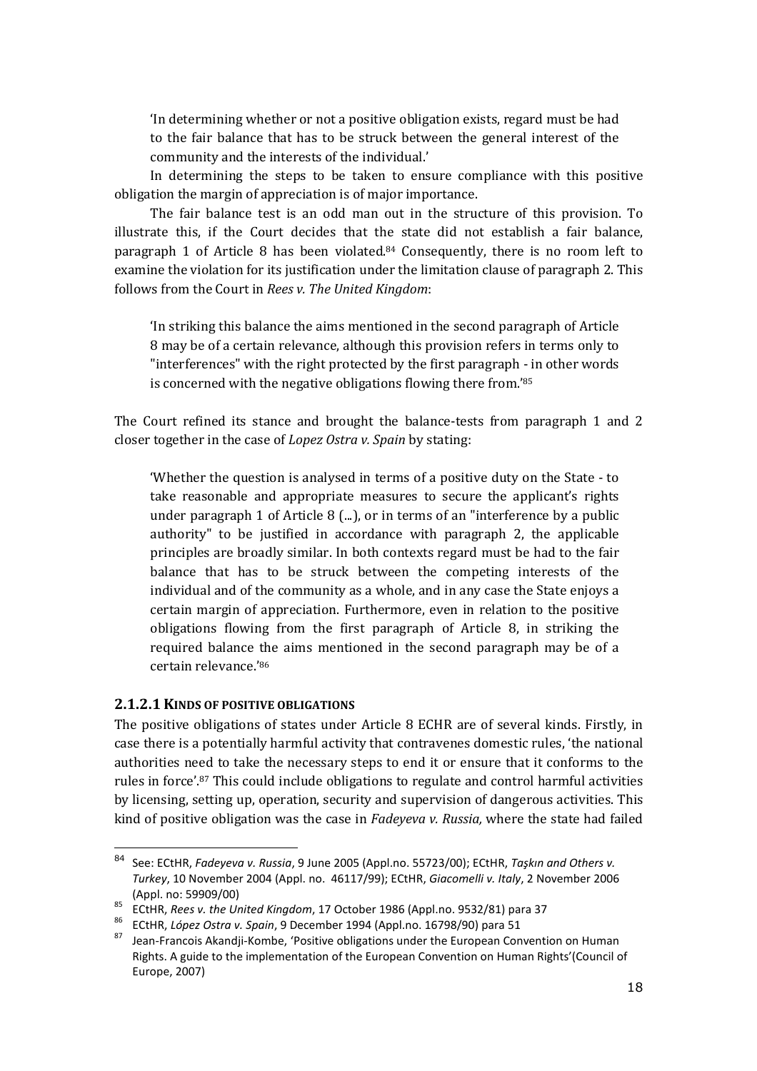> 'In determining whether or not a positive obligation exists, regard must be had to the fair balance that has to be struck between the general interest of the community and the interests of the individual.'

In determining the steps to be taken to ensure compliance with this positive obligation the margin of appreciation is of major importance.

The fair balance test is an odd man out in the structure of this provision. To illustrate this, if the Court decides that the state did not establish a fair balance, paragraph 1 of Article 8 has been violated.[84] Consequently, there is no room left to examine the violation for its justification under the limitation clause of paragraph 2. This follows from the Court in *Rees v. The United Kingdom*:

> 'In striking this balance the aims mentioned in the second paragraph of Article 8 may be of a certain relevance, although this provision refers in terms only to "interferences" with the right protected by the first paragraph - in other words is concerned with the negative obligations flowing there from.'[85]

The Court refined its stance and brought the balance-tests from paragraph 1 and 2 closer together in the case of *Lopez Ostra v. Spain* by stating:

> 'Whether the question is analysed in terms of a positive duty on the State - to take reasonable and appropriate measures to secure the applicant's rights under paragraph 1 of Article 8 (...), or in terms of an "interference by a public authority" to be justified in accordance with paragraph 2, the applicable principles are broadly similar. In both contexts regard must be had to the fair balance that has to be struck between the competing interests of the individual and of the community as a whole, and in any case the State enjoys a certain margin of appreciation. Furthermore, even in relation to the positive obligations flowing from the first paragraph of Article 8, in striking the required balance the aims mentioned in the second paragraph may be of a certain relevance.'[86]

#### 2.1.2.1 Kinds of positive obligations

The positive obligations of states under Article 8 ECHR are of several kinds. Firstly, in case there is a potentially harmful activity that contravenes domestic rules, 'the national authorities need to take the necessary steps to end it or ensure that it conforms to the rules in force'.[87] This could include obligations to regulate and control harmful activities by licensing, setting up, operation, security and supervision of dangerous activities. This kind of positive obligation was the case in *Fadeyeva v. Russia,* where the state had failed

---

[84] See: ECtHR, *Fadeyeva v. Russia*, 9 June 2005 (Appl.no. 55723/00); ECtHR, *Taşkın and Others v. Turkey*, 10 November 2004 (Appl. no. 46117/99); ECtHR, *Giacomelli v. Italy*, 2 November 2006 (Appl. no: 59909/00)

[85] ECtHR, *Rees v. the United Kingdom*, 17 October 1986 (Appl.no. 9532/81) para 37

[86] ECtHR, *López Ostra v. Spain*, 9 December 1994 (Appl.no. 16798/90) para 51

[87] Jean-Francois Akandji-Kombe, 'Positive obligations under the European Convention on Human Rights. A guide to the implementation of the European Convention on Human Rights'(Council of Europe, 2007)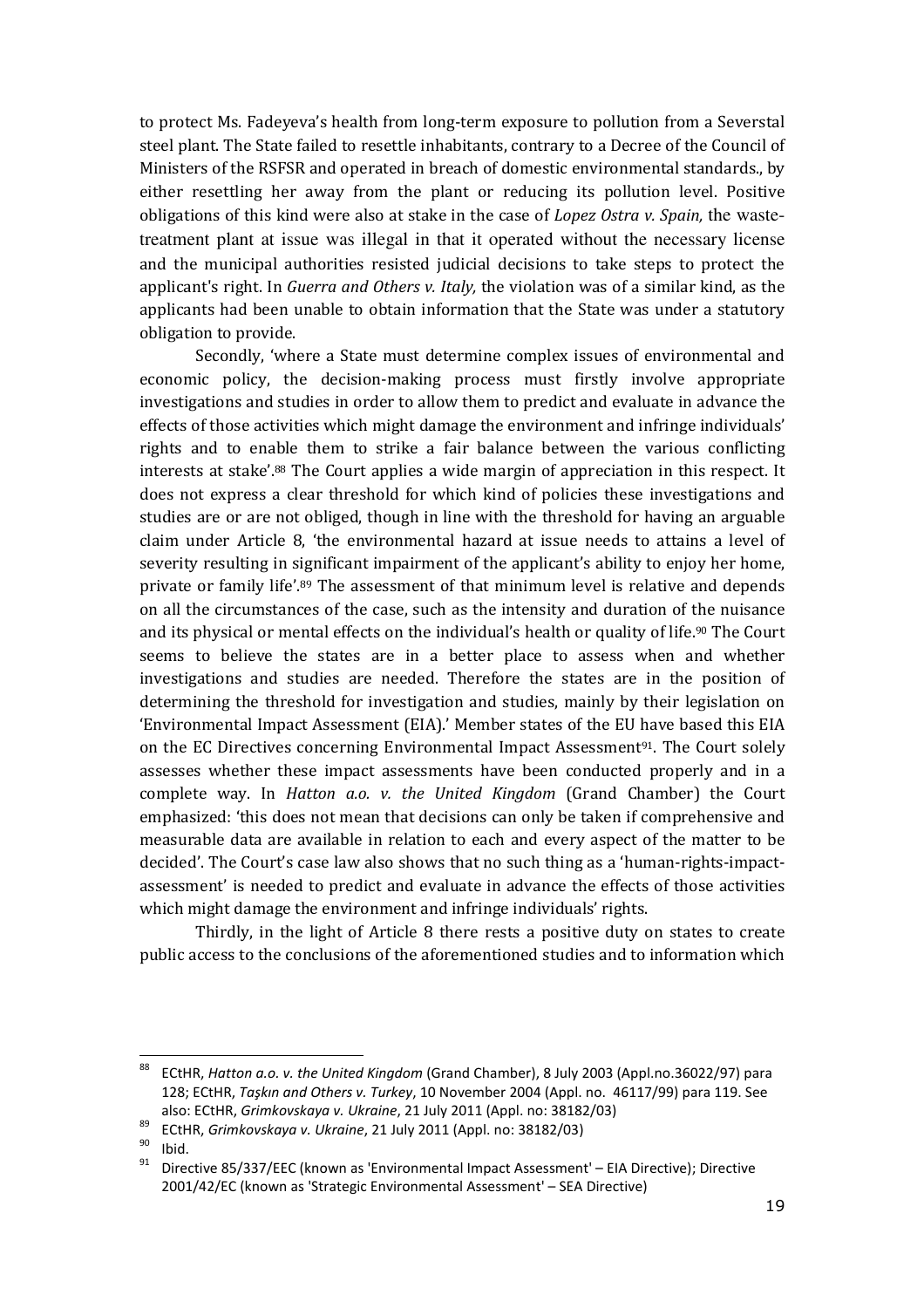to protect Ms. Fadeyeva's health from long-term exposure to pollution from a Severstal steel plant. The State failed to resettle inhabitants, contrary to a Decree of the Council of Ministers of the RSFSR and operated in breach of domestic environmental standards., by either resettling her away from the plant or reducing its pollution level. Positive obligations of this kind were also at stake in the case of *Lopez Ostra v. Spain,* the waste-treatment plant at issue was illegal in that it operated without the necessary license and the municipal authorities resisted judicial decisions to take steps to protect the applicant's right. In *Guerra and Others v. Italy,* the violation was of a similar kind, as the applicants had been unable to obtain information that the State was under a statutory obligation to provide.

Secondly, 'where a State must determine complex issues of environmental and economic policy, the decision-making process must firstly involve appropriate investigations and studies in order to allow them to predict and evaluate in advance the effects of those activities which might damage the environment and infringe individuals' rights and to enable them to strike a fair balance between the various conflicting interests at stake'.[88] The Court applies a wide margin of appreciation in this respect. It does not express a clear threshold for which kind of policies these investigations and studies are or are not obliged, though in line with the threshold for having an arguable claim under Article 8, 'the environmental hazard at issue needs to attains a level of severity resulting in significant impairment of the applicant's ability to enjoy her home, private or family life'.[89] The assessment of that minimum level is relative and depends on all the circumstances of the case, such as the intensity and duration of the nuisance and its physical or mental effects on the individual's health or quality of life.[90] The Court seems to believe the states are in a better place to assess when and whether investigations and studies are needed. Therefore the states are in the position of determining the threshold for investigation and studies, mainly by their legislation on 'Environmental Impact Assessment (EIA).' Member states of the EU have based this EIA on the EC Directives concerning Environmental Impact Assessment[91]. The Court solely assesses whether these impact assessments have been conducted properly and in a complete way. In *Hatton a.o. v. the United Kingdom* (Grand Chamber) the Court emphasized: 'this does not mean that decisions can only be taken if comprehensive and measurable data are available in relation to each and every aspect of the matter to be decided'. The Court's case law also shows that no such thing as a 'human-rights-impact-assessment' is needed to predict and evaluate in advance the effects of those activities which might damage the environment and infringe individuals' rights.

Thirdly, in the light of Article 8 there rests a positive duty on states to create public access to the conclusions of the aforementioned studies and to information which

---

[88] ECtHR, *Hatton a.o. v. the United Kingdom* (Grand Chamber), 8 July 2003 (Appl.no.36022/97) para 128; ECtHR, *Taşkın and Others v. Turkey*, 10 November 2004 (Appl. no. 46117/99) para 119. See also: ECtHR, *Grimkovskaya v. Ukraine*, 21 July 2011 (Appl. no: 38182/03)

[89] ECtHR, *Grimkovskaya v. Ukraine*, 21 July 2011 (Appl. no: 38182/03)

[90] Ibid.

[91] Directive 85/337/EEC (known as 'Environmental Impact Assessment' – EIA Directive); Directive 2001/42/EC (known as 'Strategic Environmental Assessment' – SEA Directive)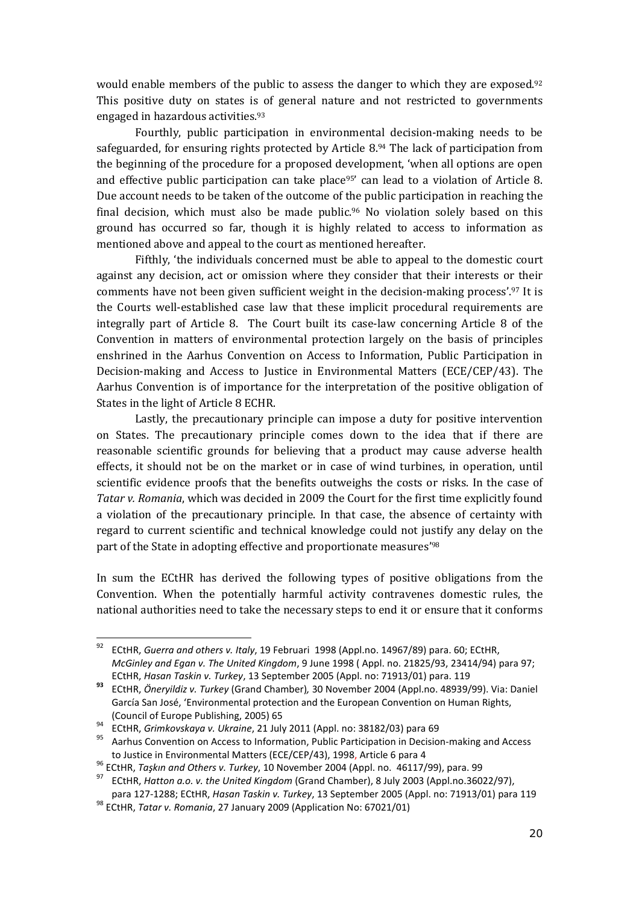would enable members of the public to assess the danger to which they are exposed.[92] This positive duty on states is of general nature and not restricted to governments engaged in hazardous activities.[93]

Fourthly, public participation in environmental decision-making needs to be safeguarded, for ensuring rights protected by Article 8.[94] The lack of participation from the beginning of the procedure for a proposed development, 'when all options are open and effective public participation can take place[95]' can lead to a violation of Article 8. Due account needs to be taken of the outcome of the public participation in reaching the final decision, which must also be made public.[96] No violation solely based on this ground has occurred so far, though it is highly related to access to information as mentioned above and appeal to the court as mentioned hereafter.

Fifthly, 'the individuals concerned must be able to appeal to the domestic court against any decision, act or omission where they consider that their interests or their comments have not been given sufficient weight in the decision-making process'.[97] It is the Courts well-established case law that these implicit procedural requirements are integrally part of Article 8. The Court built its case-law concerning Article 8 of the Convention in matters of environmental protection largely on the basis of principles enshrined in the Aarhus Convention on Access to Information, Public Participation in Decision-making and Access to Justice in Environmental Matters (ECE/CEP/43). The Aarhus Convention is of importance for the interpretation of the positive obligation of States in the light of Article 8 ECHR.

Lastly, the precautionary principle can impose a duty for positive intervention on States. The precautionary principle comes down to the idea that if there are reasonable scientific grounds for believing that a product may cause adverse health effects, it should not be on the market or in case of wind turbines, in operation, until scientific evidence proofs that the benefits outweighs the costs or risks. In the case of *Tatar v. Romania*, which was decided in 2009 the Court for the first time explicitly found a violation of the precautionary principle. In that case, the absence of certainty with regard to current scientific and technical knowledge could not justify any delay on the part of the State in adopting effective and proportionate measures'[98]

In sum the ECtHR has derived the following types of positive obligations from the Convention. When the potentially harmful activity contravenes domestic rules, the national authorities need to take the necessary steps to end it or ensure that it conforms

---

[92] ECtHR, *Guerra and others v. Italy*, 19 Februari 1998 (Appl.no. 14967/89) para. 60; ECtHR, *McGinley and Egan v. The United Kingdom*, 9 June 1998 ( Appl. no. 21825/93, 23414/94) para 97; ECtHR, *Hasan Taskin v. Turkey*, 13 September 2005 (Appl. no: 71913/01) para. 119

[93] ECtHR, *Öneryildiz v. Turkey* (Grand Chamber)*,* 30 November 2004 (Appl.no. 48939/99). Via: Daniel García San José, 'Environmental protection and the European Convention on Human Rights, (Council of Europe Publishing, 2005) 65

[94] ECtHR, *Grimkovskaya v. Ukraine*, 21 July 2011 (Appl. no: 38182/03) para 69

[95] Aarhus Convention on Access to Information, Public Participation in Decision-making and Access to Justice in Environmental Matters (ECE/CEP/43), 1998, Article 6 para 4

[96] ECtHR, *Taşkın and Others v. Turkey*, 10 November 2004 (Appl. no. 46117/99), para. 99

[97] ECtHR, *Hatton a.o. v. the United Kingdom* (Grand Chamber), 8 July 2003 (Appl.no.36022/97), para 127-1288; ECtHR, *Hasan Taskin v. Turkey*, 13 September 2005 (Appl. no: 71913/01) para 119

[98] ECtHR, *Tatar v. Romania*, 27 January 2009 (Application No: 67021/01)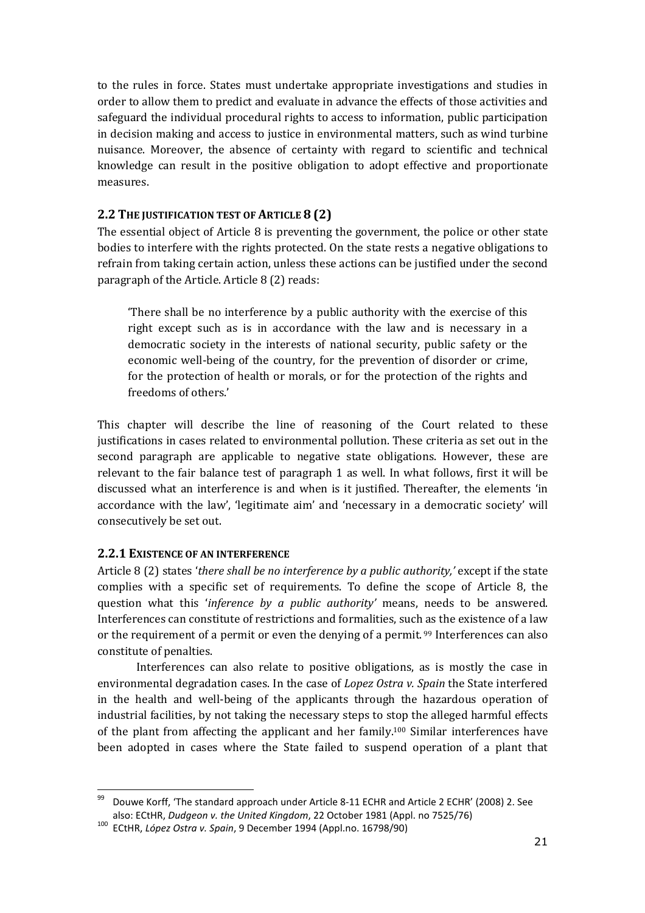to the rules in force. States must undertake appropriate investigations and studies in order to allow them to predict and evaluate in advance the effects of those activities and safeguard the individual procedural rights to access to information, public participation in decision making and access to justice in environmental matters, such as wind turbine nuisance. Moreover, the absence of certainty with regard to scientific and technical knowledge can result in the positive obligation to adopt effective and proportionate measures.

## 2.2 The justification test of Article 8 (2)

The essential object of Article 8 is preventing the government, the police or other state bodies to interfere with the rights protected. On the state rests a negative obligations to refrain from taking certain action, unless these actions can be justified under the second paragraph of the Article. Article 8 (2) reads:

> 'There shall be no interference by a public authority with the exercise of this right except such as is in accordance with the law and is necessary in a democratic society in the interests of national security, public safety or the economic well-being of the country, for the prevention of disorder or crime, for the protection of health or morals, or for the protection of the rights and freedoms of others.'

This chapter will describe the line of reasoning of the Court related to these justifications in cases related to environmental pollution. These criteria as set out in the second paragraph are applicable to negative state obligations. However, these are relevant to the fair balance test of paragraph 1 as well. In what follows, first it will be discussed what an interference is and when is it justified. Thereafter, the elements 'in accordance with the law', 'legitimate aim' and 'necessary in a democratic society' will consecutively be set out.

### 2.2.1 Existence of an interference

Article 8 (2) states '*there shall be no interference by a public authority,'* except if the state complies with a specific set of requirements. To define the scope of Article 8, the question what this '*inference by a public authority'* means, needs to be answered. Interferences can constitute of restrictions and formalities, such as the existence of a law or the requirement of a permit or even the denying of a permit.[99] Interferences can also constitute of penalties.

Interferences can also relate to positive obligations, as is mostly the case in environmental degradation cases. In the case of *Lopez Ostra v. Spain* the State interfered in the health and well-being of the applicants through the hazardous operation of industrial facilities, by not taking the necessary steps to stop the alleged harmful effects of the plant from affecting the applicant and her family.[100] Similar interferences have been adopted in cases where the State failed to suspend operation of a plant that

---

[99] Douwe Korff, 'The standard approach under Article 8-11 ECHR and Article 2 ECHR' (2008) 2. See also: ECtHR, *Dudgeon v. the United Kingdom*, 22 October 1981 (Appl. no 7525/76)

[100] ECtHR, *López Ostra v. Spain*, 9 December 1994 (Appl.no. 16798/90)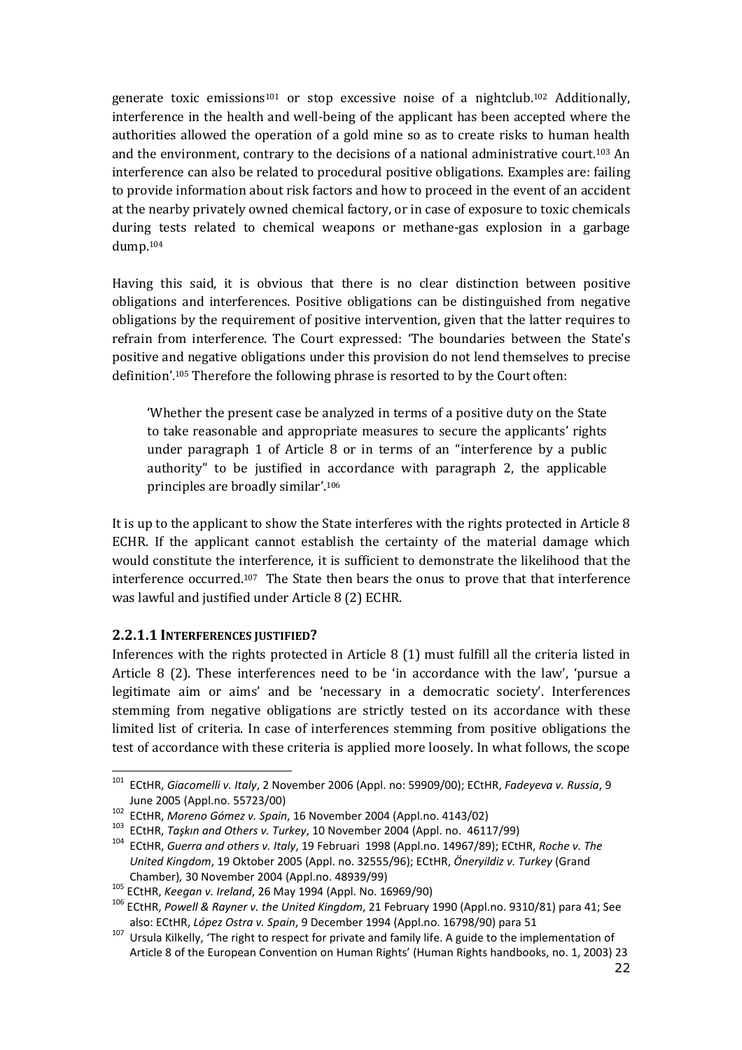generate toxic emissions[101] or stop excessive noise of a nightclub.[102] Additionally, interference in the health and well-being of the applicant has been accepted where the authorities allowed the operation of a gold mine so as to create risks to human health and the environment, contrary to the decisions of a national administrative court.[103] An interference can also be related to procedural positive obligations. Examples are: failing to provide information about risk factors and how to proceed in the event of an accident at the nearby privately owned chemical factory, or in case of exposure to toxic chemicals during tests related to chemical weapons or methane-gas explosion in a garbage dump.[104]

Having this said, it is obvious that there is no clear distinction between positive obligations and interferences. Positive obligations can be distinguished from negative obligations by the requirement of positive intervention, given that the latter requires to refrain from interference. The Court expressed: 'The boundaries between the State's positive and negative obligations under this provision do not lend themselves to precise definition'.[105] Therefore the following phrase is resorted to by the Court often:

> 'Whether the present case be analyzed in terms of a positive duty on the State to take reasonable and appropriate measures to secure the applicants' rights under paragraph 1 of Article 8 or in terms of an "interference by a public authority" to be justified in accordance with paragraph 2, the applicable principles are broadly similar'.[106]

It is up to the applicant to show the State interferes with the rights protected in Article 8 ECHR. If the applicant cannot establish the certainty of the material damage which would constitute the interference, it is sufficient to demonstrate the likelihood that the interference occurred.[107] The State then bears the onus to prove that that interference was lawful and justified under Article 8 (2) ECHR.

#### 2.2.1.1 Interferences justified?

Inferences with the rights protected in Article 8 (1) must fulfill all the criteria listed in Article 8 (2). These interferences need to be 'in accordance with the law', 'pursue a legitimate aim or aims' and be 'necessary in a democratic society'. Interferences stemming from negative obligations are strictly tested on its accordance with these limited list of criteria. In case of interferences stemming from positive obligations the test of accordance with these criteria is applied more loosely. In what follows, the scope

---

[101] ECtHR, *Giacomelli v. Italy*, 2 November 2006 (Appl. no: 59909/00); ECtHR, *Fadeyeva v. Russia*, 9 June 2005 (Appl.no. 55723/00)

[102] ECtHR, *Moreno Gómez v. Spain*, 16 November 2004 (Appl.no. 4143/02)

[103] ECtHR, *Taşkın and Others v. Turkey*, 10 November 2004 (Appl. no. 46117/99)

[104] ECtHR, *Guerra and others v. Italy*, 19 Februari 1998 (Appl.no. 14967/89); ECtHR, *Roche v. The United Kingdom*, 19 Oktober 2005 (Appl. no. 32555/96); ECtHR, *Öneryildiz v. Turkey* (Grand Chamber), 30 November 2004 (Appl.no. 48939/99)

[105] ECtHR, *Keegan v. Ireland*, 26 May 1994 (Appl. No. 16969/90)

[106] ECtHR, *Powell & Rayner v. the United Kingdom*, 21 February 1990 (Appl.no. 9310/81) para 41; See also: ECtHR, *López Ostra v. Spain*, 9 December 1994 (Appl.no. 16798/90) para 51

[107] Ursula Kilkelly, 'The right to respect for private and family life. A guide to the implementation of Article 8 of the European Convention on Human Rights' (Human Rights handbooks, no. 1, 2003) 23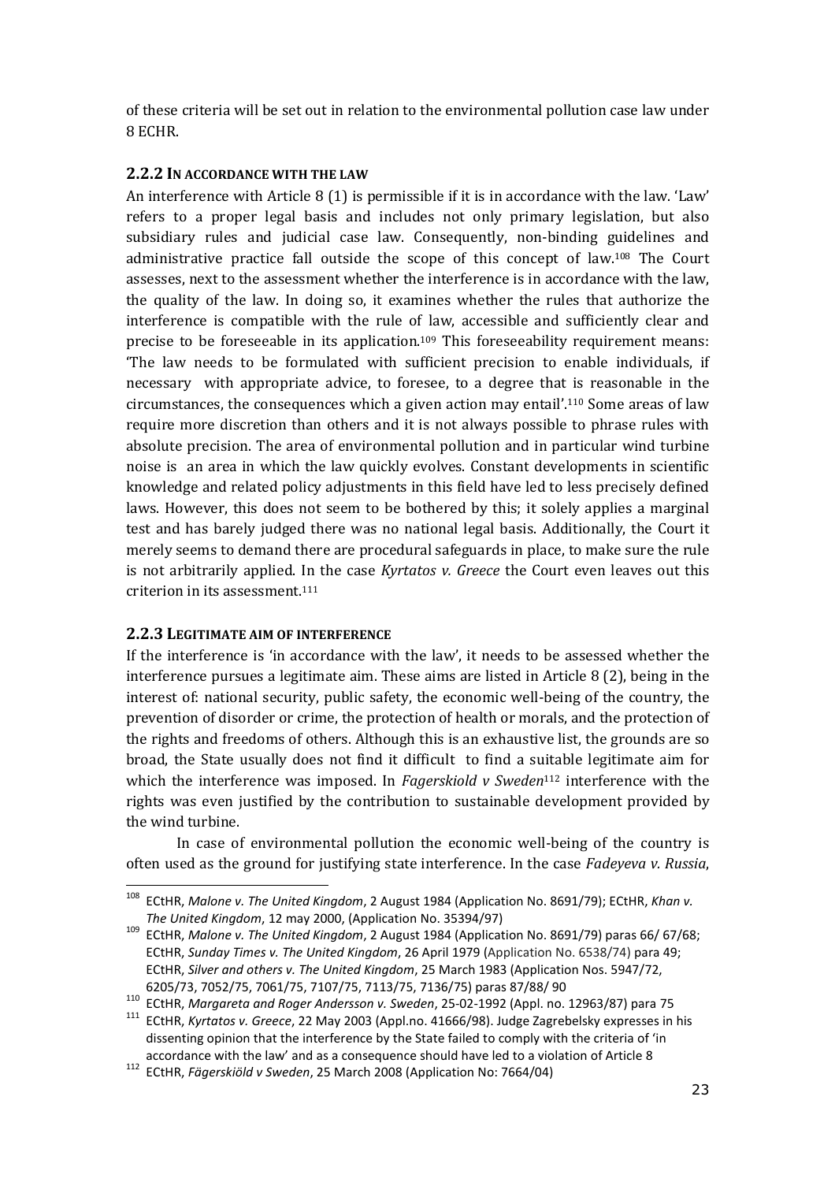of these criteria will be set out in relation to the environmental pollution case law under 8 ECHR.

### 2.2.2 In accordance with the law

An interference with Article 8 (1) is permissible if it is in accordance with the law. 'Law' refers to a proper legal basis and includes not only primary legislation, but also subsidiary rules and judicial case law. Consequently, non-binding guidelines and administrative practice fall outside the scope of this concept of law.[108] The Court assesses, next to the assessment whether the interference is in accordance with the law, the quality of the law. In doing so, it examines whether the rules that authorize the interference is compatible with the rule of law, accessible and sufficiently clear and precise to be foreseeable in its application.[109] This foreseeability requirement means: 'The law needs to be formulated with sufficient precision to enable individuals, if necessary with appropriate advice, to foresee, to a degree that is reasonable in the circumstances, the consequences which a given action may entail'.[110] Some areas of law require more discretion than others and it is not always possible to phrase rules with absolute precision. The area of environmental pollution and in particular wind turbine noise is an area in which the law quickly evolves. Constant developments in scientific knowledge and related policy adjustments in this field have led to less precisely defined laws. However, this does not seem to be bothered by this; it solely applies a marginal test and has barely judged there was no national legal basis. Additionally, the Court it merely seems to demand there are procedural safeguards in place, to make sure the rule is not arbitrarily applied. In the case *Kyrtatos v. Greece* the Court even leaves out this criterion in its assessment.[111]

### 2.2.3 Legitimate aim of interference

If the interference is 'in accordance with the law', it needs to be assessed whether the interference pursues a legitimate aim. These aims are listed in Article 8 (2), being in the interest of: national security, public safety, the economic well-being of the country, the prevention of disorder or crime, the protection of health or morals, and the protection of the rights and freedoms of others. Although this is an exhaustive list, the grounds are so broad, the State usually does not find it difficult to find a suitable legitimate aim for which the interference was imposed. In *Fagerskiold v Sweden*[112] interference with the rights was even justified by the contribution to sustainable development provided by the wind turbine.

In case of environmental pollution the economic well-being of the country is often used as the ground for justifying state interference. In the case *Fadeyeva v. Russia*,

---

[108] ECtHR, *Malone v. The United Kingdom*, 2 August 1984 (Application No. 8691/79); ECtHR, *Khan v. The United Kingdom*, 12 may 2000, (Application No. 35394/97)

[109] ECtHR, *Malone v. The United Kingdom*, 2 August 1984 (Application No. 8691/79) paras 66/ 67/68; ECtHR, *Sunday Times v. The United Kingdom*, 26 April 1979 (Application No. 6538/74) para 49; ECtHR, *Silver and others v. The United Kingdom*, 25 March 1983 (Application Nos. 5947/72, 6205/73, 7052/75, 7061/75, 7107/75, 7113/75, 7136/75) paras 87/88/ 90

[110] ECtHR, *Margareta and Roger Andersson v. Sweden*, 25-02-1992 (Appl. no. 12963/87) para 75

[111] ECtHR, *Kyrtatos v. Greece*, 22 May 2003 (Appl.no. 41666/98). Judge Zagrebelsky expresses in his dissenting opinion that the interference by the State failed to comply with the criteria of 'in accordance with the law' and as a consequence should have led to a violation of Article 8

[112] ECtHR, *Fägerskiöld v Sweden*, 25 March 2008 (Application No: 7664/04)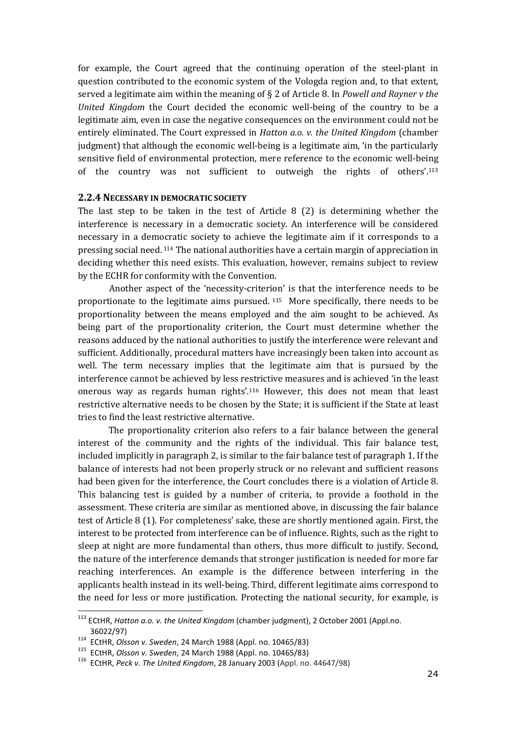for example, the Court agreed that the continuing operation of the steel-plant in question contributed to the economic system of the Vologda region and, to that extent, served a legitimate aim within the meaning of § 2 of Article 8. In *Powell and Rayner v the United Kingdom* the Court decided the economic well-being of the country to be a legitimate aim, even in case the negative consequences on the environment could not be entirely eliminated. The Court expressed in *Hatton a.o. v. the United Kingdom* (chamber judgment) that although the economic well-being is a legitimate aim, 'in the particularly sensitive field of environmental protection, mere reference to the economic well-being of the country was not sufficient to outweigh the rights of others'.[113]

### 2.2.4 Necessary in democratic society

The last step to be taken in the test of Article 8 (2) is determining whether the interference is necessary in a democratic society. An interference will be considered necessary in a democratic society to achieve the legitimate aim if it corresponds to a pressing social need.[114] The national authorities have a certain margin of appreciation in deciding whether this need exists. This evaluation, however, remains subject to review by the ECHR for conformity with the Convention.

Another aspect of the 'necessity-criterion' is that the interference needs to be proportionate to the legitimate aims pursued.[115] More specifically, there needs to be proportionality between the means employed and the aim sought to be achieved. As being part of the proportionality criterion, the Court must determine whether the reasons adduced by the national authorities to justify the interference were relevant and sufficient. Additionally, procedural matters have increasingly been taken into account as well. The term necessary implies that the legitimate aim that is pursued by the interference cannot be achieved by less restrictive measures and is achieved 'in the least onerous way as regards human rights'.[116] However, this does not mean that least restrictive alternative needs to be chosen by the State; it is sufficient if the State at least tries to find the least restrictive alternative.

The proportionality criterion also refers to a fair balance between the general interest of the community and the rights of the individual. This fair balance test, included implicitly in paragraph 2, is similar to the fair balance test of paragraph 1. If the balance of interests had not been properly struck or no relevant and sufficient reasons had been given for the interference, the Court concludes there is a violation of Article 8. This balancing test is guided by a number of criteria, to provide a foothold in the assessment. These criteria are similar as mentioned above, in discussing the fair balance test of Article 8 (1). For completeness' sake, these are shortly mentioned again. First, the interest to be protected from interference can be of influence. Rights, such as the right to sleep at night are more fundamental than others, thus more difficult to justify. Second, the nature of the interference demands that stronger justification is needed for more far reaching interferences. An example is the difference between interfering in the applicants health instead in its well-being. Third, different legitimate aims correspond to the need for less or more justification. Protecting the national security, for example, is

---

[113] ECtHR, *Hatton a.o. v. the United Kingdom* (chamber judgment), 2 October 2001 (Appl.no. 36022/97)

[114] ECtHR, *Olsson v. Sweden*, 24 March 1988 (Appl. no. 10465/83)

[115] ECtHR, *Olsson v. Sweden*, 24 March 1988 (Appl. no. 10465/83)

[116] ECtHR, *Peck v. The United Kingdom*, 28 January 2003 (Appl. no. 44647/98)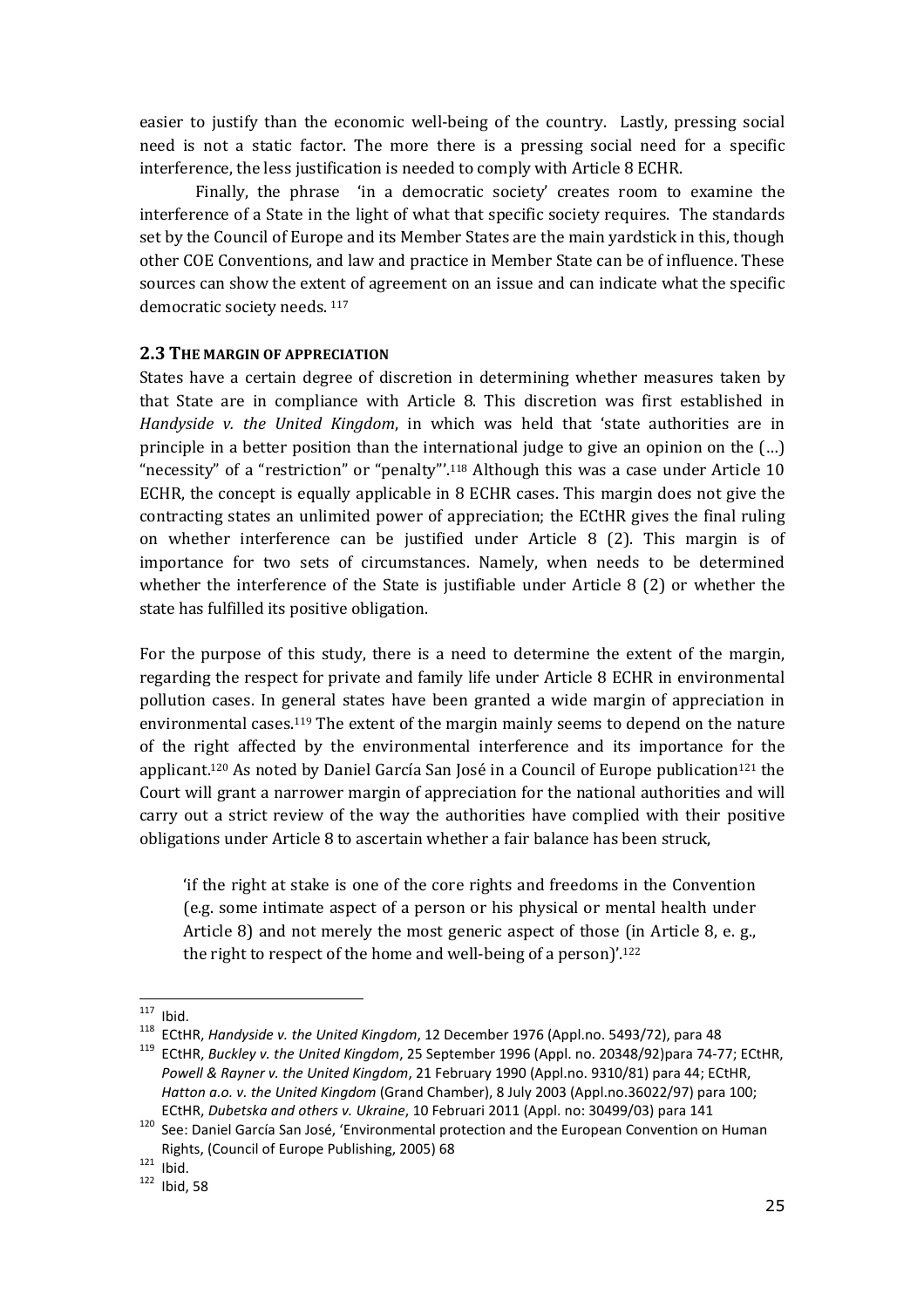easier to justify than the economic well-being of the country. Lastly, pressing social need is not a static factor. The more there is a pressing social need for a specific interference, the less justification is needed to comply with Article 8 ECHR.

Finally, the phrase 'in a democratic society' creates room to examine the interference of a State in the light of what that specific society requires. The standards set by the Council of Europe and its Member States are the main yardstick in this, though other COE Conventions, and law and practice in Member State can be of influence. These sources can show the extent of agreement on an issue and can indicate what the specific democratic society needs. [117]

## 2.3 THE MARGIN OF APPRECIATION

States have a certain degree of discretion in determining whether measures taken by that State are in compliance with Article 8. This discretion was first established in *Handyside v. the United Kingdom*, in which was held that 'state authorities are in principle in a better position than the international judge to give an opinion on the (…) "necessity" of a "restriction" or "penalty"'.[118] Although this was a case under Article 10 ECHR, the concept is equally applicable in 8 ECHR cases. This margin does not give the contracting states an unlimited power of appreciation; the ECtHR gives the final ruling on whether interference can be justified under Article 8 (2). This margin is of importance for two sets of circumstances. Namely, when needs to be determined whether the interference of the State is justifiable under Article 8 (2) or whether the state has fulfilled its positive obligation.

For the purpose of this study, there is a need to determine the extent of the margin, regarding the respect for private and family life under Article 8 ECHR in environmental pollution cases. In general states have been granted a wide margin of appreciation in environmental cases.[119] The extent of the margin mainly seems to depend on the nature of the right affected by the environmental interference and its importance for the applicant.[120] As noted by Daniel García San José in a Council of Europe publication[121] the Court will grant a narrower margin of appreciation for the national authorities and will carry out a strict review of the way the authorities have complied with their positive obligations under Article 8 to ascertain whether a fair balance has been struck,

> 'if the right at stake is one of the core rights and freedoms in the Convention (e.g. some intimate aspect of a person or his physical or mental health under Article 8) and not merely the most generic aspect of those (in Article 8, e. g., the right to respect of the home and well-being of a person)'.[122]

---

[117] Ibid.

[118] ECtHR, *Handyside v. the United Kingdom*, 12 December 1976 (Appl.no. 5493/72), para 48

[119] ECtHR, *Buckley v. the United Kingdom*, 25 September 1996 (Appl. no. 20348/92)para 74-77; ECtHR, *Powell & Rayner v. the United Kingdom*, 21 February 1990 (Appl.no. 9310/81) para 44; ECtHR, *Hatton a.o. v. the United Kingdom* (Grand Chamber), 8 July 2003 (Appl.no.36022/97) para 100; ECtHR, *Dubetska and others v. Ukraine*, 10 Februari 2011 (Appl. no: 30499/03) para 141

[120] See: Daniel García San José, 'Environmental protection and the European Convention on Human Rights, (Council of Europe Publishing, 2005) 68

[121] Ibid.

[122] Ibid, 58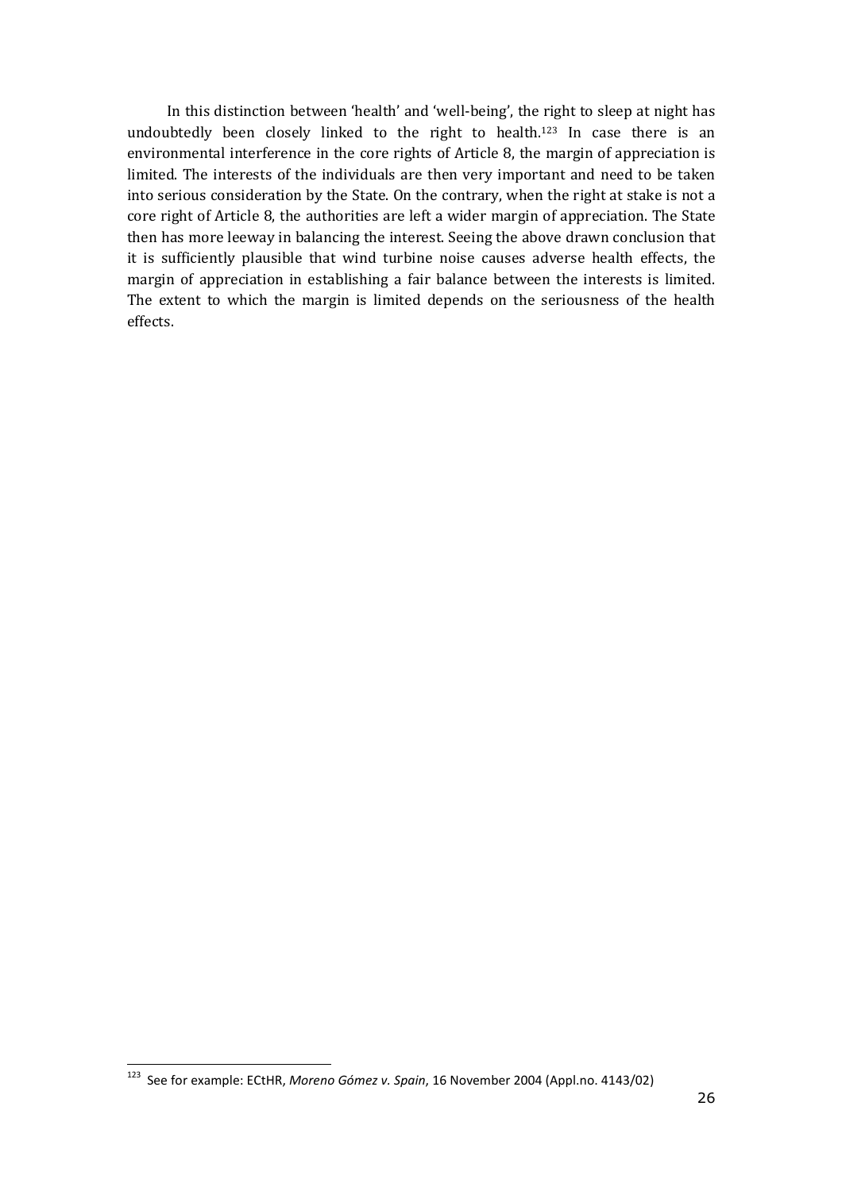In this distinction between 'health' and 'well-being', the right to sleep at night has undoubtedly been closely linked to the right to health.[123] In case there is an environmental interference in the core rights of Article 8, the margin of appreciation is limited. The interests of the individuals are then very important and need to be taken into serious consideration by the State. On the contrary, when the right at stake is not a core right of Article 8, the authorities are left a wider margin of appreciation. The State then has more leeway in balancing the interest. Seeing the above drawn conclusion that it is sufficiently plausible that wind turbine noise causes adverse health effects, the margin of appreciation in establishing a fair balance between the interests is limited. The extent to which the margin is limited depends on the seriousness of the health effects.

[123] See for example: ECtHR, *Moreno Gómez v. Spain*, 16 November 2004 (Appl.no. 4143/02)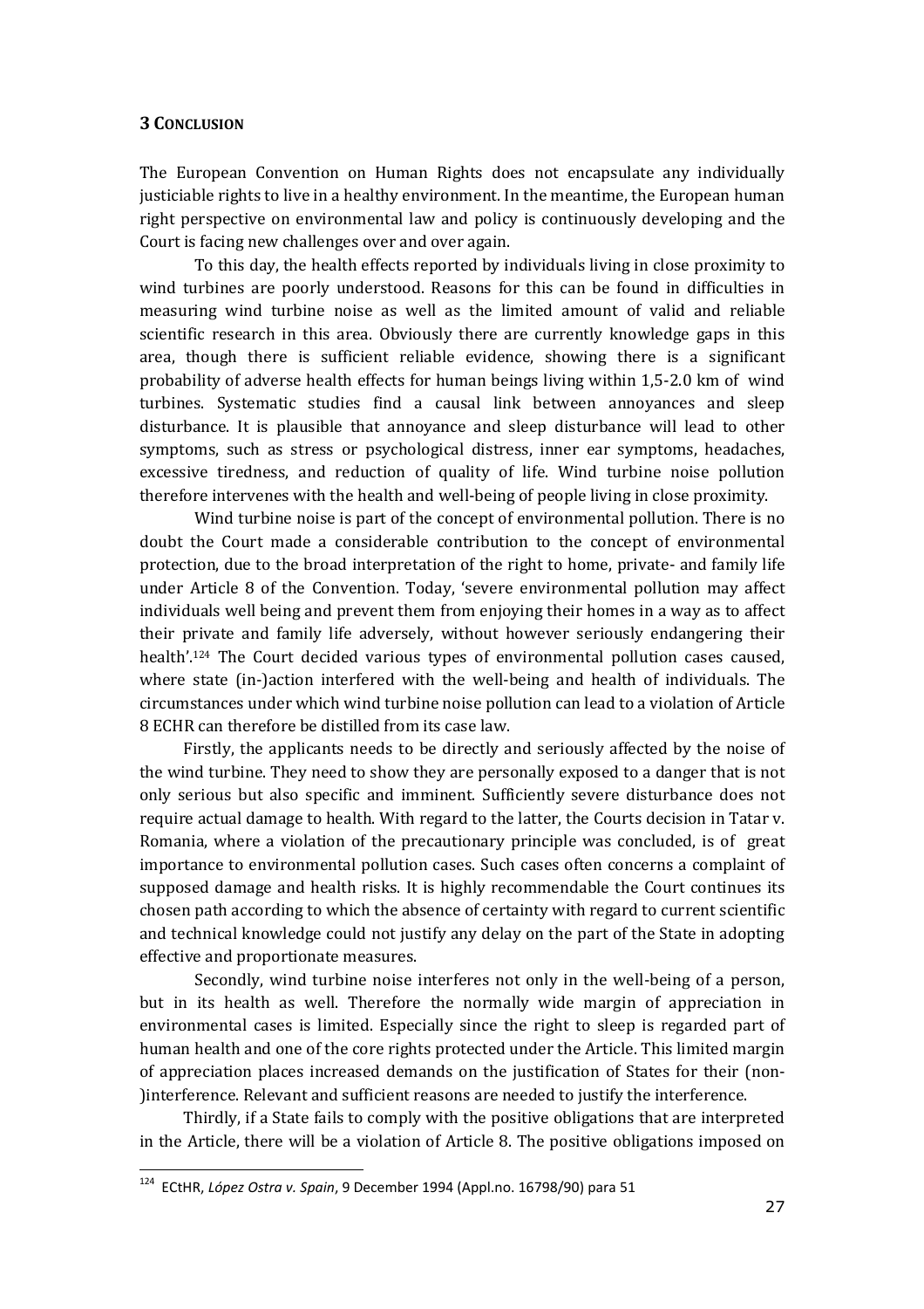## 3 CONCLUSION

The European Convention on Human Rights does not encapsulate any individually justiciable rights to live in a healthy environment. In the meantime, the European human right perspective on environmental law and policy is continuously developing and the Court is facing new challenges over and over again.

To this day, the health effects reported by individuals living in close proximity to wind turbines are poorly understood. Reasons for this can be found in difficulties in measuring wind turbine noise as well as the limited amount of valid and reliable scientific research in this area. Obviously there are currently knowledge gaps in this area, though there is sufficient reliable evidence, showing there is a significant probability of adverse health effects for human beings living within 1,5-2.0 km of wind turbines. Systematic studies find a causal link between annoyances and sleep disturbance. It is plausible that annoyance and sleep disturbance will lead to other symptoms, such as stress or psychological distress, inner ear symptoms, headaches, excessive tiredness, and reduction of quality of life. Wind turbine noise pollution therefore intervenes with the health and well-being of people living in close proximity.

Wind turbine noise is part of the concept of environmental pollution. There is no doubt the Court made a considerable contribution to the concept of environmental protection, due to the broad interpretation of the right to home, private- and family life under Article 8 of the Convention. Today, 'severe environmental pollution may affect individuals well being and prevent them from enjoying their homes in a way as to affect their private and family life adversely, without however seriously endangering their health'.[124] The Court decided various types of environmental pollution cases caused, where state (in-)action interfered with the well-being and health of individuals. The circumstances under which wind turbine noise pollution can lead to a violation of Article 8 ECHR can therefore be distilled from its case law.

Firstly, the applicants needs to be directly and seriously affected by the noise of the wind turbine. They need to show they are personally exposed to a danger that is not only serious but also specific and imminent. Sufficiently severe disturbance does not require actual damage to health. With regard to the latter, the Courts decision in Tatar v. Romania, where a violation of the precautionary principle was concluded, is of great importance to environmental pollution cases. Such cases often concerns a complaint of supposed damage and health risks. It is highly recommendable the Court continues its chosen path according to which the absence of certainty with regard to current scientific and technical knowledge could not justify any delay on the part of the State in adopting effective and proportionate measures.

Secondly, wind turbine noise interferes not only in the well-being of a person, but in its health as well. Therefore the normally wide margin of appreciation in environmental cases is limited. Especially since the right to sleep is regarded part of human health and one of the core rights protected under the Article. This limited margin of appreciation places increased demands on the justification of States for their (non-)interference. Relevant and sufficient reasons are needed to justify the interference.

Thirdly, if a State fails to comply with the positive obligations that are interpreted in the Article, there will be a violation of Article 8. The positive obligations imposed on

---

[124] ECtHR, *López Ostra v. Spain*, 9 December 1994 (Appl.no. 16798/90) para 51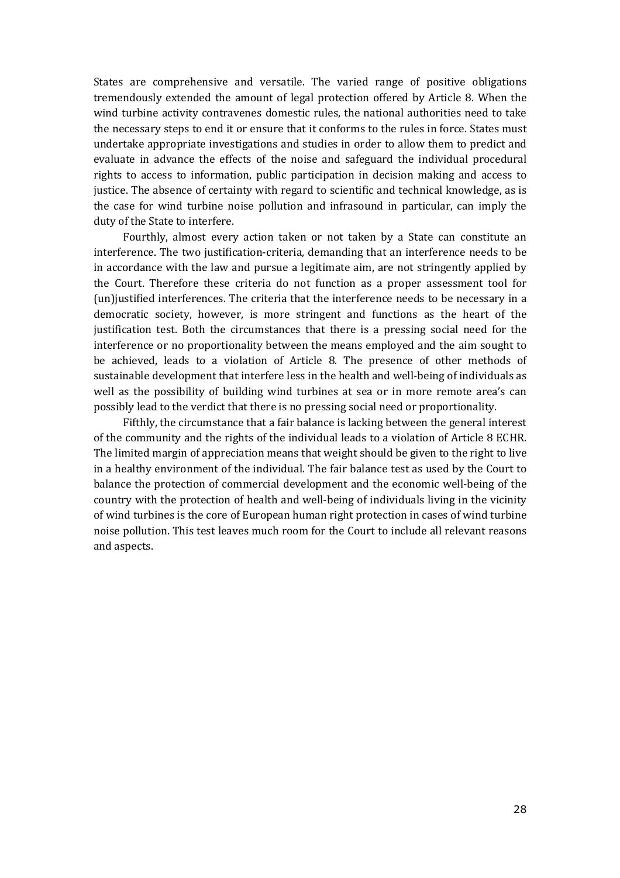States are comprehensive and versatile. The varied range of positive obligations tremendously extended the amount of legal protection offered by Article 8. When the wind turbine activity contravenes domestic rules, the national authorities need to take the necessary steps to end it or ensure that it conforms to the rules in force. States must undertake appropriate investigations and studies in order to allow them to predict and evaluate in advance the effects of the noise and safeguard the individual procedural rights to access to information, public participation in decision making and access to justice. The absence of certainty with regard to scientific and technical knowledge, as is the case for wind turbine noise pollution and infrasound in particular, can imply the duty of the State to interfere.

Fourthly, almost every action taken or not taken by a State can constitute an interference. The two justification-criteria, demanding that an interference needs to be in accordance with the law and pursue a legitimate aim, are not stringently applied by the Court. Therefore these criteria do not function as a proper assessment tool for (un)justified interferences. The criteria that the interference needs to be necessary in a democratic society, however, is more stringent and functions as the heart of the justification test. Both the circumstances that there is a pressing social need for the interference or no proportionality between the means employed and the aim sought to be achieved, leads to a violation of Article 8. The presence of other methods of sustainable development that interfere less in the health and well-being of individuals as well as the possibility of building wind turbines at sea or in more remote area's can possibly lead to the verdict that there is no pressing social need or proportionality.

Fifthly, the circumstance that a fair balance is lacking between the general interest of the community and the rights of the individual leads to a violation of Article 8 ECHR. The limited margin of appreciation means that weight should be given to the right to live in a healthy environment of the individual. The fair balance test as used by the Court to balance the protection of commercial development and the economic well-being of the country with the protection of health and well-being of individuals living in the vicinity of wind turbines is the core of European human right protection in cases of wind turbine noise pollution. This test leaves much room for the Court to include all relevant reasons and aspects.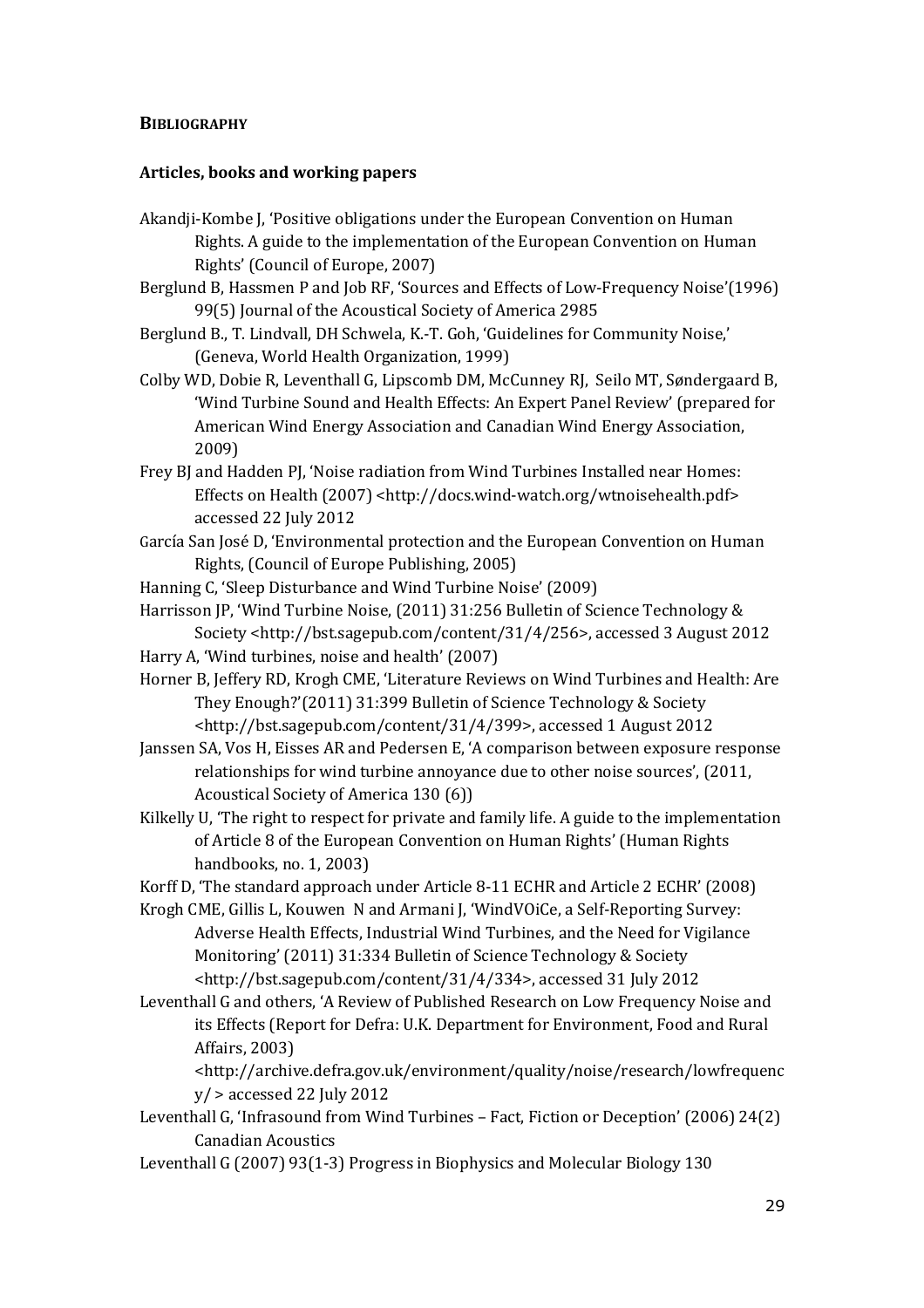## BIBLIOGRAPHY

### Articles, books and working papers

Akandji-Kombe J, 'Positive obligations under the European Convention on Human Rights. A guide to the implementation of the European Convention on Human Rights' (Council of Europe, 2007)

Berglund B, Hassmen P and Job RF, 'Sources and Effects of Low-Frequency Noise'(1996) 99(5) Journal of the Acoustical Society of America 2985

Berglund B., T. Lindvall, DH Schwela, K.-T. Goh, 'Guidelines for Community Noise,' (Geneva, World Health Organization, 1999)

Colby WD, Dobie R, Leventhall G, Lipscomb DM, McCunney RJ, Seilo MT, Søndergaard B, 'Wind Turbine Sound and Health Effects: An Expert Panel Review' (prepared for American Wind Energy Association and Canadian Wind Energy Association, 2009)

Frey BJ and Hadden PJ, 'Noise radiation from Wind Turbines Installed near Homes: Effects on Health (2007) <http://docs.wind-watch.org/wtnoisehealth.pdf> accessed 22 July 2012

García San José D, 'Environmental protection and the European Convention on Human Rights, (Council of Europe Publishing, 2005)

Hanning C, 'Sleep Disturbance and Wind Turbine Noise' (2009)

Harrisson JP, 'Wind Turbine Noise, (2011) 31:256 Bulletin of Science Technology & Society <http://bst.sagepub.com/content/31/4/256>, accessed 3 August 2012

Harry A, 'Wind turbines, noise and health' (2007)

Horner B, Jeffery RD, Krogh CME, 'Literature Reviews on Wind Turbines and Health: Are They Enough?'(2011) 31:399 Bulletin of Science Technology & Society <http://bst.sagepub.com/content/31/4/399>, accessed 1 August 2012

Janssen SA, Vos H, Eisses AR and Pedersen E, 'A comparison between exposure response relationships for wind turbine annoyance due to other noise sources', (2011, Acoustical Society of America 130 (6))

Kilkelly U, 'The right to respect for private and family life. A guide to the implementation of Article 8 of the European Convention on Human Rights' (Human Rights handbooks, no. 1, 2003)

Korff D, 'The standard approach under Article 8-11 ECHR and Article 2 ECHR' (2008)

Krogh CME, Gillis L, Kouwen N and Armani J, 'WindVOiCe, a Self-Reporting Survey: Adverse Health Effects, Industrial Wind Turbines, and the Need for Vigilance Monitoring' (2011) 31:334 Bulletin of Science Technology & Society <http://bst.sagepub.com/content/31/4/334>, accessed 31 July 2012

Leventhall G and others, 'A Review of Published Research on Low Frequency Noise and its Effects (Report for Defra: U.K. Department for Environment, Food and Rural Affairs, 2003) <http://archive.defra.gov.uk/environment/quality/noise/research/lowfrequency/ > accessed 22 July 2012

Leventhall G, 'Infrasound from Wind Turbines – Fact, Fiction or Deception' (2006) 24(2) Canadian Acoustics

Leventhall G (2007) 93(1-3) Progress in Biophysics and Molecular Biology 130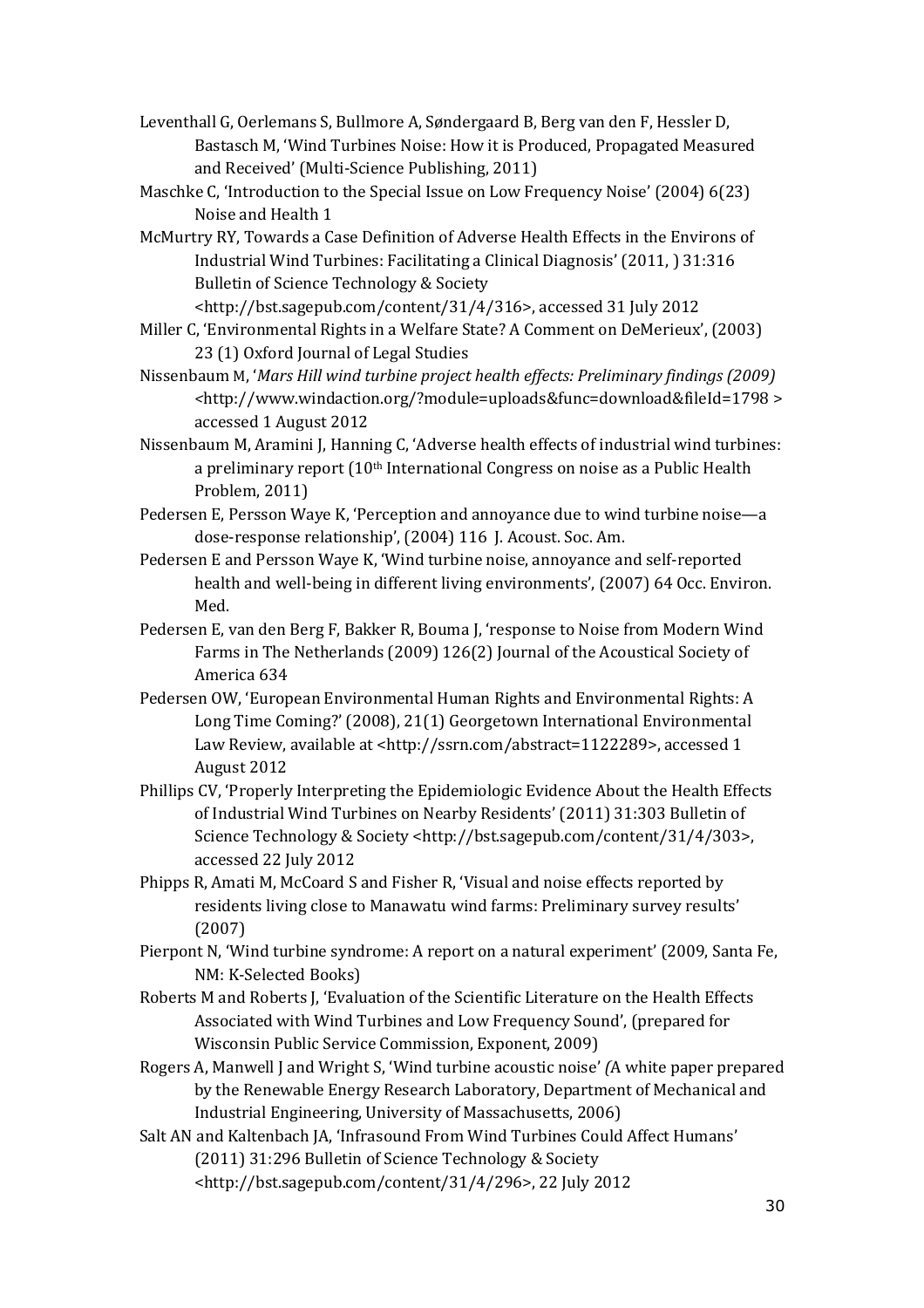Leventhall G, Oerlemans S, Bullmore A, Søndergaard B, Berg van den F, Hessler D, Bastasch M, 'Wind Turbines Noise: How it is Produced, Propagated Measured and Received' (Multi-Science Publishing, 2011)

Maschke C, 'Introduction to the Special Issue on Low Frequency Noise' (2004) 6(23) Noise and Health 1

McMurtry RY, Towards a Case Definition of Adverse Health Effects in the Environs of Industrial Wind Turbines: Facilitating a Clinical Diagnosis' (2011, ) 31:316 Bulletin of Science Technology & Society <http://bst.sagepub.com/content/31/4/316>, accessed 31 July 2012

Miller C, 'Environmental Rights in a Welfare State? A Comment on DeMerieux', (2003) 23 (1) Oxford Journal of Legal Studies

Nissenbaum M, '*Mars Hill wind turbine project health effects: Preliminary findings (2009)* <http://www.windaction.org/?module=uploads&func=download&fileId=1798 > accessed 1 August 2012

Nissenbaum M, Aramini J, Hanning C, 'Adverse health effects of industrial wind turbines: a preliminary report (10th International Congress on noise as a Public Health Problem, 2011)

Pedersen E, Persson Waye K, 'Perception and annoyance due to wind turbine noise—a dose-response relationship', (2004) 116 J. Acoust. Soc. Am.

Pedersen E and Persson Waye K, 'Wind turbine noise, annoyance and self-reported health and well-being in different living environments', (2007) 64 Occ. Environ. Med.

Pedersen E, van den Berg F, Bakker R, Bouma J, 'response to Noise from Modern Wind Farms in The Netherlands (2009) 126(2) Journal of the Acoustical Society of America 634

Pedersen OW, 'European Environmental Human Rights and Environmental Rights: A Long Time Coming?' (2008), 21(1) Georgetown International Environmental Law Review, available at <http://ssrn.com/abstract=1122289>, accessed 1 August 2012

Phillips CV, 'Properly Interpreting the Epidemiologic Evidence About the Health Effects of Industrial Wind Turbines on Nearby Residents' (2011) 31:303 Bulletin of Science Technology & Society <http://bst.sagepub.com/content/31/4/303>, accessed 22 July 2012

Phipps R, Amati M, McCoard S and Fisher R, 'Visual and noise effects reported by residents living close to Manawatu wind farms: Preliminary survey results' (2007)

Pierpont N, 'Wind turbine syndrome: A report on a natural experiment' (2009, Santa Fe, NM: K-Selected Books)

Roberts M and Roberts J, 'Evaluation of the Scientific Literature on the Health Effects Associated with Wind Turbines and Low Frequency Sound', (prepared for Wisconsin Public Service Commission, Exponent, 2009)

Rogers A, Manwell J and Wright S, 'Wind turbine acoustic noise' *(*A white paper prepared by the Renewable Energy Research Laboratory, Department of Mechanical and Industrial Engineering, University of Massachusetts, 2006)

Salt AN and Kaltenbach JA, 'Infrasound From Wind Turbines Could Affect Humans' (2011) 31:296 Bulletin of Science Technology & Society <http://bst.sagepub.com/content/31/4/296>, 22 July 2012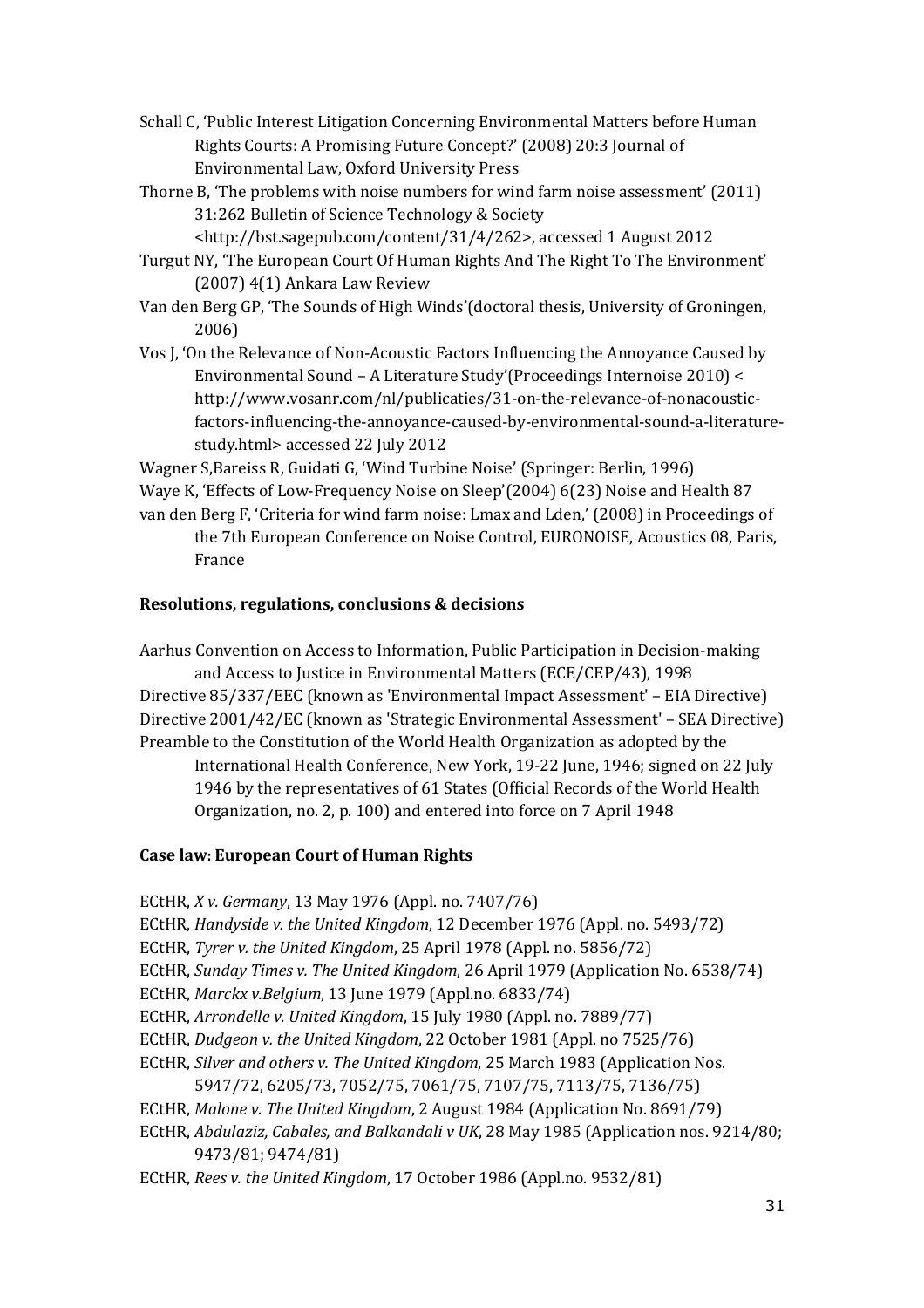Schall C, 'Public Interest Litigation Concerning Environmental Matters before Human Rights Courts: A Promising Future Concept?' (2008) 20:3 Journal of Environmental Law, Oxford University Press

Thorne B, 'The problems with noise numbers for wind farm noise assessment' (2011) 31:262 Bulletin of Science Technology & Society <http://bst.sagepub.com/content/31/4/262>, accessed 1 August 2012

Turgut NY, 'The European Court Of Human Rights And The Right To The Environment' (2007) 4(1) Ankara Law Review

Van den Berg GP, 'The Sounds of High Winds'(doctoral thesis, University of Groningen, 2006)

Vos J, 'On the Relevance of Non-Acoustic Factors Influencing the Annoyance Caused by Environmental Sound – A Literature Study'(Proceedings Internoise 2010) < http://www.vosanr.com/nl/publicaties/31-on-the-relevance-of-nonacoustic-factors-influencing-the-annoyance-caused-by-environmental-sound-a-literature-study.html> accessed 22 July 2012

Wagner S,Bareiss R, Guidati G, 'Wind Turbine Noise' (Springer: Berlin, 1996)

Waye K, 'Effects of Low-Frequency Noise on Sleep'(2004) 6(23) Noise and Health 87

van den Berg F, 'Criteria for wind farm noise: Lmax and Lden,' (2008) in Proceedings of the 7th European Conference on Noise Control, EURONOISE, Acoustics 08, Paris, France

**Resolutions, regulations, conclusions & decisions**

Aarhus Convention on Access to Information, Public Participation in Decision-making and Access to Justice in Environmental Matters (ECE/CEP/43), 1998

Directive 85/337/EEC (known as 'Environmental Impact Assessment' – EIA Directive)

Directive 2001/42/EC (known as 'Strategic Environmental Assessment' – SEA Directive)

Preamble to the Constitution of the World Health Organization as adopted by the International Health Conference, New York, 19-22 June, 1946; signed on 22 July 1946 by the representatives of 61 States (Official Records of the World Health Organization, no. 2, p. 100) and entered into force on 7 April 1948

**Case law: European Court of Human Rights**

ECtHR, *X v. Germany*, 13 May 1976 (Appl. no. 7407/76)

ECtHR, *Handyside v. the United Kingdom*, 12 December 1976 (Appl. no. 5493/72)

ECtHR, *Tyrer v. the United Kingdom*, 25 April 1978 (Appl. no. 5856/72)

ECtHR, *Sunday Times v. The United Kingdom*, 26 April 1979 (Application No. 6538/74)

ECtHR, *Marckx v.Belgium*, 13 June 1979 (Appl.no. 6833/74)

ECtHR, *Arrondelle v. United Kingdom*, 15 July 1980 (Appl. no. 7889/77)

ECtHR, *Dudgeon v. the United Kingdom*, 22 October 1981 (Appl. no 7525/76)

ECtHR, *Silver and others v. The United Kingdom*, 25 March 1983 (Application Nos. 5947/72, 6205/73, 7052/75, 7061/75, 7107/75, 7113/75, 7136/75)

ECtHR, *Malone v. The United Kingdom*, 2 August 1984 (Application No. 8691/79)

ECtHR, *Abdulaziz, Cabales, and Balkandali v UK*, 28 May 1985 (Application nos. 9214/80; 9473/81; 9474/81)

ECtHR, *Rees v. the United Kingdom*, 17 October 1986 (Appl.no. 9532/81)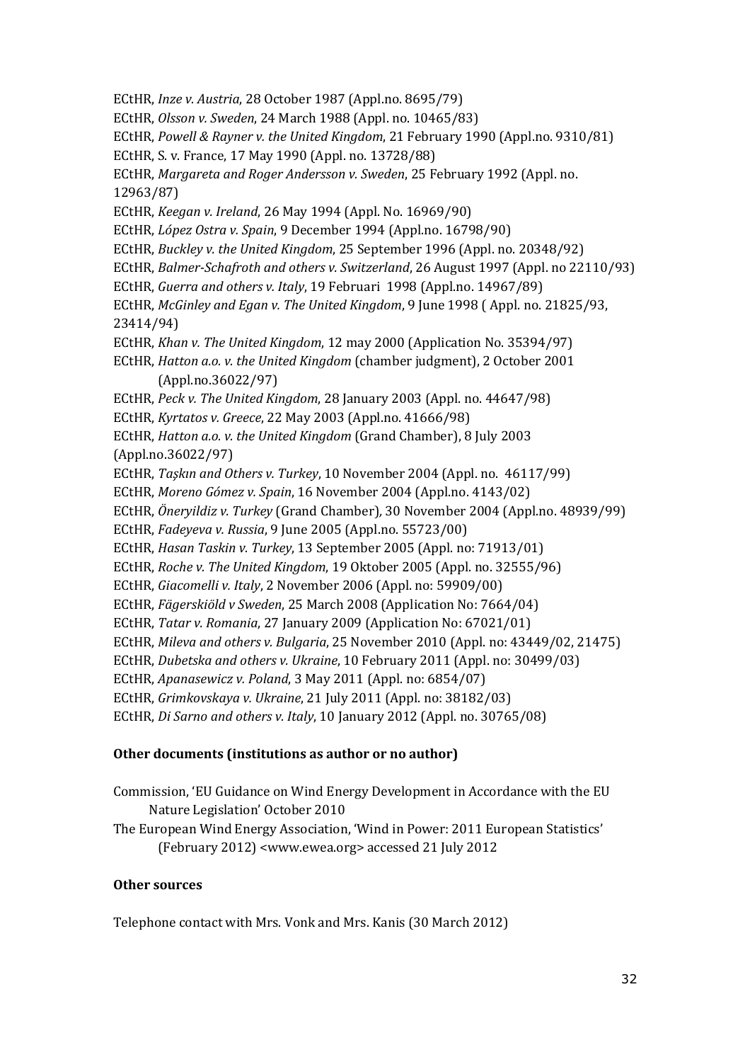ECtHR, *Inze v. Austria*, 28 October 1987 (Appl.no. 8695/79)

ECtHR, *Olsson v. Sweden*, 24 March 1988 (Appl. no. 10465/83)

ECtHR, *Powell & Rayner v. the United Kingdom*, 21 February 1990 (Appl.no. 9310/81)

ECtHR, S. v. France, 17 May 1990 (Appl. no. 13728/88)

ECtHR, *Margareta and Roger Andersson v. Sweden*, 25 February 1992 (Appl. no. 12963/87)

ECtHR, *Keegan v. Ireland*, 26 May 1994 (Appl. No. 16969/90)

ECtHR, *López Ostra v. Spain*, 9 December 1994 (Appl.no. 16798/90)

ECtHR, *Buckley v. the United Kingdom*, 25 September 1996 (Appl. no. 20348/92)

ECtHR, *Balmer-Schafroth and others v. Switzerland*, 26 August 1997 (Appl. no 22110/93)

ECtHR, *Guerra and others v. Italy*, 19 Februari 1998 (Appl.no. 14967/89)

ECtHR, *McGinley and Egan v. The United Kingdom*, 9 June 1998 ( Appl. no. 21825/93, 23414/94)

ECtHR, *Khan v. The United Kingdom*, 12 may 2000 (Application No. 35394/97)

ECtHR, *Hatton a.o. v. the United Kingdom* (chamber judgment), 2 October 2001 (Appl.no.36022/97)

ECtHR, *Peck v. The United Kingdom*, 28 January 2003 (Appl. no. 44647/98)

ECtHR, *Kyrtatos v. Greece*, 22 May 2003 (Appl.no. 41666/98)

ECtHR, *Hatton a.o. v. the United Kingdom* (Grand Chamber), 8 July 2003 (Appl.no.36022/97)

ECtHR, *Taşkın and Others v. Turkey*, 10 November 2004 (Appl. no. 46117/99)

ECtHR, *Moreno Gómez v. Spain*, 16 November 2004 (Appl.no. 4143/02)

ECtHR, *Öneryildiz v. Turkey* (Grand Chamber), 30 November 2004 (Appl.no. 48939/99)

ECtHR, *Fadeyeva v. Russia*, 9 June 2005 (Appl.no. 55723/00)

ECtHR, *Hasan Taskin v. Turkey*, 13 September 2005 (Appl. no: 71913/01)

ECtHR, *Roche v. The United Kingdom*, 19 Oktober 2005 (Appl. no. 32555/96)

ECtHR, *Giacomelli v. Italy*, 2 November 2006 (Appl. no: 59909/00)

ECtHR, *Fägerskiöld v Sweden*, 25 March 2008 (Application No: 7664/04)

ECtHR, *Tatar v. Romania*, 27 January 2009 (Application No: 67021/01)

ECtHR, *Mileva and others v. Bulgaria*, 25 November 2010 (Appl. no: 43449/02, 21475)

ECtHR, *Dubetska and others v. Ukraine*, 10 February 2011 (Appl. no: 30499/03)

ECtHR, *Apanasewicz v. Poland*, 3 May 2011 (Appl. no: 6854/07)

ECtHR, *Grimkovskaya v. Ukraine*, 21 July 2011 (Appl. no: 38182/03)

ECtHR, *Di Sarno and others v. Italy*, 10 January 2012 (Appl. no. 30765/08)

**Other documents (institutions as author or no author)**

Commission, 'EU Guidance on Wind Energy Development in Accordance with the EU Nature Legislation' October 2010

The European Wind Energy Association, 'Wind in Power: 2011 European Statistics' (February 2012) <www.ewea.org> accessed 21 July 2012

**Other sources**

Telephone contact with Mrs. Vonk and Mrs. Kanis (30 March 2012)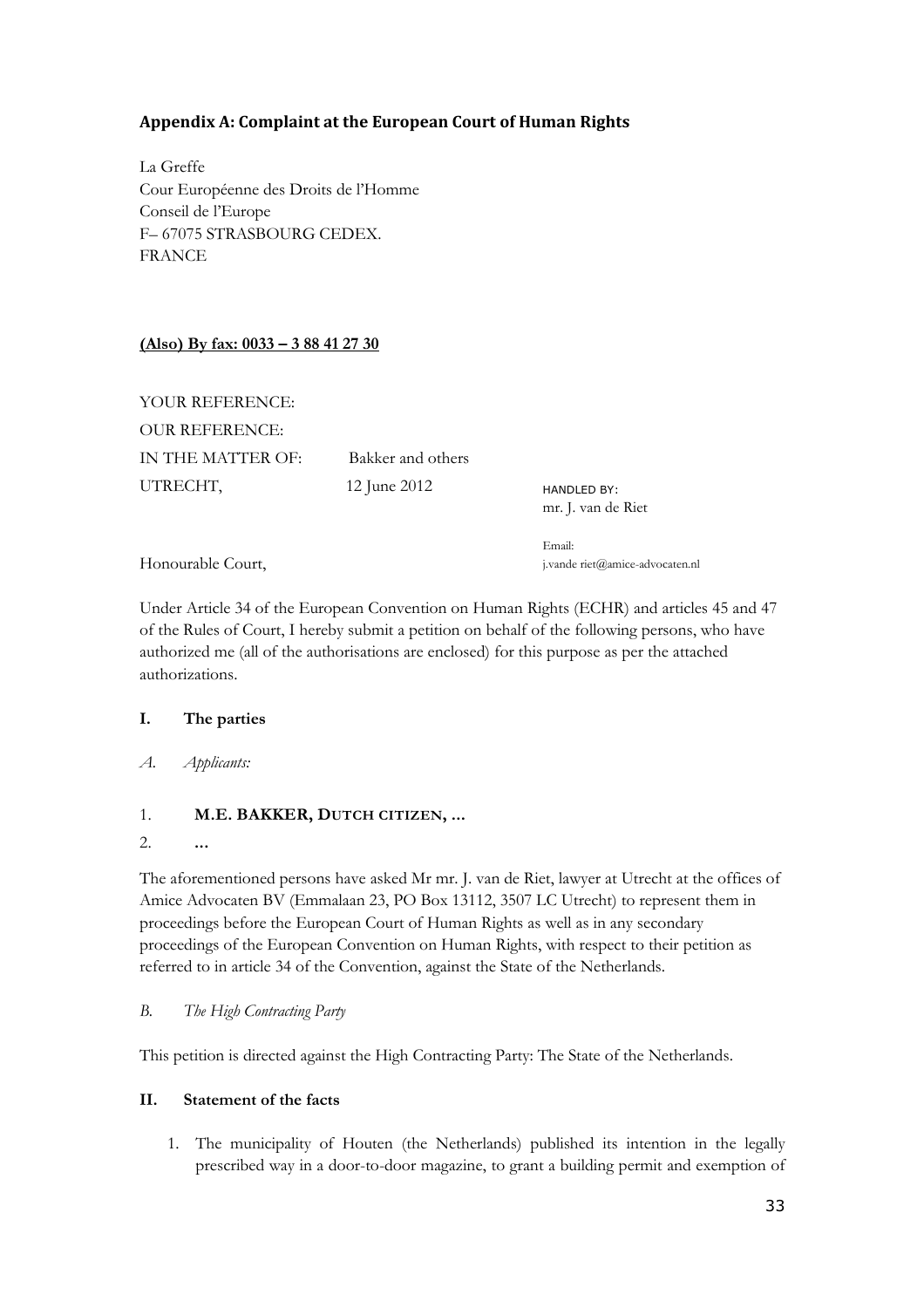## Appendix A: Complaint at the European Court of Human Rights

La Greffe
Cour Européenne des Droits de l'Homme
Conseil de l'Europe
F– 67075 STRASBOURG CEDEX.
FRANCE

**(Also) By fax: 0033 – 3 88 41 27 30**

YOUR REFERENCE:
OUR REFERENCE:
IN THE MATTER OF: Bakker and others
UTRECHT, 12 June 2012

HANDLED BY:
mr. J. van de Riet

Email:
j.vande riet@amice-advocaten.nl

Honourable Court,

Under Article 34 of the European Convention on Human Rights (ECHR) and articles 45 and 47 of the Rules of Court, I hereby submit a petition on behalf of the following persons, who have authorized me (all of the authorisations are enclosed) for this purpose as per the attached authorizations.

### I. The parties

*A. Applicants:*

1. **M.E. BAKKER, DUTCH CITIZEN, …**
2. **…**

The aforementioned persons have asked Mr mr. J. van de Riet, lawyer at Utrecht at the offices of Amice Advocaten BV (Emmalaan 23, PO Box 13112, 3507 LC Utrecht) to represent them in proceedings before the European Court of Human Rights as well as in any secondary proceedings of the European Convention on Human Rights, with respect to their petition as referred to in article 34 of the Convention, against the State of the Netherlands.

*B. The High Contracting Party*

This petition is directed against the High Contracting Party: The State of the Netherlands.

### II. Statement of the facts

1. The municipality of Houten (the Netherlands) published its intention in the legally prescribed way in a door-to-door magazine, to grant a building permit and exemption of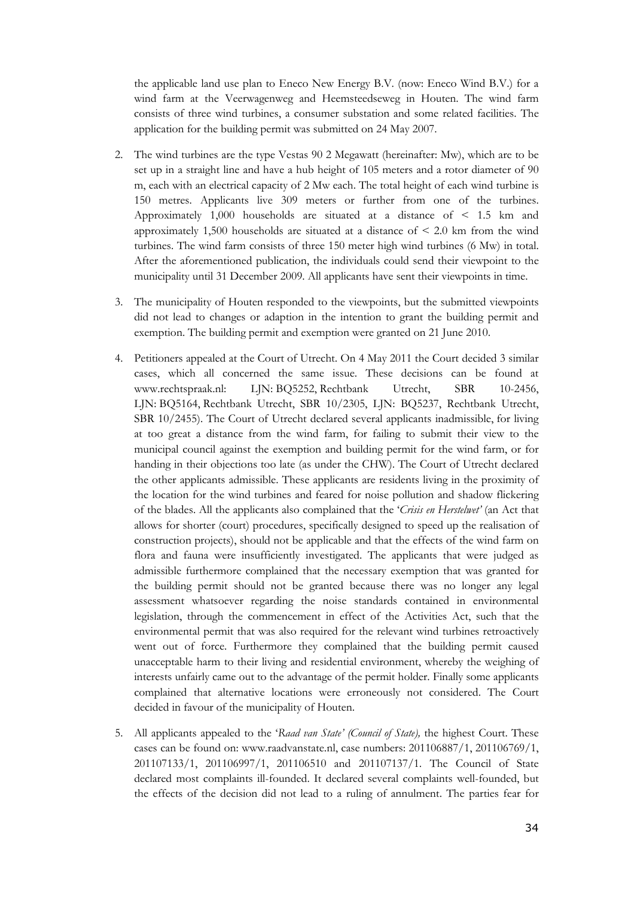the applicable land use plan to Eneco New Energy B.V. (now: Eneco Wind B.V.) for a wind farm at the Veerwagenweg and Heemsteedseweg in Houten. The wind farm consists of three wind turbines, a consumer substation and some related facilities. The application for the building permit was submitted on 24 May 2007.

2. The wind turbines are the type Vestas 90 2 Megawatt (hereinafter: Mw), which are to be set up in a straight line and have a hub height of 105 meters and a rotor diameter of 90 m, each with an electrical capacity of 2 Mw each. The total height of each wind turbine is 150 metres. Applicants live 309 meters or further from one of the turbines. Approximately 1,000 households are situated at a distance of < 1.5 km and approximately 1,500 households are situated at a distance of < 2.0 km from the wind turbines. The wind farm consists of three 150 meter high wind turbines (6 Mw) in total. After the aforementioned publication, the individuals could send their viewpoint to the municipality until 31 December 2009. All applicants have sent their viewpoints in time.

3. The municipality of Houten responded to the viewpoints, but the submitted viewpoints did not lead to changes or adaption in the intention to grant the building permit and exemption. The building permit and exemption were granted on 21 June 2010.

4. Petitioners appealed at the Court of Utrecht. On 4 May 2011 the Court decided 3 similar cases, which all concerned the same issue. These decisions can be found at www.rechtspraak.nl: LJN: BQ5252, Rechtbank Utrecht, SBR 10-2456, LJN: BQ5164, Rechtbank Utrecht, SBR 10/2305, LJN: BQ5237, Rechtbank Utrecht, SBR 10/2455). The Court of Utrecht declared several applicants inadmissible, for living at too great a distance from the wind farm, for failing to submit their view to the municipal council against the exemption and building permit for the wind farm, or for handing in their objections too late (as under the CHW). The Court of Utrecht declared the other applicants admissible. These applicants are residents living in the proximity of the location for the wind turbines and feared for noise pollution and shadow flickering of the blades. All the applicants also complained that the '*Crisis en Herstelwet*' (an Act that allows for shorter (court) procedures, specifically designed to speed up the realisation of construction projects), should not be applicable and that the effects of the wind farm on flora and fauna were insufficiently investigated. The applicants that were judged as admissible furthermore complained that the necessary exemption that was granted for the building permit should not be granted because there was no longer any legal assessment whatsoever regarding the noise standards contained in environmental legislation, through the commencement in effect of the Activities Act, such that the environmental permit that was also required for the relevant wind turbines retroactively went out of force. Furthermore they complained that the building permit caused unacceptable harm to their living and residential environment, whereby the weighing of interests unfairly came out to the advantage of the permit holder. Finally some applicants complained that alternative locations were erroneously not considered. The Court decided in favour of the municipality of Houten.

5. All applicants appealed to the '*Raad van State' (Council of State),* the highest Court. These cases can be found on: www.raadvanstate.nl, case numbers: 201106887/1, 201106769/1, 201107133/1, 201106997/1, 201106510 and 201107137/1. The Council of State declared most complaints ill-founded. It declared several complaints well-founded, but the effects of the decision did not lead to a ruling of annulment. The parties fear for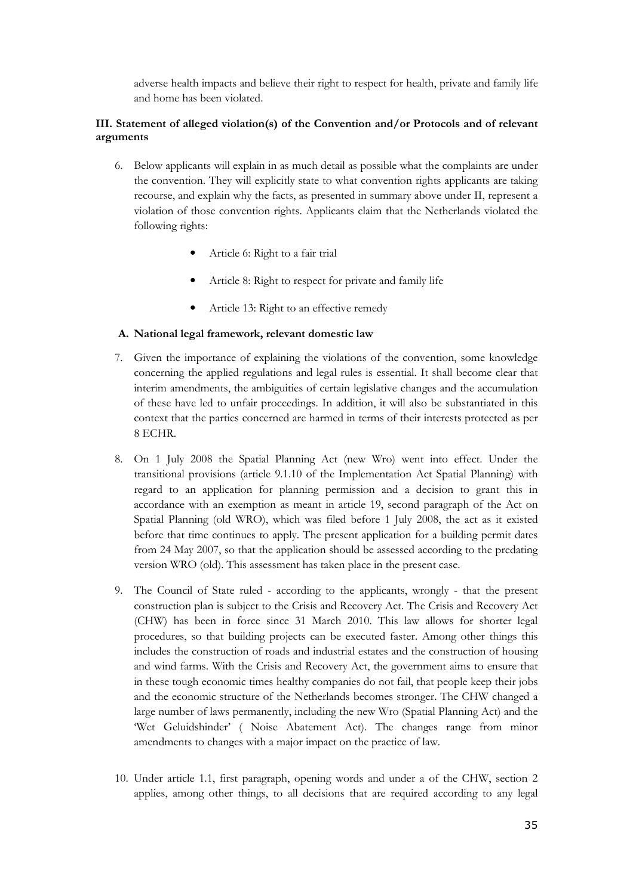adverse health impacts and believe their right to respect for health, private and family life and home has been violated.

### III. Statement of alleged violation(s) of the Convention and/or Protocols and of relevant arguments

6. Below applicants will explain in as much detail as possible what the complaints are under the convention. They will explicitly state to what convention rights applicants are taking recourse, and explain why the facts, as presented in summary above under II, represent a violation of those convention rights. Applicants claim that the Netherlands violated the following rights:

   - Article 6: Right to a fair trial
   - Article 8: Right to respect for private and family life
   - Article 13: Right to an effective remedy

#### A. National legal framework, relevant domestic law

7. Given the importance of explaining the violations of the convention, some knowledge concerning the applied regulations and legal rules is essential. It shall become clear that interim amendments, the ambiguities of certain legislative changes and the accumulation of these have led to unfair proceedings. In addition, it will also be substantiated in this context that the parties concerned are harmed in terms of their interests protected as per 8 ECHR.

8. On 1 July 2008 the Spatial Planning Act (new Wro) went into effect. Under the transitional provisions (article 9.1.10 of the Implementation Act Spatial Planning) with regard to an application for planning permission and a decision to grant this in accordance with an exemption as meant in article 19, second paragraph of the Act on Spatial Planning (old WRO), which was filed before 1 July 2008, the act as it existed before that time continues to apply. The present application for a building permit dates from 24 May 2007, so that the application should be assessed according to the predating version WRO (old). This assessment has taken place in the present case.

9. The Council of State ruled - according to the applicants, wrongly - that the present construction plan is subject to the Crisis and Recovery Act. The Crisis and Recovery Act (CHW) has been in force since 31 March 2010. This law allows for shorter legal procedures, so that building projects can be executed faster. Among other things this includes the construction of roads and industrial estates and the construction of housing and wind farms. With the Crisis and Recovery Act, the government aims to ensure that in these tough economic times healthy companies do not fail, that people keep their jobs and the economic structure of the Netherlands becomes stronger. The CHW changed a large number of laws permanently, including the new Wro (Spatial Planning Act) and the 'Wet Geluidshinder' ( Noise Abatement Act). The changes range from minor amendments to changes with a major impact on the practice of law.

10. Under article 1.1, first paragraph, opening words and under a of the CHW, section 2 applies, among other things, to all decisions that are required according to any legal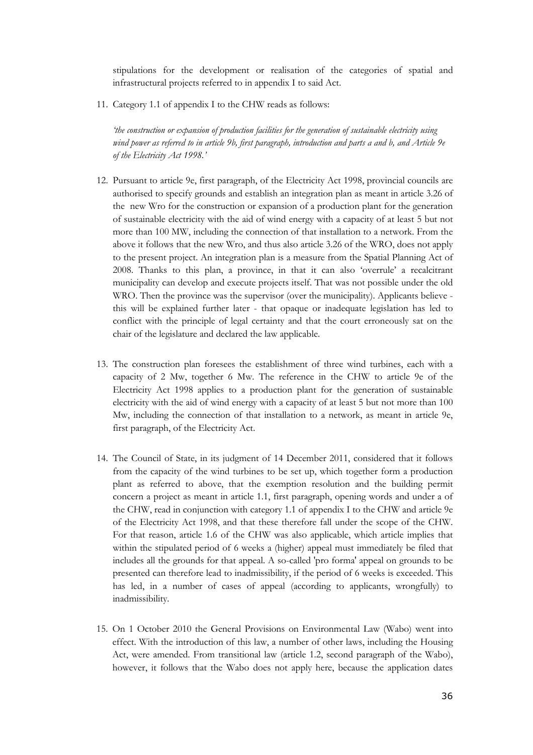stipulations for the development or realisation of the categories of spatial and infrastructural projects referred to in appendix I to said Act.

11. Category 1.1 of appendix I to the CHW reads as follows:

    *'the construction or expansion of production facilities for the generation of sustainable electricity using wind power as referred to in article 9b, first paragraph, introduction and parts a and b, and Article 9e of the Electricity Act 1998.'*

12. Pursuant to article 9e, first paragraph, of the Electricity Act 1998, provincial councils are authorised to specify grounds and establish an integration plan as meant in article 3.26 of the new Wro for the construction or expansion of a production plant for the generation of sustainable electricity with the aid of wind energy with a capacity of at least 5 but not more than 100 MW, including the connection of that installation to a network. From the above it follows that the new Wro, and thus also article 3.26 of the WRO, does not apply to the present project. An integration plan is a measure from the Spatial Planning Act of 2008. Thanks to this plan, a province, in that it can also 'overrule' a recalcitrant municipality can develop and execute projects itself. That was not possible under the old WRO. Then the province was the supervisor (over the municipality). Applicants believe - this will be explained further later - that opaque or inadequate legislation has led to conflict with the principle of legal certainty and that the court erroneously sat on the chair of the legislature and declared the law applicable.

13. The construction plan foresees the establishment of three wind turbines, each with a capacity of 2 Mw, together 6 Mw. The reference in the CHW to article 9e of the Electricity Act 1998 applies to a production plant for the generation of sustainable electricity with the aid of wind energy with a capacity of at least 5 but not more than 100 Mw, including the connection of that installation to a network, as meant in article 9e, first paragraph, of the Electricity Act.

14. The Council of State, in its judgment of 14 December 2011, considered that it follows from the capacity of the wind turbines to be set up, which together form a production plant as referred to above, that the exemption resolution and the building permit concern a project as meant in article 1.1, first paragraph, opening words and under a of the CHW, read in conjunction with category 1.1 of appendix I to the CHW and article 9e of the Electricity Act 1998, and that these therefore fall under the scope of the CHW. For that reason, article 1.6 of the CHW was also applicable, which article implies that within the stipulated period of 6 weeks a (higher) appeal must immediately be filed that includes all the grounds for that appeal. A so-called 'pro forma' appeal on grounds to be presented can therefore lead to inadmissibility, if the period of 6 weeks is exceeded. This has led, in a number of cases of appeal (according to applicants, wrongfully) to inadmissibility.

15. On 1 October 2010 the General Provisions on Environmental Law (Wabo) went into effect. With the introduction of this law, a number of other laws, including the Housing Act, were amended. From transitional law (article 1.2, second paragraph of the Wabo), however, it follows that the Wabo does not apply here, because the application dates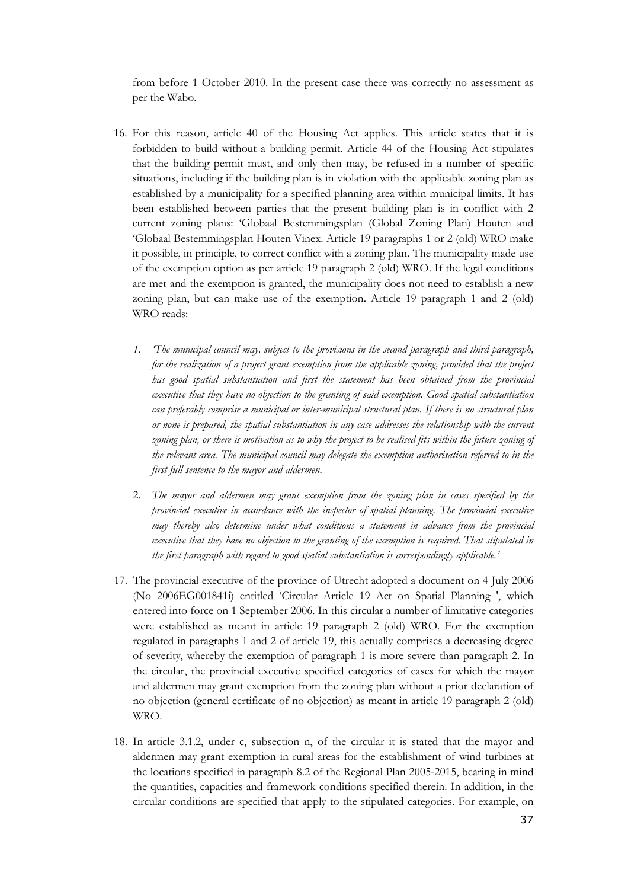from before 1 October 2010. In the present case there was correctly no assessment as per the Wabo.

16. For this reason, article 40 of the Housing Act applies. This article states that it is forbidden to build without a building permit. Article 44 of the Housing Act stipulates that the building permit must, and only then may, be refused in a number of specific situations, including if the building plan is in violation with the applicable zoning plan as established by a municipality for a specified planning area within municipal limits. It has been established between parties that the present building plan is in conflict with 2 current zoning plans: 'Globaal Bestemmingsplan (Global Zoning Plan) Houten and 'Globaal Bestemmingsplan Houten Vinex. Article 19 paragraphs 1 or 2 (old) WRO make it possible, in principle, to correct conflict with a zoning plan. The municipality made use of the exemption option as per article 19 paragraph 2 (old) WRO. If the legal conditions are met and the exemption is granted, the municipality does not need to establish a new zoning plan, but can make use of the exemption. Article 19 paragraph 1 and 2 (old) WRO reads:

    1. *'The municipal council may, subject to the provisions in the second paragraph and third paragraph, for the realization of a project grant exemption from the applicable zoning, provided that the project has good spatial substantiation and first the statement has been obtained from the provincial executive that they have no objection to the granting of said exemption. Good spatial substantiation can preferably comprise a municipal or inter-municipal structural plan. If there is no structural plan or none is prepared, the spatial substantiation in any case addresses the relationship with the current zoning plan, or there is motivation as to why the project to be realised fits within the future zoning of the relevant area. The municipal council may delegate the exemption authorisation referred to in the first full sentence to the mayor and aldermen.*
    2. *The mayor and aldermen may grant exemption from the zoning plan in cases specified by the provincial executive in accordance with the inspector of spatial planning. The provincial executive may thereby also determine under what conditions a statement in advance from the provincial executive that they have no objection to the granting of the exemption is required. That stipulated in the first paragraph with regard to good spatial substantiation is correspondingly applicable.'*

17. The provincial executive of the province of Utrecht adopted a document on 4 July 2006 (No 2006EG001841i) entitled 'Circular Article 19 Act on Spatial Planning ', which entered into force on 1 September 2006. In this circular a number of limitative categories were established as meant in article 19 paragraph 2 (old) WRO. For the exemption regulated in paragraphs 1 and 2 of article 19, this actually comprises a decreasing degree of severity, whereby the exemption of paragraph 1 is more severe than paragraph 2. In the circular, the provincial executive specified categories of cases for which the mayor and aldermen may grant exemption from the zoning plan without a prior declaration of no objection (general certificate of no objection) as meant in article 19 paragraph 2 (old) WRO.

18. In article 3.1.2, under c, subsection n, of the circular it is stated that the mayor and aldermen may grant exemption in rural areas for the establishment of wind turbines at the locations specified in paragraph 8.2 of the Regional Plan 2005-2015, bearing in mind the quantities, capacities and framework conditions specified therein. In addition, in the circular conditions are specified that apply to the stipulated categories. For example, on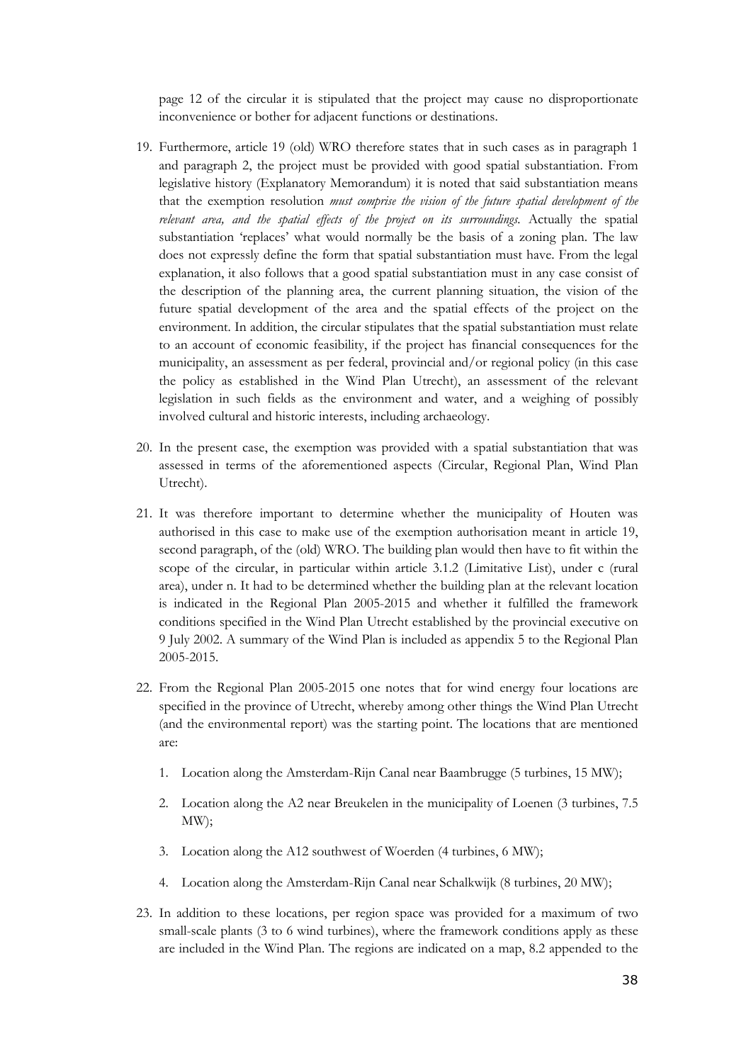page 12 of the circular it is stipulated that the project may cause no disproportionate inconvenience or bother for adjacent functions or destinations.

19. Furthermore, article 19 (old) WRO therefore states that in such cases as in paragraph 1 and paragraph 2, the project must be provided with good spatial substantiation. From legislative history (Explanatory Memorandum) it is noted that said substantiation means that the exemption resolution *must comprise the vision of the future spatial development of the relevant area, and the spatial effects of the project on its surroundings.* Actually the spatial substantiation 'replaces' what would normally be the basis of a zoning plan. The law does not expressly define the form that spatial substantiation must have. From the legal explanation, it also follows that a good spatial substantiation must in any case consist of the description of the planning area, the current planning situation, the vision of the future spatial development of the area and the spatial effects of the project on the environment. In addition, the circular stipulates that the spatial substantiation must relate to an account of economic feasibility, if the project has financial consequences for the municipality, an assessment as per federal, provincial and/or regional policy (in this case the policy as established in the Wind Plan Utrecht), an assessment of the relevant legislation in such fields as the environment and water, and a weighing of possibly involved cultural and historic interests, including archaeology.

20. In the present case, the exemption was provided with a spatial substantiation that was assessed in terms of the aforementioned aspects (Circular, Regional Plan, Wind Plan Utrecht).

21. It was therefore important to determine whether the municipality of Houten was authorised in this case to make use of the exemption authorisation meant in article 19, second paragraph, of the (old) WRO. The building plan would then have to fit within the scope of the circular, in particular within article 3.1.2 (Limitative List), under c (rural area), under n. It had to be determined whether the building plan at the relevant location is indicated in the Regional Plan 2005-2015 and whether it fulfilled the framework conditions specified in the Wind Plan Utrecht established by the provincial executive on 9 July 2002. A summary of the Wind Plan is included as appendix 5 to the Regional Plan 2005-2015.

22. From the Regional Plan 2005-2015 one notes that for wind energy four locations are specified in the province of Utrecht, whereby among other things the Wind Plan Utrecht (and the environmental report) was the starting point. The locations that are mentioned are:

    1. Location along the Amsterdam-Rijn Canal near Baambrugge (5 turbines, 15 MW);

    2. Location along the A2 near Breukelen in the municipality of Loenen (3 turbines, 7.5 MW);

    3. Location along the A12 southwest of Woerden (4 turbines, 6 MW);

    4. Location along the Amsterdam-Rijn Canal near Schalkwijk (8 turbines, 20 MW);

23. In addition to these locations, per region space was provided for a maximum of two small-scale plants (3 to 6 wind turbines), where the framework conditions apply as these are included in the Wind Plan. The regions are indicated on a map, 8.2 appended to the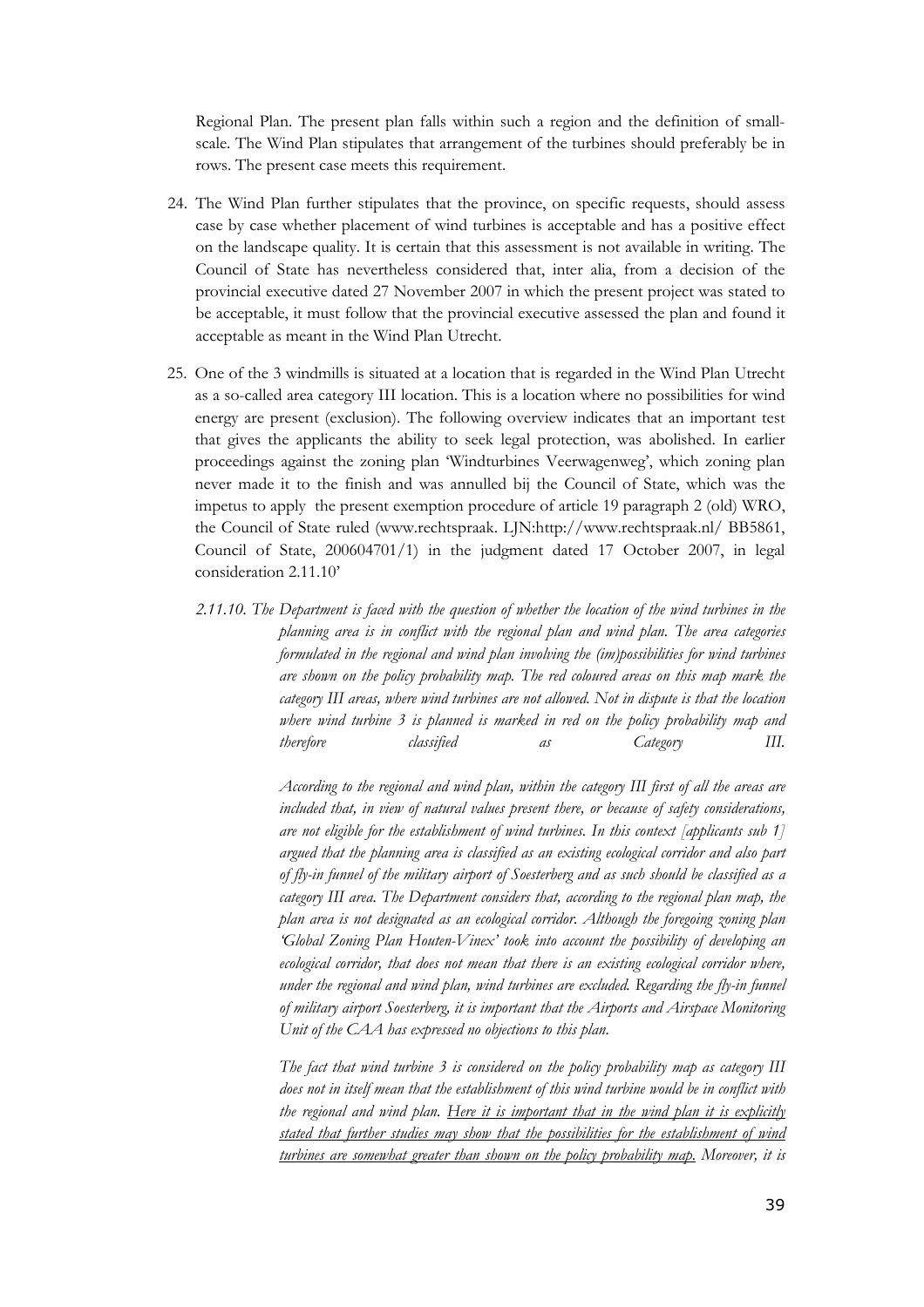Regional Plan. The present plan falls within such a region and the definition of small-scale. The Wind Plan stipulates that arrangement of the turbines should preferably be in rows. The present case meets this requirement.

24. The Wind Plan further stipulates that the province, on specific requests, should assess case by case whether placement of wind turbines is acceptable and has a positive effect on the landscape quality. It is certain that this assessment is not available in writing. The Council of State has nevertheless considered that, inter alia, from a decision of the provincial executive dated 27 November 2007 in which the present project was stated to be acceptable, it must follow that the provincial executive assessed the plan and found it acceptable as meant in the Wind Plan Utrecht.

25. One of the 3 windmills is situated at a location that is regarded in the Wind Plan Utrecht as a so-called area category III location. This is a location where no possibilities for wind energy are present (exclusion). The following overview indicates that an important test that gives the applicants the ability to seek legal protection, was abolished. In earlier proceedings against the zoning plan 'Windturbines Veerwagenweg', which zoning plan never made it to the finish and was annulled bij the Council of State, which was the impetus to apply the present exemption procedure of article 19 paragraph 2 (old) WRO, the Council of State ruled (www.rechtspraak. LJN:http://www.rechtspraak.nl/ BB5861, Council of State, 200604701/1) in the judgment dated 17 October 2007, in legal consideration 2.11.10'

    *2.11.10. The Department is faced with the question of whether the location of the wind turbines in the planning area is in conflict with the regional plan and wind plan. The area categories formulated in the regional and wind plan involving the (im)possibilities for wind turbines are shown on the policy probability map. The red coloured areas on this map mark the category III areas, where wind turbines are not allowed. Not in dispute is that the location where wind turbine 3 is planned is marked in red on the policy probability map and therefore classified as Category III.*

    *According to the regional and wind plan, within the category III first of all the areas are included that, in view of natural values present there, or because of safety considerations, are not eligible for the establishment of wind turbines. In this context [applicants sub 1] argued that the planning area is classified as an existing ecological corridor and also part of fly-in funnel of the military airport of Soesterberg and as such should be classified as a category III area. The Department considers that, according to the regional plan map, the plan area is not designated as an ecological corridor. Although the foregoing zoning plan 'Global Zoning Plan Houten-Vinex' took into account the possibility of developing an ecological corridor, that does not mean that there is an existing ecological corridor where, under the regional and wind plan, wind turbines are excluded. Regarding the fly-in funnel of military airport Soesterberg, it is important that the Airports and Airspace Monitoring Unit of the CAA has expressed no objections to this plan.*

    *The fact that wind turbine 3 is considered on the policy probability map as category III does not in itself mean that the establishment of this wind turbine would be in conflict with the regional and wind plan. <u>Here it is important that in the wind plan it is explicitly stated that further studies may show that the possibilities for the establishment of wind turbines are somewhat greater than shown on the policy probability map.</u> Moreover, it is*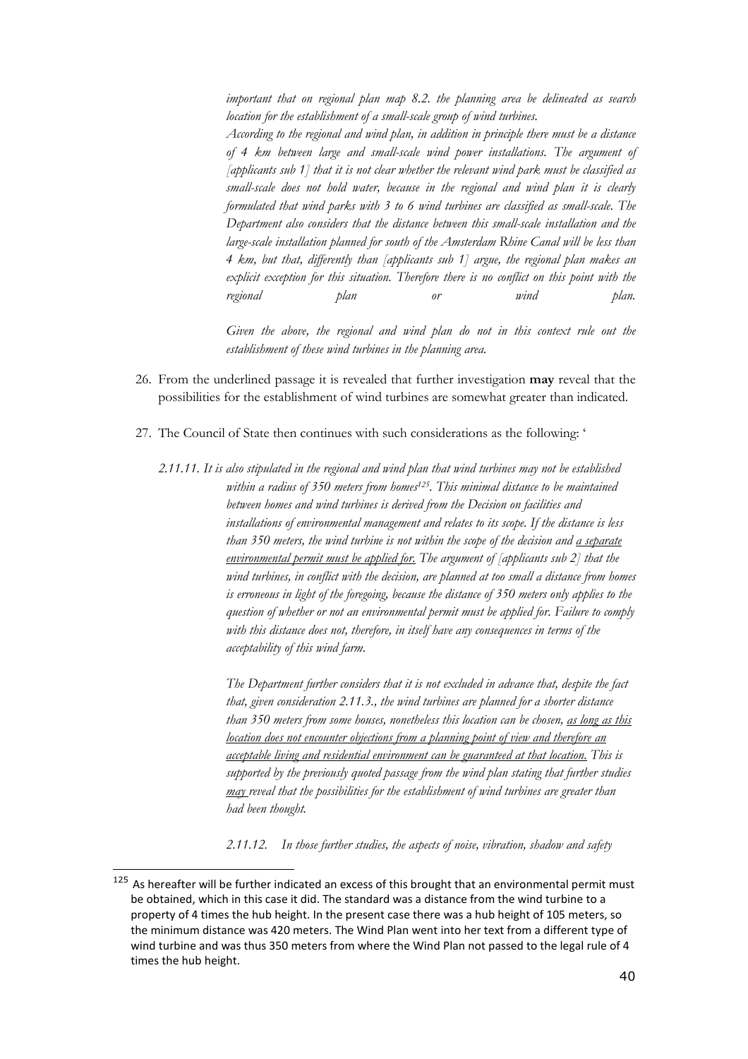*important that on regional plan map 8.2. the planning area be delineated as search location for the establishment of a small-scale group of wind turbines.*

*According to the regional and wind plan, in addition in principle there must be a distance of 4 km between large and small-scale wind power installations. The argument of [applicants sub 1] that it is not clear whether the relevant wind park must be classified as small-scale does not hold water, because in the regional and wind plan it is clearly formulated that wind parks with 3 to 6 wind turbines are classified as small-scale. The Department also considers that the distance between this small-scale installation and the large-scale installation planned for south of the Amsterdam Rhine Canal will be less than 4 km, but that, differently than [applicants sub 1] argue, the regional plan makes an explicit exception for this situation. Therefore there is no conflict on this point with the regional plan or wind plan.*

*Given the above, the regional and wind plan do not in this context rule out the establishment of these wind turbines in the planning area.*

26. From the underlined passage it is revealed that further investigation **may** reveal that the possibilities for the establishment of wind turbines are somewhat greater than indicated.

27. The Council of State then continues with such considerations as the following: '

*2.11.11. It is also stipulated in the regional and wind plan that wind turbines may not be established within a radius of 350 meters from homes[125]. This minimal distance to be maintained between homes and wind turbines is derived from the Decision on facilities and installations of environmental management and relates to its scope. If the distance is less than 350 meters, the wind turbine is not within the scope of the decision and <u>a separate environmental permit must be applied for.</u> The argument of [applicants sub 2] that the wind turbines, in conflict with the decision, are planned at too small a distance from homes is erroneous in light of the foregoing, because the distance of 350 meters only applies to the question of whether or not an environmental permit must be applied for. Failure to comply with this distance does not, therefore, in itself have any consequences in terms of the acceptability of this wind farm.*

*The Department further considers that it is not excluded in advance that, despite the fact that, given consideration 2.11.3., the wind turbines are planned for a shorter distance than 350 meters from some houses, nonetheless this location can be chosen, <u>as long as this location does not encounter objections from a planning point of view and therefore an acceptable living and residential environment can be guaranteed at that location.</u> This is supported by the previously quoted passage from the wind plan stating that further studies <u>may</u> reveal that the possibilities for the establishment of wind turbines are greater than had been thought.*

*2.11.12. In those further studies, the aspects of noise, vibration, shadow and safety*

---

[125] As hereafter will be further indicated an excess of this brought that an environmental permit must be obtained, which in this case it did. The standard was a distance from the wind turbine to a property of 4 times the hub height. In the present case there was a hub height of 105 meters, so the minimum distance was 420 meters. The Wind Plan went into her text from a different type of wind turbine and was thus 350 meters from where the Wind Plan not passed to the legal rule of 4 times the hub height.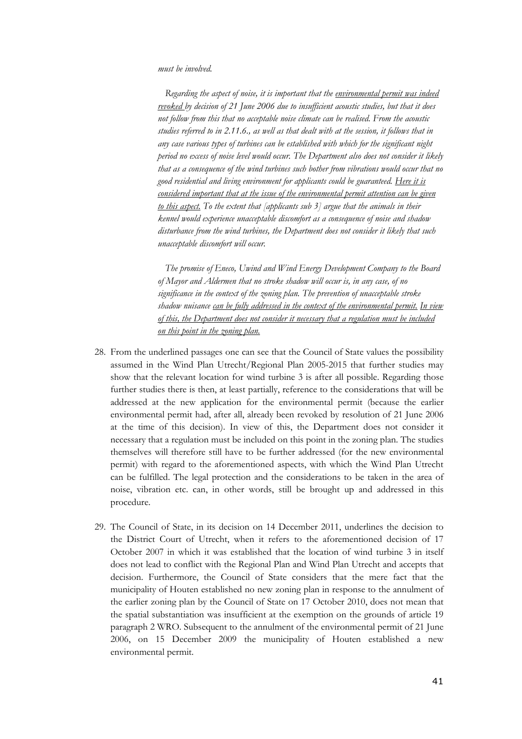*must be involved.*

> *Regarding the aspect of noise, it is important that the* ***environmental permit was indeed revoked*** *by decision of 21 June 2006 due to insufficient acoustic studies, but that it does not follow from this that no acceptable noise climate can be realised. From the acoustic studies referred to in 2.11.6., as well as that dealt with at the session, it follows that in any case various types of turbines can be established with which for the significant night period no excess of noise level would occur. The Department also does not consider it likely that as a consequence of the wind turbines such bother from vibrations would occur that no good residential and living environment for applicants could be guaranteed.* ***Here it is considered important that at the issue of the environmental permit attention can be given to this aspect.*** *To the extent that [applicants sub 3] argue that the animals in their kennel would experience unacceptable discomfort as a consequence of noise and shadow disturbance from the wind turbines, the Department does not consider it likely that such unacceptable discomfort will occur.*
>
> *The promise of Eneco, Uwind and Wind Energy Development Company to the Board of Mayor and Aldermen that no stroke shadow will occur is, in any case, of no significance in the context of the zoning plan. The prevention of unacceptable stroke shadow nuisance* ***can be fully addressed in the context of the environmental permit. In view of this, the Department does not consider it necessary that a regulation must be included on this point in the zoning plan.***

28. From the underlined passages one can see that the Council of State values the possibility assumed in the Wind Plan Utrecht/Regional Plan 2005-2015 that further studies may show that the relevant location for wind turbine 3 is after all possible. Regarding those further studies there is then, at least partially, reference to the considerations that will be addressed at the new application for the environmental permit (because the earlier environmental permit had, after all, already been revoked by resolution of 21 June 2006 at the time of this decision). In view of this, the Department does not consider it necessary that a regulation must be included on this point in the zoning plan. The studies themselves will therefore still have to be further addressed (for the new environmental permit) with regard to the aforementioned aspects, with which the Wind Plan Utrecht can be fulfilled. The legal protection and the considerations to be taken in the area of noise, vibration etc. can, in other words, still be brought up and addressed in this procedure.

29. The Council of State, in its decision on 14 December 2011, underlines the decision to the District Court of Utrecht, when it refers to the aforementioned decision of 17 October 2007 in which it was established that the location of wind turbine 3 in itself does not lead to conflict with the Regional Plan and Wind Plan Utrecht and accepts that decision. Furthermore, the Council of State considers that the mere fact that the municipality of Houten established no new zoning plan in response to the annulment of the earlier zoning plan by the Council of State on 17 October 2010, does not mean that the spatial substantiation was insufficient at the exemption on the grounds of article 19 paragraph 2 WRO. Subsequent to the annulment of the environmental permit of 21 June 2006, on 15 December 2009 the municipality of Houten established a new environmental permit.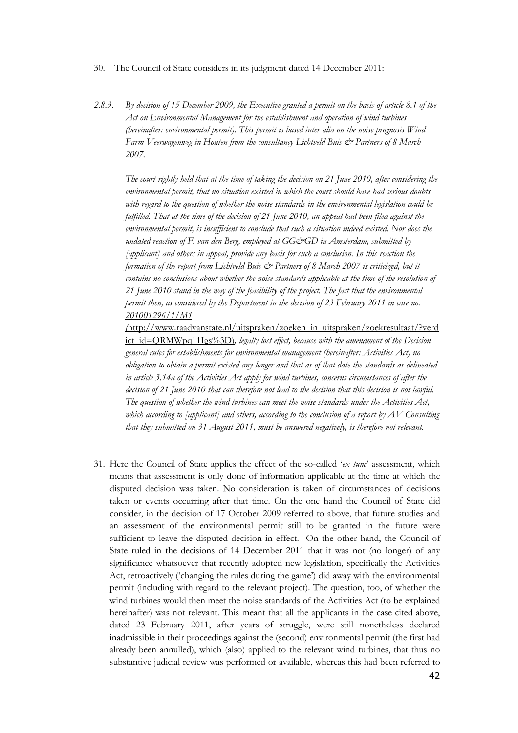30. The Council of State considers in its judgment dated 14 December 2011:

*2.8.3. By decision of 15 December 2009, the Executive granted a permit on the basis of article 8.1 of the Act on Environmental Management for the establishment and operation of wind turbines (hereinafter: environmental permit). This permit is based inter alia on the noise prognosis Wind Farm Veerwagenweg in Houten from the consultancy Lichtveld Buis & Partners of 8 March 2007.*

*The court rightly held that at the time of taking the decision on 21 June 2010, after considering the environmental permit, that no situation existed in which the court should have had serious doubts with regard to the question of whether the noise standards in the environmental legislation could be fulfilled. That at the time of the decision of 21 June 2010, an appeal had been filed against the environmental permit, is insufficient to conclude that such a situation indeed existed. Nor does the undated reaction of F. van den Berg, employed at GG&GD in Amsterdam, submitted by [applicant] and others in appeal, provide any basis for such a conclusion. In this reaction the formation of the report from Lichtveld Buis & Partners of 8 March 2007 is criticized, but it contains no conclusions about whether the noise standards applicable at the time of the resolution of 21 June 2010 stand in the way of the feasibility of the project. The fact that the environmental permit then, as considered by the Department in the decision of 23 February 2011 in case no. 201001296/1/M1 (http://www.raadvanstate.nl/uitspraken/zoeken_in_uitspraken/zoekresultaat/?verdict_id=QRMWpq11Igs%3D), legally lost effect, because with the amendment of the Decision general rules for establishments for environmental management (hereinafter: Activities Act) no obligation to obtain a permit existed any longer and that as of that date the standards as delineated in article 3.14a of the Activities Act apply for wind turbines, concerns circumstances of after the decision of 21 June 2010 that can therefore not lead to the decision that this decision is not lawful. The question of whether the wind turbines can meet the noise standards under the Activities Act, which according to [applicant] and others, according to the conclusion of a report by AV Consulting that they submitted on 31 August 2011, must be answered negatively, is therefore not relevant.*

31. Here the Council of State applies the effect of the so-called '*ex tunc*' assessment, which means that assessment is only done of information applicable at the time at which the disputed decision was taken. No consideration is taken of circumstances of decisions taken or events occurring after that time. On the one hand the Council of State did consider, in the decision of 17 October 2009 referred to above, that future studies and an assessment of the environmental permit still to be granted in the future were sufficient to leave the disputed decision in effect. On the other hand, the Council of State ruled in the decisions of 14 December 2011 that it was not (no longer) of any significance whatsoever that recently adopted new legislation, specifically the Activities Act, retroactively ('changing the rules during the game') did away with the environmental permit (including with regard to the relevant project). The question, too, of whether the wind turbines would then meet the noise standards of the Activities Act (to be explained hereinafter) was not relevant. This meant that all the applicants in the case cited above, dated 23 February 2011, after years of struggle, were still nonetheless declared inadmissible in their proceedings against the (second) environmental permit (the first had already been annulled), which (also) applied to the relevant wind turbines, that thus no substantive judicial review was performed or available, whereas this had been referred to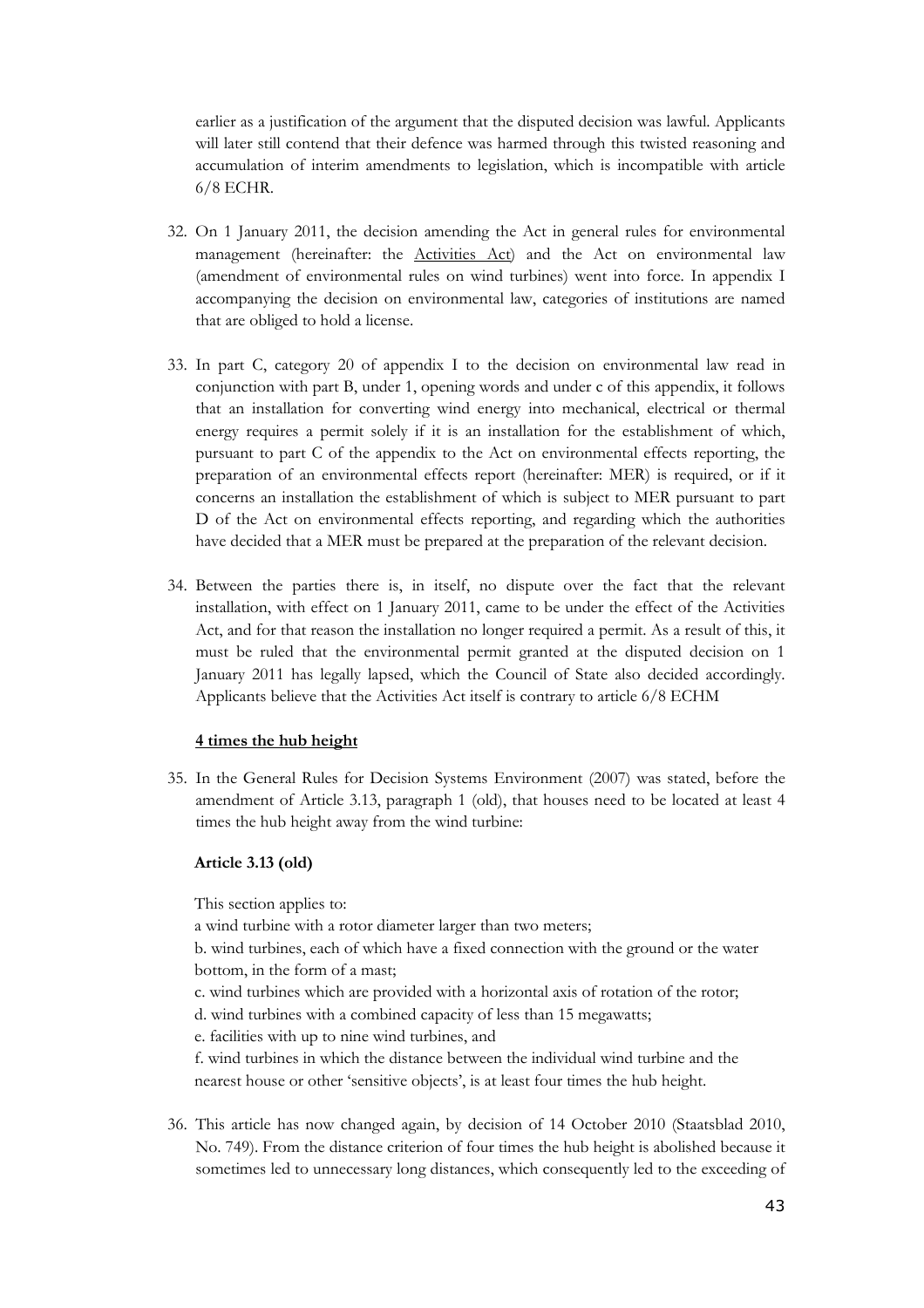earlier as a justification of the argument that the disputed decision was lawful. Applicants will later still contend that their defence was harmed through this twisted reasoning and accumulation of interim amendments to legislation, which is incompatible with article 6/8 ECHR.

32. On 1 January 2011, the decision amending the Act in general rules for environmental management (hereinafter: the Activities Act) and the Act on environmental law (amendment of environmental rules on wind turbines) went into force. In appendix I accompanying the decision on environmental law, categories of institutions are named that are obliged to hold a license.

33. In part C, category 20 of appendix I to the decision on environmental law read in conjunction with part B, under 1, opening words and under c of this appendix, it follows that an installation for converting wind energy into mechanical, electrical or thermal energy requires a permit solely if it is an installation for the establishment of which, pursuant to part C of the appendix to the Act on environmental effects reporting, the preparation of an environmental effects report (hereinafter: MER) is required, or if it concerns an installation the establishment of which is subject to MER pursuant to part D of the Act on environmental effects reporting, and regarding which the authorities have decided that a MER must be prepared at the preparation of the relevant decision.

34. Between the parties there is, in itself, no dispute over the fact that the relevant installation, with effect on 1 January 2011, came to be under the effect of the Activities Act, and for that reason the installation no longer required a permit. As a result of this, it must be ruled that the environmental permit granted at the disputed decision on 1 January 2011 has legally lapsed, which the Council of State also decided accordingly. Applicants believe that the Activities Act itself is contrary to article 6/8 ECHM

**4 times the hub height**

35. In the General Rules for Decision Systems Environment (2007) was stated, before the amendment of Article 3.13, paragraph 1 (old), that houses need to be located at least 4 times the hub height away from the wind turbine:

**Article 3.13 (old)**

This section applies to:

a wind turbine with a rotor diameter larger than two meters;

b. wind turbines, each of which have a fixed connection with the ground or the water bottom, in the form of a mast;

c. wind turbines which are provided with a horizontal axis of rotation of the rotor;

d. wind turbines with a combined capacity of less than 15 megawatts;

e. facilities with up to nine wind turbines, and

f. wind turbines in which the distance between the individual wind turbine and the nearest house or other 'sensitive objects', is at least four times the hub height.

36. This article has now changed again, by decision of 14 October 2010 (Staatsblad 2010, No. 749). From the distance criterion of four times the hub height is abolished because it sometimes led to unnecessary long distances, which consequently led to the exceeding of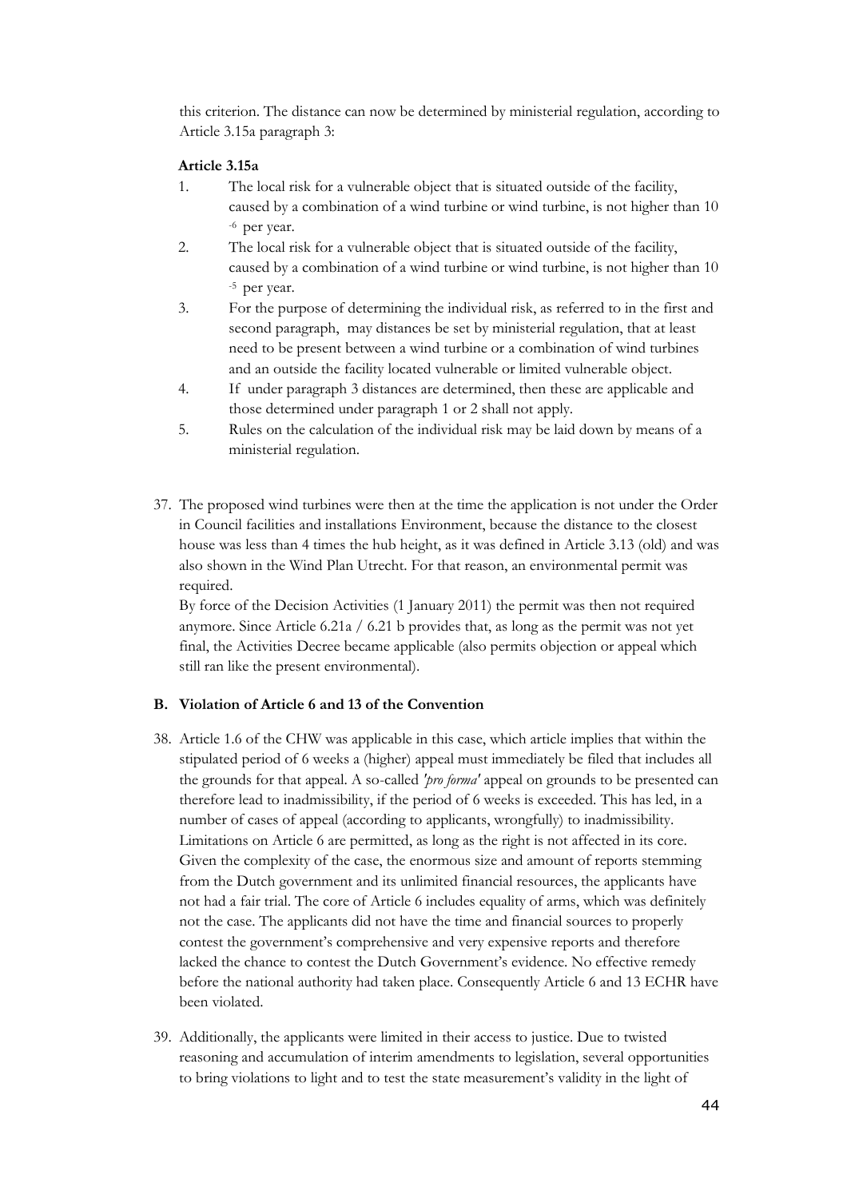this criterion. The distance can now be determined by ministerial regulation, according to Article 3.15a paragraph 3:

**Article 3.15a**

1. The local risk for a vulnerable object that is situated outside of the facility, caused by a combination of a wind turbine or wind turbine, is not higher than $10^{-6}$ per year.
2. The local risk for a vulnerable object that is situated outside of the facility, caused by a combination of a wind turbine or wind turbine, is not higher than $10^{-5}$ per year.
3. For the purpose of determining the individual risk, as referred to in the first and second paragraph, may distances be set by ministerial regulation, that at least need to be present between a wind turbine or a combination of wind turbines and an outside the facility located vulnerable or limited vulnerable object.
4. If under paragraph 3 distances are determined, then these are applicable and those determined under paragraph 1 or 2 shall not apply.
5. Rules on the calculation of the individual risk may be laid down by means of a ministerial regulation.

37. The proposed wind turbines were then at the time the application is not under the Order in Council facilities and installations Environment, because the distance to the closest house was less than 4 times the hub height, as it was defined in Article 3.13 (old) and was also shown in the Wind Plan Utrecht. For that reason, an environmental permit was required.
By force of the Decision Activities (1 January 2011) the permit was then not required anymore. Since Article 6.21a / 6.21 b provides that, as long as the permit was not yet final, the Activities Decree became applicable (also permits objection or appeal which still ran like the present environmental).

**B. Violation of Article 6 and 13 of the Convention**

38. Article 1.6 of the CHW was applicable in this case, which article implies that within the stipulated period of 6 weeks a (higher) appeal must immediately be filed that includes all the grounds for that appeal. A so-called *'pro forma'* appeal on grounds to be presented can therefore lead to inadmissibility, if the period of 6 weeks is exceeded. This has led, in a number of cases of appeal (according to applicants, wrongfully) to inadmissibility. Limitations on Article 6 are permitted, as long as the right is not affected in its core. Given the complexity of the case, the enormous size and amount of reports stemming from the Dutch government and its unlimited financial resources, the applicants have not had a fair trial. The core of Article 6 includes equality of arms, which was definitely not the case. The applicants did not have the time and financial sources to properly contest the government's comprehensive and very expensive reports and therefore lacked the chance to contest the Dutch Government's evidence. No effective remedy before the national authority had taken place. Consequently Article 6 and 13 ECHR have been violated.

39. Additionally, the applicants were limited in their access to justice. Due to twisted reasoning and accumulation of interim amendments to legislation, several opportunities to bring violations to light and to test the state measurement's validity in the light of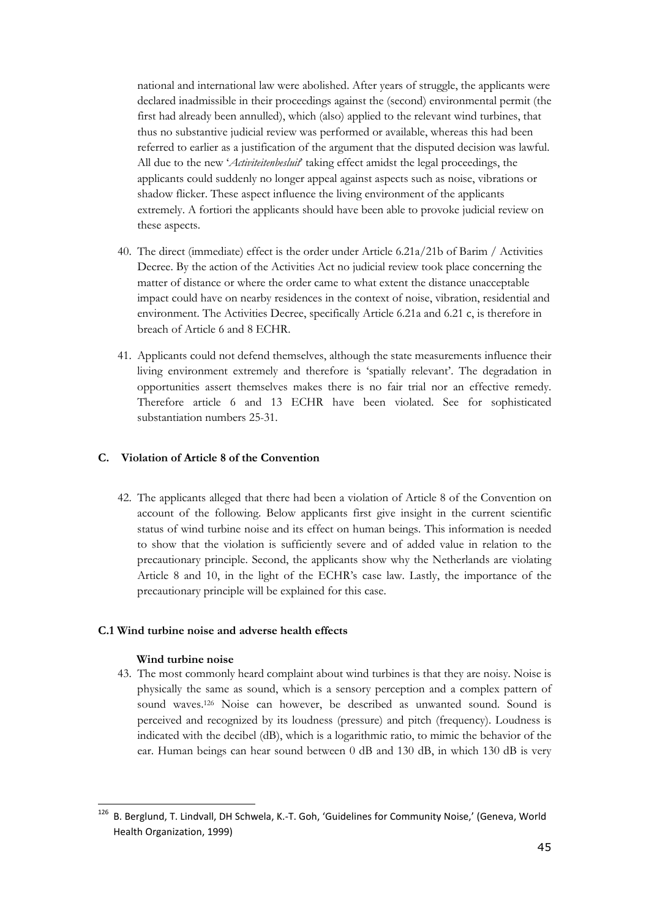national and international law were abolished. After years of struggle, the applicants were declared inadmissible in their proceedings against the (second) environmental permit (the first had already been annulled), which (also) applied to the relevant wind turbines, that thus no substantive judicial review was performed or available, whereas this had been referred to earlier as a justification of the argument that the disputed decision was lawful. All due to the new '*Activiteitenbesluit*' taking effect amidst the legal proceedings, the applicants could suddenly no longer appeal against aspects such as noise, vibrations or shadow flicker. These aspect influence the living environment of the applicants extremely. A fortiori the applicants should have been able to provoke judicial review on these aspects.

40. The direct (immediate) effect is the order under Article 6.21a/21b of Barim / Activities Decree. By the action of the Activities Act no judicial review took place concerning the matter of distance or where the order came to what extent the distance unacceptable impact could have on nearby residences in the context of noise, vibration, residential and environment. The Activities Decree, specifically Article 6.21a and 6.21 c, is therefore in breach of Article 6 and 8 ECHR.

41. Applicants could not defend themselves, although the state measurements influence their living environment extremely and therefore is 'spatially relevant'. The degradation in opportunities assert themselves makes there is no fair trial nor an effective remedy. Therefore article 6 and 13 ECHR have been violated. See for sophisticated substantiation numbers 25-31.

### C. Violation of Article 8 of the Convention

42. The applicants alleged that there had been a violation of Article 8 of the Convention on account of the following. Below applicants first give insight in the current scientific status of wind turbine noise and its effect on human beings. This information is needed to show that the violation is sufficiently severe and of added value in relation to the precautionary principle. Second, the applicants show why the Netherlands are violating Article 8 and 10, in the light of the ECHR's case law. Lastly, the importance of the precautionary principle will be explained for this case.

#### C.1 Wind turbine noise and adverse health effects

**Wind turbine noise**

43. The most commonly heard complaint about wind turbines is that they are noisy. Noise is physically the same as sound, which is a sensory perception and a complex pattern of sound waves.[126] Noise can however, be described as unwanted sound. Sound is perceived and recognized by its loudness (pressure) and pitch (frequency). Loudness is indicated with the decibel (dB), which is a logarithmic ratio, to mimic the behavior of the ear. Human beings can hear sound between 0 dB and 130 dB, in which 130 dB is very

---

[126] B. Berglund, T. Lindvall, DH Schwela, K.-T. Goh, 'Guidelines for Community Noise,' (Geneva, World Health Organization, 1999)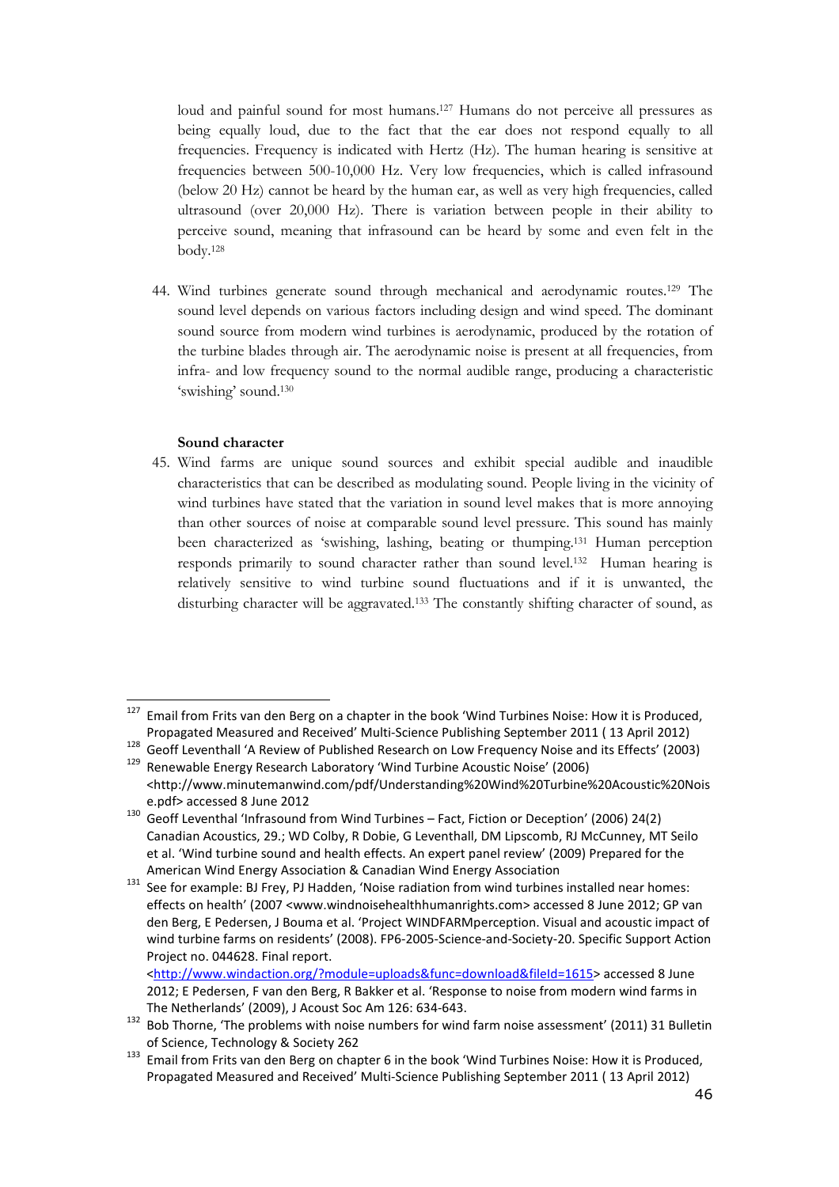loud and painful sound for most humans.[127] Humans do not perceive all pressures as being equally loud, due to the fact that the ear does not respond equally to all frequencies. Frequency is indicated with Hertz (Hz). The human hearing is sensitive at frequencies between 500-10,000 Hz. Very low frequencies, which is called infrasound (below 20 Hz) cannot be heard by the human ear, as well as very high frequencies, called ultrasound (over 20,000 Hz). There is variation between people in their ability to perceive sound, meaning that infrasound can be heard by some and even felt in the body.[128]

44. Wind turbines generate sound through mechanical and aerodynamic routes.[129] The sound level depends on various factors including design and wind speed. The dominant sound source from modern wind turbines is aerodynamic, produced by the rotation of the turbine blades through air. The aerodynamic noise is present at all frequencies, from infra- and low frequency sound to the normal audible range, producing a characteristic 'swishing' sound.[130]

**Sound character**

45. Wind farms are unique sound sources and exhibit special audible and inaudible characteristics that can be described as modulating sound. People living in the vicinity of wind turbines have stated that the variation in sound level makes that is more annoying than other sources of noise at comparable sound level pressure. This sound has mainly been characterized as 'swishing, lashing, beating or thumping.[131] Human perception responds primarily to sound character rather than sound level.[132] Human hearing is relatively sensitive to wind turbine sound fluctuations and if it is unwanted, the disturbing character will be aggravated.[133] The constantly shifting character of sound, as

---

[127] Email from Frits van den Berg on a chapter in the book 'Wind Turbines Noise: How it is Produced, Propagated Measured and Received' Multi-Science Publishing September 2011 ( 13 April 2012)

[128] Geoff Leventhall 'A Review of Published Research on Low Frequency Noise and its Effects' (2003)

[129] Renewable Energy Research Laboratory 'Wind Turbine Acoustic Noise' (2006) <http://www.minutemanwind.com/pdf/Understanding%20Wind%20Turbine%20Acoustic%20Noise.pdf> accessed 8 June 2012

[130] Geoff Leventhal 'Infrasound from Wind Turbines – Fact, Fiction or Deception' (2006) 24(2) Canadian Acoustics, 29.; WD Colby, R Dobie, G Leventhall, DM Lipscomb, RJ McCunney, MT Seilo et al. 'Wind turbine sound and health effects. An expert panel review' (2009) Prepared for the American Wind Energy Association & Canadian Wind Energy Association

[131] See for example: BJ Frey, PJ Hadden, 'Noise radiation from wind turbines installed near homes: effects on health' (2007 <www.windnoisehealthhumanrights.com> accessed 8 June 2012; GP van den Berg, E Pedersen, J Bouma et al. 'Project WINDFARMperception. Visual and acoustic impact of wind turbine farms on residents' (2008). FP6-2005-Science-and-Society-20. Specific Support Action Project no. 044628. Final report. <http://www.windaction.org/?module=uploads&func=download&fileId=1615> accessed 8 June 2012; E Pedersen, F van den Berg, R Bakker et al. 'Response to noise from modern wind farms in The Netherlands' (2009), J Acoust Soc Am 126: 634-643.

[132] Bob Thorne, 'The problems with noise numbers for wind farm noise assessment' (2011) 31 Bulletin of Science, Technology & Society 262

[133] Email from Frits van den Berg on chapter 6 in the book 'Wind Turbines Noise: How it is Produced, Propagated Measured and Received' Multi-Science Publishing September 2011 ( 13 April 2012)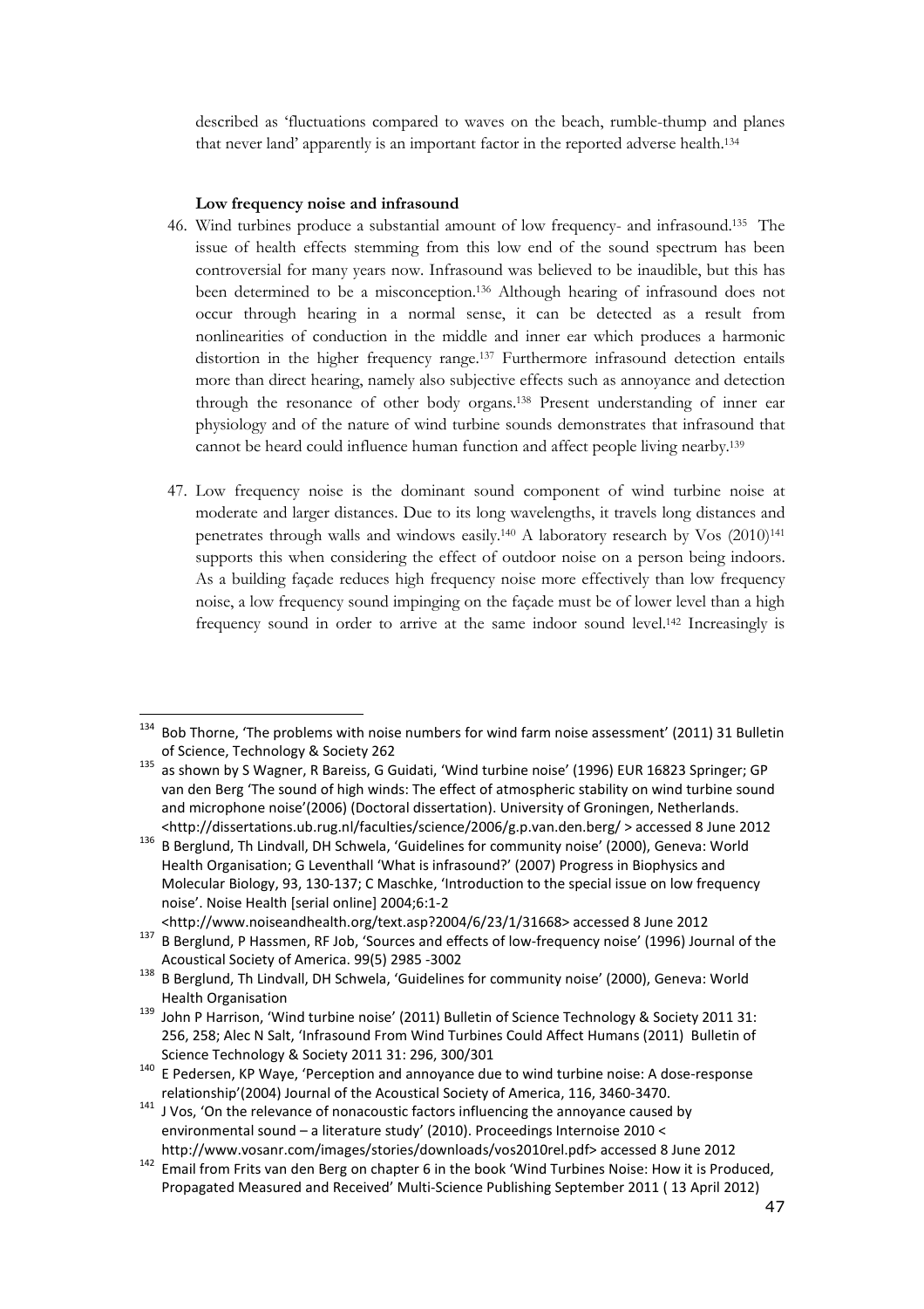described as 'fluctuations compared to waves on the beach, rumble-thump and planes that never land' apparently is an important factor in the reported adverse health.[134]

**Low frequency noise and infrasound**

46. Wind turbines produce a substantial amount of low frequency- and infrasound.[135] The issue of health effects stemming from this low end of the sound spectrum has been controversial for many years now. Infrasound was believed to be inaudible, but this has been determined to be a misconception.[136] Although hearing of infrasound does not occur through hearing in a normal sense, it can be detected as a result from nonlinearities of conduction in the middle and inner ear which produces a harmonic distortion in the higher frequency range.[137] Furthermore infrasound detection entails more than direct hearing, namely also subjective effects such as annoyance and detection through the resonance of other body organs.[138] Present understanding of inner ear physiology and of the nature of wind turbine sounds demonstrates that infrasound that cannot be heard could influence human function and affect people living nearby.[139]

47. Low frequency noise is the dominant sound component of wind turbine noise at moderate and larger distances. Due to its long wavelengths, it travels long distances and penetrates through walls and windows easily.[140] A laboratory research by Vos (2010)[141] supports this when considering the effect of outdoor noise on a person being indoors. As a building façade reduces high frequency noise more effectively than low frequency noise, a low frequency sound impinging on the façade must be of lower level than a high frequency sound in order to arrive at the same indoor sound level.[142] Increasingly is

---

[134] Bob Thorne, 'The problems with noise numbers for wind farm noise assessment' (2011) 31 Bulletin of Science, Technology & Society 262

[135] as shown by S Wagner, R Bareiss, G Guidati, 'Wind turbine noise' (1996) EUR 16823 Springer; GP van den Berg 'The sound of high winds: The effect of atmospheric stability on wind turbine sound and microphone noise'(2006) (Doctoral dissertation). University of Groningen, Netherlands. <http://dissertations.ub.rug.nl/faculties/science/2006/g.p.van.den.berg/ > accessed 8 June 2012

[136] B Berglund, Th Lindvall, DH Schwela, 'Guidelines for community noise' (2000), Geneva: World Health Organisation; G Leventhall 'What is infrasound?' (2007) Progress in Biophysics and Molecular Biology, 93, 130-137; C Maschke, 'Introduction to the special issue on low frequency noise'. Noise Health [serial online] 2004;6:1-2 <http://www.noiseandhealth.org/text.asp?2004/6/23/1/31668> accessed 8 June 2012

[137] B Berglund, P Hassmen, RF Job, 'Sources and effects of low-frequency noise' (1996) Journal of the Acoustical Society of America. 99(5) 2985 -3002

[138] B Berglund, Th Lindvall, DH Schwela, 'Guidelines for community noise' (2000), Geneva: World Health Organisation

[139] John P Harrison, 'Wind turbine noise' (2011) Bulletin of Science Technology & Society 2011 31: 256, 258; Alec N Salt, 'Infrasound From Wind Turbines Could Affect Humans (2011) Bulletin of Science Technology & Society 2011 31: 296, 300/301

[140] E Pedersen, KP Waye, 'Perception and annoyance due to wind turbine noise: A dose-response relationship'(2004) Journal of the Acoustical Society of America, 116, 3460-3470.

[141] J Vos, 'On the relevance of nonacoustic factors influencing the annoyance caused by environmental sound – a literature study' (2010). Proceedings Internoise 2010 < http://www.vosanr.com/images/stories/downloads/vos2010rel.pdf> accessed 8 June 2012

[142] Email from Frits van den Berg on chapter 6 in the book 'Wind Turbines Noise: How it is Produced, Propagated Measured and Received' Multi-Science Publishing September 2011 ( 13 April 2012)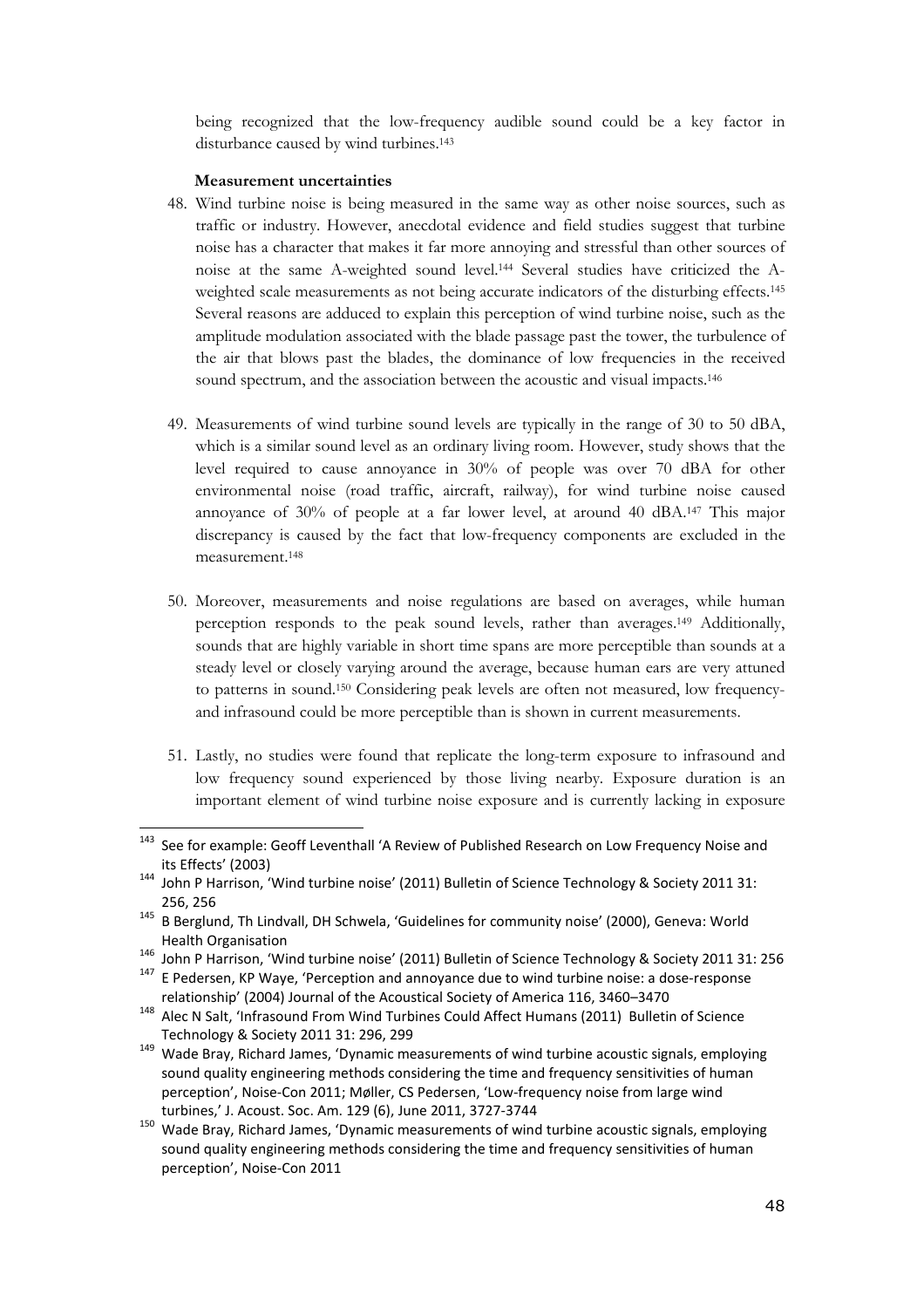being recognized that the low-frequency audible sound could be a key factor in disturbance caused by wind turbines.[143]

**Measurement uncertainties**

48. Wind turbine noise is being measured in the same way as other noise sources, such as traffic or industry. However, anecdotal evidence and field studies suggest that turbine noise has a character that makes it far more annoying and stressful than other sources of noise at the same A-weighted sound level.[144] Several studies have criticized the A-weighted scale measurements as not being accurate indicators of the disturbing effects.[145] Several reasons are adduced to explain this perception of wind turbine noise, such as the amplitude modulation associated with the blade passage past the tower, the turbulence of the air that blows past the blades, the dominance of low frequencies in the received sound spectrum, and the association between the acoustic and visual impacts.[146]

49. Measurements of wind turbine sound levels are typically in the range of 30 to 50 dBA, which is a similar sound level as an ordinary living room. However, study shows that the level required to cause annoyance in 30% of people was over 70 dBA for other environmental noise (road traffic, aircraft, railway), for wind turbine noise caused annoyance of 30% of people at a far lower level, at around 40 dBA.[147] This major discrepancy is caused by the fact that low-frequency components are excluded in the measurement.[148]

50. Moreover, measurements and noise regulations are based on averages, while human perception responds to the peak sound levels, rather than averages.[149] Additionally, sounds that are highly variable in short time spans are more perceptible than sounds at a steady level or closely varying around the average, because human ears are very attuned to patterns in sound.[150] Considering peak levels are often not measured, low frequency- and infrasound could be more perceptible than is shown in current measurements.

51. Lastly, no studies were found that replicate the long-term exposure to infrasound and low frequency sound experienced by those living nearby. Exposure duration is an important element of wind turbine noise exposure and is currently lacking in exposure

---

[143] See for example: Geoff Leventhall 'A Review of Published Research on Low Frequency Noise and its Effects' (2003)

[144] John P Harrison, 'Wind turbine noise' (2011) Bulletin of Science Technology & Society 2011 31: 256, 256

[145] B Berglund, Th Lindvall, DH Schwela, 'Guidelines for community noise' (2000), Geneva: World Health Organisation

[146] John P Harrison, 'Wind turbine noise' (2011) Bulletin of Science Technology & Society 2011 31: 256

[147] E Pedersen, KP Waye, 'Perception and annoyance due to wind turbine noise: a dose-response relationship' (2004) Journal of the Acoustical Society of America 116, 3460–3470

[148] Alec N Salt, 'Infrasound From Wind Turbines Could Affect Humans (2011) Bulletin of Science Technology & Society 2011 31: 296, 299

[149] Wade Bray, Richard James, 'Dynamic measurements of wind turbine acoustic signals, employing sound quality engineering methods considering the time and frequency sensitivities of human perception', Noise-Con 2011; Møller, CS Pedersen, 'Low-frequency noise from large wind turbines,' J. Acoust. Soc. Am. 129 (6), June 2011, 3727-3744

[150] Wade Bray, Richard James, 'Dynamic measurements of wind turbine acoustic signals, employing sound quality engineering methods considering the time and frequency sensitivities of human perception', Noise-Con 2011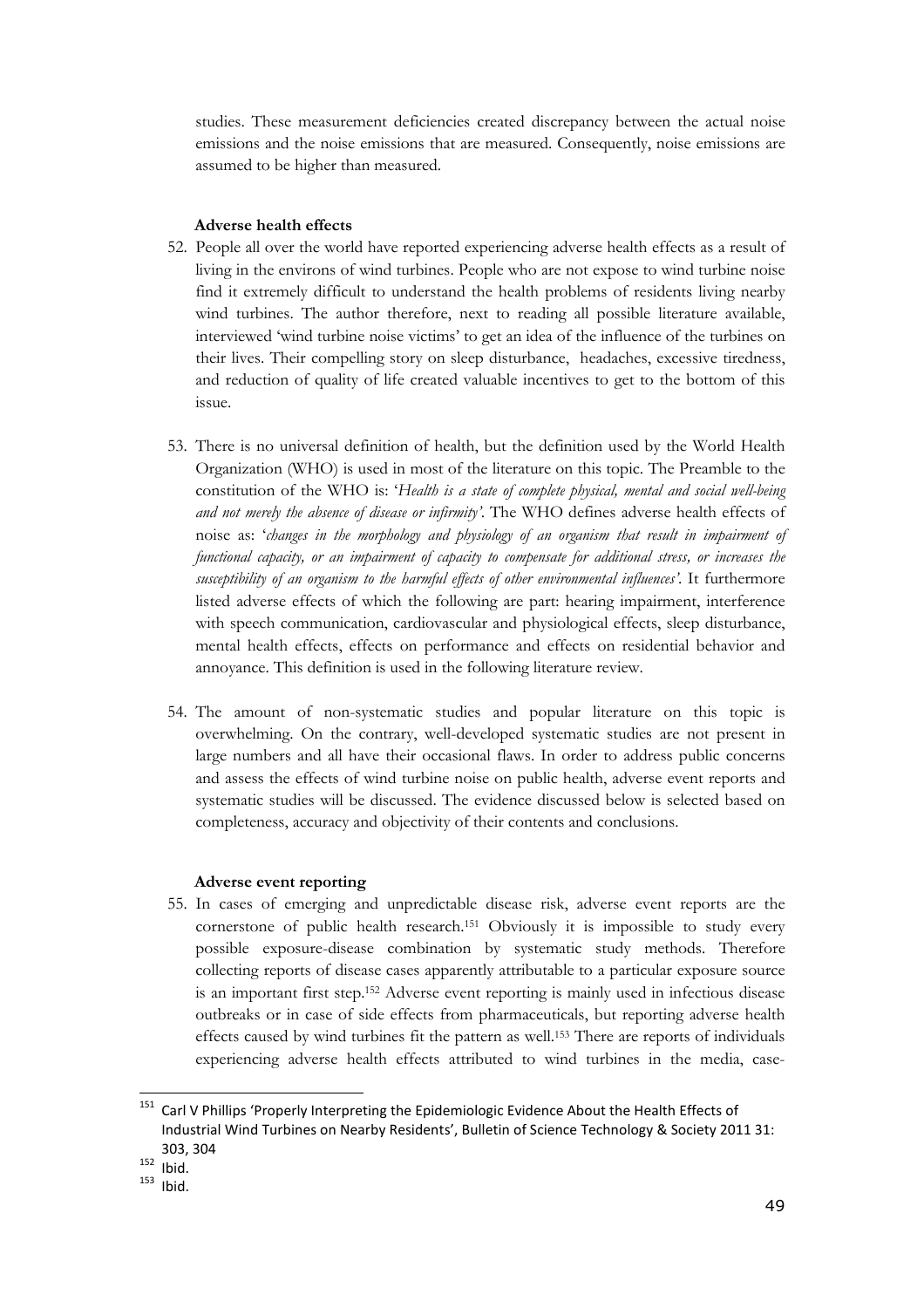studies. These measurement deficiencies created discrepancy between the actual noise emissions and the noise emissions that are measured. Consequently, noise emissions are assumed to be higher than measured.

**Adverse health effects**

52. People all over the world have reported experiencing adverse health effects as a result of living in the environs of wind turbines. People who are not expose to wind turbine noise find it extremely difficult to understand the health problems of residents living nearby wind turbines. The author therefore, next to reading all possible literature available, interviewed 'wind turbine noise victims' to get an idea of the influence of the turbines on their lives. Their compelling story on sleep disturbance, headaches, excessive tiredness, and reduction of quality of life created valuable incentives to get to the bottom of this issue.

53. There is no universal definition of health, but the definition used by the World Health Organization (WHO) is used in most of the literature on this topic. The Preamble to the constitution of the WHO is: '*Health is a state of complete physical, mental and social well-being and not merely the absence of disease or infirmity'*. The WHO defines adverse health effects of noise as: '*changes in the morphology and physiology of an organism that result in impairment of functional capacity, or an impairment of capacity to compensate for additional stress, or increases the susceptibility of an organism to the harmful effects of other environmental influences'*. It furthermore listed adverse effects of which the following are part: hearing impairment, interference with speech communication, cardiovascular and physiological effects, sleep disturbance, mental health effects, effects on performance and effects on residential behavior and annoyance. This definition is used in the following literature review.

54. The amount of non-systematic studies and popular literature on this topic is overwhelming. On the contrary, well-developed systematic studies are not present in large numbers and all have their occasional flaws. In order to address public concerns and assess the effects of wind turbine noise on public health, adverse event reports and systematic studies will be discussed. The evidence discussed below is selected based on completeness, accuracy and objectivity of their contents and conclusions.

**Adverse event reporting**

55. In cases of emerging and unpredictable disease risk, adverse event reports are the cornerstone of public health research.[151] Obviously it is impossible to study every possible exposure-disease combination by systematic study methods. Therefore collecting reports of disease cases apparently attributable to a particular exposure source is an important first step.[152] Adverse event reporting is mainly used in infectious disease outbreaks or in case of side effects from pharmaceuticals, but reporting adverse health effects caused by wind turbines fit the pattern as well.[153] There are reports of individuals experiencing adverse health effects attributed to wind turbines in the media, case-

---

[151] Carl V Phillips 'Properly Interpreting the Epidemiologic Evidence About the Health Effects of Industrial Wind Turbines on Nearby Residents', Bulletin of Science Technology & Society 2011 31: 303, 304

[152] Ibid.

[153] Ibid.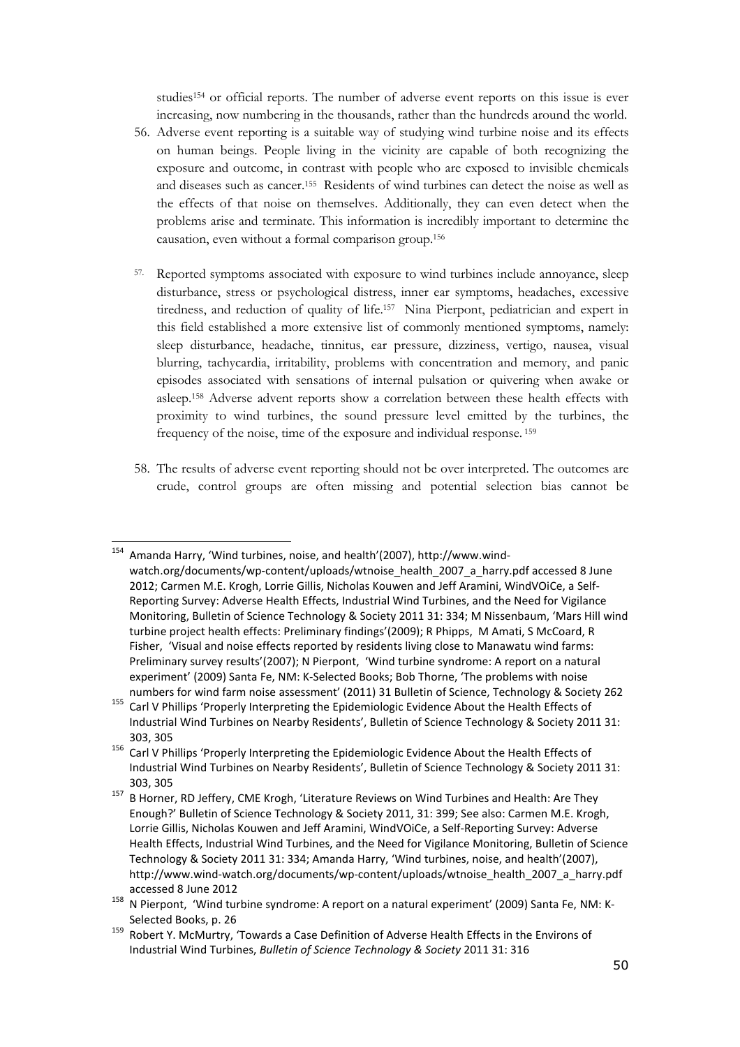studies[154] or official reports. The number of adverse event reports on this issue is ever increasing, now numbering in the thousands, rather than the hundreds around the world.

56. Adverse event reporting is a suitable way of studying wind turbine noise and its effects on human beings. People living in the vicinity are capable of both recognizing the exposure and outcome, in contrast with people who are exposed to invisible chemicals and diseases such as cancer.[155] Residents of wind turbines can detect the noise as well as the effects of that noise on themselves. Additionally, they can even detect when the problems arise and terminate. This information is incredibly important to determine the causation, even without a formal comparison group.[156]

57. Reported symptoms associated with exposure to wind turbines include annoyance, sleep disturbance, stress or psychological distress, inner ear symptoms, headaches, excessive tiredness, and reduction of quality of life.[157] Nina Pierpont, pediatrician and expert in this field established a more extensive list of commonly mentioned symptoms, namely: sleep disturbance, headache, tinnitus, ear pressure, dizziness, vertigo, nausea, visual blurring, tachycardia, irritability, problems with concentration and memory, and panic episodes associated with sensations of internal pulsation or quivering when awake or asleep.[158] Adverse advent reports show a correlation between these health effects with proximity to wind turbines, the sound pressure level emitted by the turbines, the frequency of the noise, time of the exposure and individual response.[159]

58. The results of adverse event reporting should not be over interpreted. The outcomes are crude, control groups are often missing and potential selection bias cannot be

---

[154] Amanda Harry, 'Wind turbines, noise, and health'(2007), http://www.wind-watch.org/documents/wp-content/uploads/wtnoise_health_2007_a_harry.pdf accessed 8 June 2012; Carmen M.E. Krogh, Lorrie Gillis, Nicholas Kouwen and Jeff Aramini, WindVOiCe, a Self-Reporting Survey: Adverse Health Effects, Industrial Wind Turbines, and the Need for Vigilance Monitoring, Bulletin of Science Technology & Society 2011 31: 334; M Nissenbaum, 'Mars Hill wind turbine project health effects: Preliminary findings'(2009); R Phipps, M Amati, S McCoard, R Fisher, 'Visual and noise effects reported by residents living close to Manawatu wind farms: Preliminary survey results'(2007); N Pierpont, 'Wind turbine syndrome: A report on a natural experiment' (2009) Santa Fe, NM: K-Selected Books; Bob Thorne, 'The problems with noise numbers for wind farm noise assessment' (2011) 31 Bulletin of Science, Technology & Society 262

[155] Carl V Phillips 'Properly Interpreting the Epidemiologic Evidence About the Health Effects of Industrial Wind Turbines on Nearby Residents', Bulletin of Science Technology & Society 2011 31: 303, 305

[156] Carl V Phillips 'Properly Interpreting the Epidemiologic Evidence About the Health Effects of Industrial Wind Turbines on Nearby Residents', Bulletin of Science Technology & Society 2011 31: 303, 305

[157] B Horner, RD Jeffery, CME Krogh, 'Literature Reviews on Wind Turbines and Health: Are They Enough?' Bulletin of Science Technology & Society 2011, 31: 399; See also: Carmen M.E. Krogh, Lorrie Gillis, Nicholas Kouwen and Jeff Aramini, WindVOiCe, a Self-Reporting Survey: Adverse Health Effects, Industrial Wind Turbines, and the Need for Vigilance Monitoring, Bulletin of Science Technology & Society 2011 31: 334; Amanda Harry, 'Wind turbines, noise, and health'(2007), http://www.wind-watch.org/documents/wp-content/uploads/wtnoise_health_2007_a_harry.pdf accessed 8 June 2012

[158] N Pierpont, 'Wind turbine syndrome: A report on a natural experiment' (2009) Santa Fe, NM: K-Selected Books, p. 26

[159] Robert Y. McMurtry, 'Towards a Case Definition of Adverse Health Effects in the Environs of Industrial Wind Turbines, *Bulletin of Science Technology & Society* 2011 31: 316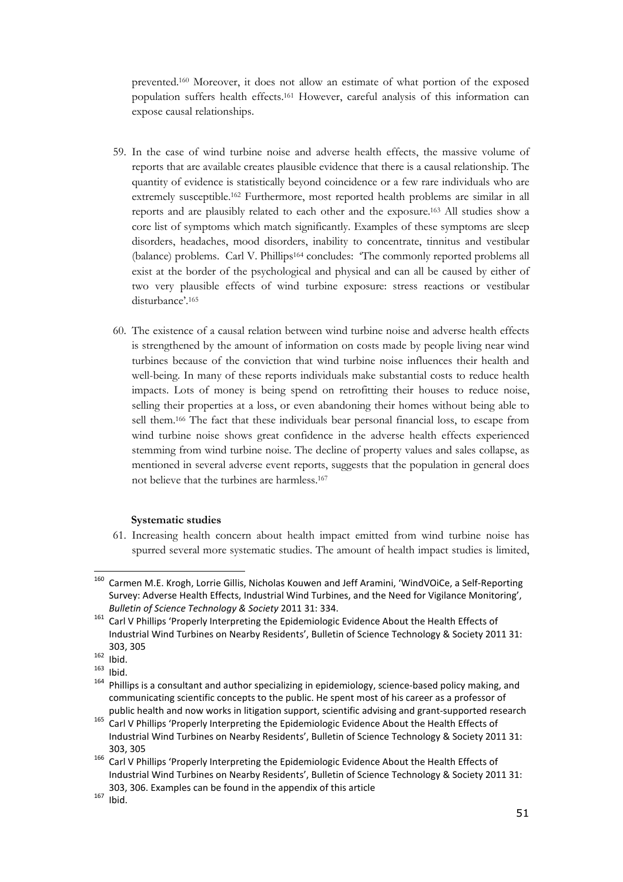prevented.[160] Moreover, it does not allow an estimate of what portion of the exposed population suffers health effects.[161] However, careful analysis of this information can expose causal relationships.

59. In the case of wind turbine noise and adverse health effects, the massive volume of reports that are available creates plausible evidence that there is a causal relationship. The quantity of evidence is statistically beyond coincidence or a few rare individuals who are extremely susceptible.[162] Furthermore, most reported health problems are similar in all reports and are plausibly related to each other and the exposure.[163] All studies show a core list of symptoms which match significantly. Examples of these symptoms are sleep disorders, headaches, mood disorders, inability to concentrate, tinnitus and vestibular (balance) problems. Carl V. Phillips[164] concludes: 'The commonly reported problems all exist at the border of the psychological and physical and can all be caused by either of two very plausible effects of wind turbine exposure: stress reactions or vestibular disturbance'.[165]

60. The existence of a causal relation between wind turbine noise and adverse health effects is strengthened by the amount of information on costs made by people living near wind turbines because of the conviction that wind turbine noise influences their health and well-being. In many of these reports individuals make substantial costs to reduce health impacts. Lots of money is being spend on retrofitting their houses to reduce noise, selling their properties at a loss, or even abandoning their homes without being able to sell them.[166] The fact that these individuals bear personal financial loss, to escape from wind turbine noise shows great confidence in the adverse health effects experienced stemming from wind turbine noise. The decline of property values and sales collapse, as mentioned in several adverse event reports, suggests that the population in general does not believe that the turbines are harmless.[167]

**Systematic studies**

61. Increasing health concern about health impact emitted from wind turbine noise has spurred several more systematic studies. The amount of health impact studies is limited,

---

[160] Carmen M.E. Krogh, Lorrie Gillis, Nicholas Kouwen and Jeff Aramini, 'WindVOiCe, a Self-Reporting Survey: Adverse Health Effects, Industrial Wind Turbines, and the Need for Vigilance Monitoring', *Bulletin of Science Technology & Society* 2011 31: 334.

[161] Carl V Phillips 'Properly Interpreting the Epidemiologic Evidence About the Health Effects of Industrial Wind Turbines on Nearby Residents', Bulletin of Science Technology & Society 2011 31: 303, 305

[162] Ibid.

[163] Ibid.

[164] Phillips is a consultant and author specializing in epidemiology, science-based policy making, and communicating scientific concepts to the public. He spent most of his career as a professor of public health and now works in litigation support, scientific advising and grant-supported research

[165] Carl V Phillips 'Properly Interpreting the Epidemiologic Evidence About the Health Effects of Industrial Wind Turbines on Nearby Residents', Bulletin of Science Technology & Society 2011 31: 303, 305

[166] Carl V Phillips 'Properly Interpreting the Epidemiologic Evidence About the Health Effects of Industrial Wind Turbines on Nearby Residents', Bulletin of Science Technology & Society 2011 31: 303, 306. Examples can be found in the appendix of this article

[167] Ibid.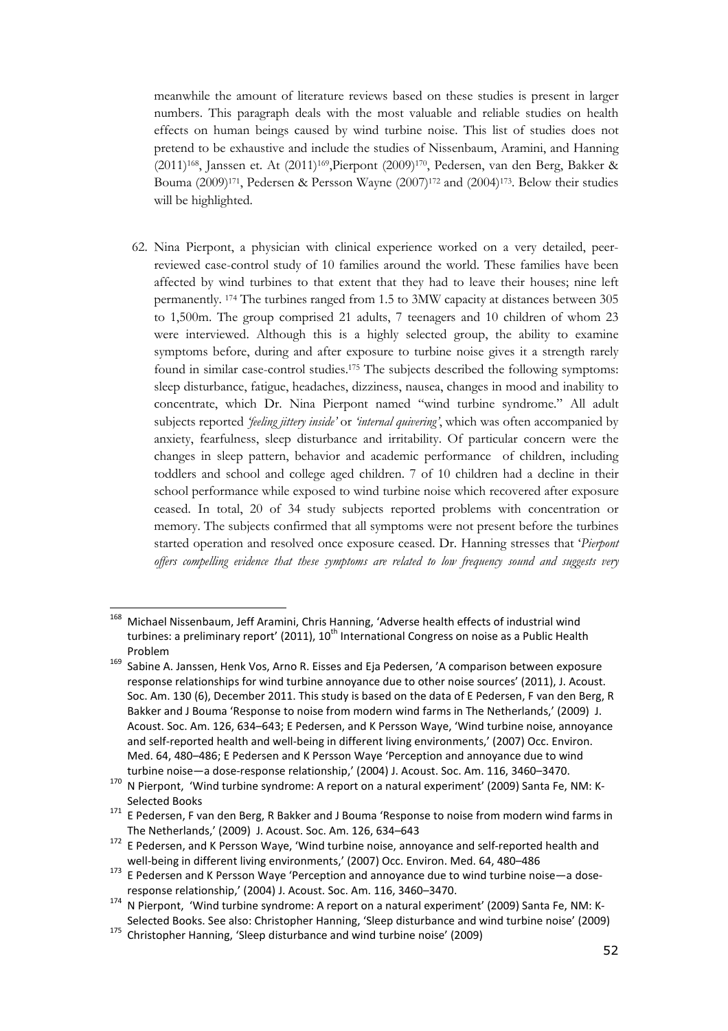meanwhile the amount of literature reviews based on these studies is present in larger numbers. This paragraph deals with the most valuable and reliable studies on health effects on human beings caused by wind turbine noise. This list of studies does not pretend to be exhaustive and include the studies of Nissenbaum, Aramini, and Hanning (2011)[168], Janssen et. At (2011)[169],Pierpont (2009)[170], Pedersen, van den Berg, Bakker & Bouma (2009)[171], Pedersen & Persson Wayne (2007)[172] and (2004)[173]. Below their studies will be highlighted.

62. Nina Pierpont, a physician with clinical experience worked on a very detailed, peer-reviewed case-control study of 10 families around the world. These families have been affected by wind turbines to that extent that they had to leave their houses; nine left permanently. [174] The turbines ranged from 1.5 to 3MW capacity at distances between 305 to 1,500m. The group comprised 21 adults, 7 teenagers and 10 children of whom 23 were interviewed. Although this is a highly selected group, the ability to examine symptoms before, during and after exposure to turbine noise gives it a strength rarely found in similar case-control studies.[175] The subjects described the following symptoms: sleep disturbance, fatigue, headaches, dizziness, nausea, changes in mood and inability to concentrate, which Dr. Nina Pierpont named "wind turbine syndrome." All adult subjects reported *'feeling jittery inside'* or *'internal quivering'*, which was often accompanied by anxiety, fearfulness, sleep disturbance and irritability. Of particular concern were the changes in sleep pattern, behavior and academic performance of children, including toddlers and school and college aged children. 7 of 10 children had a decline in their school performance while exposed to wind turbine noise which recovered after exposure ceased. In total, 20 of 34 study subjects reported problems with concentration or memory. The subjects confirmed that all symptoms were not present before the turbines started operation and resolved once exposure ceased. Dr. Hanning stresses that '*Pierpont offers compelling evidence that these symptoms are related to low frequency sound and suggests very*

---

[168] Michael Nissenbaum, Jeff Aramini, Chris Hanning, 'Adverse health effects of industrial wind turbines: a preliminary report' (2011), 10th International Congress on noise as a Public Health Problem

[169] Sabine A. Janssen, Henk Vos, Arno R. Eisses and Eja Pedersen, 'A comparison between exposure response relationships for wind turbine annoyance due to other noise sources' (2011), J. Acoust. Soc. Am. 130 (6), December 2011. This study is based on the data of E Pedersen, F van den Berg, R Bakker and J Bouma 'Response to noise from modern wind farms in The Netherlands,' (2009) J. Acoust. Soc. Am. 126, 634–643; E Pedersen, and K Persson Waye, 'Wind turbine noise, annoyance and self-reported health and well-being in different living environments,' (2007) Occ. Environ. Med. 64, 480–486; E Pedersen and K Persson Waye 'Perception and annoyance due to wind turbine noise—a dose-response relationship,' (2004) J. Acoust. Soc. Am. 116, 3460–3470.

[170] N Pierpont, 'Wind turbine syndrome: A report on a natural experiment' (2009) Santa Fe, NM: K-Selected Books

[171] E Pedersen, F van den Berg, R Bakker and J Bouma 'Response to noise from modern wind farms in The Netherlands,' (2009) J. Acoust. Soc. Am. 126, 634–643

[172] E Pedersen, and K Persson Waye, 'Wind turbine noise, annoyance and self-reported health and well-being in different living environments,' (2007) Occ. Environ. Med. 64, 480–486

[173] E Pedersen and K Persson Waye 'Perception and annoyance due to wind turbine noise—a dose-response relationship,' (2004) J. Acoust. Soc. Am. 116, 3460–3470.

[174] N Pierpont, 'Wind turbine syndrome: A report on a natural experiment' (2009) Santa Fe, NM: K-Selected Books. See also: Christopher Hanning, 'Sleep disturbance and wind turbine noise' (2009)

[175] Christopher Hanning, 'Sleep disturbance and wind turbine noise' (2009)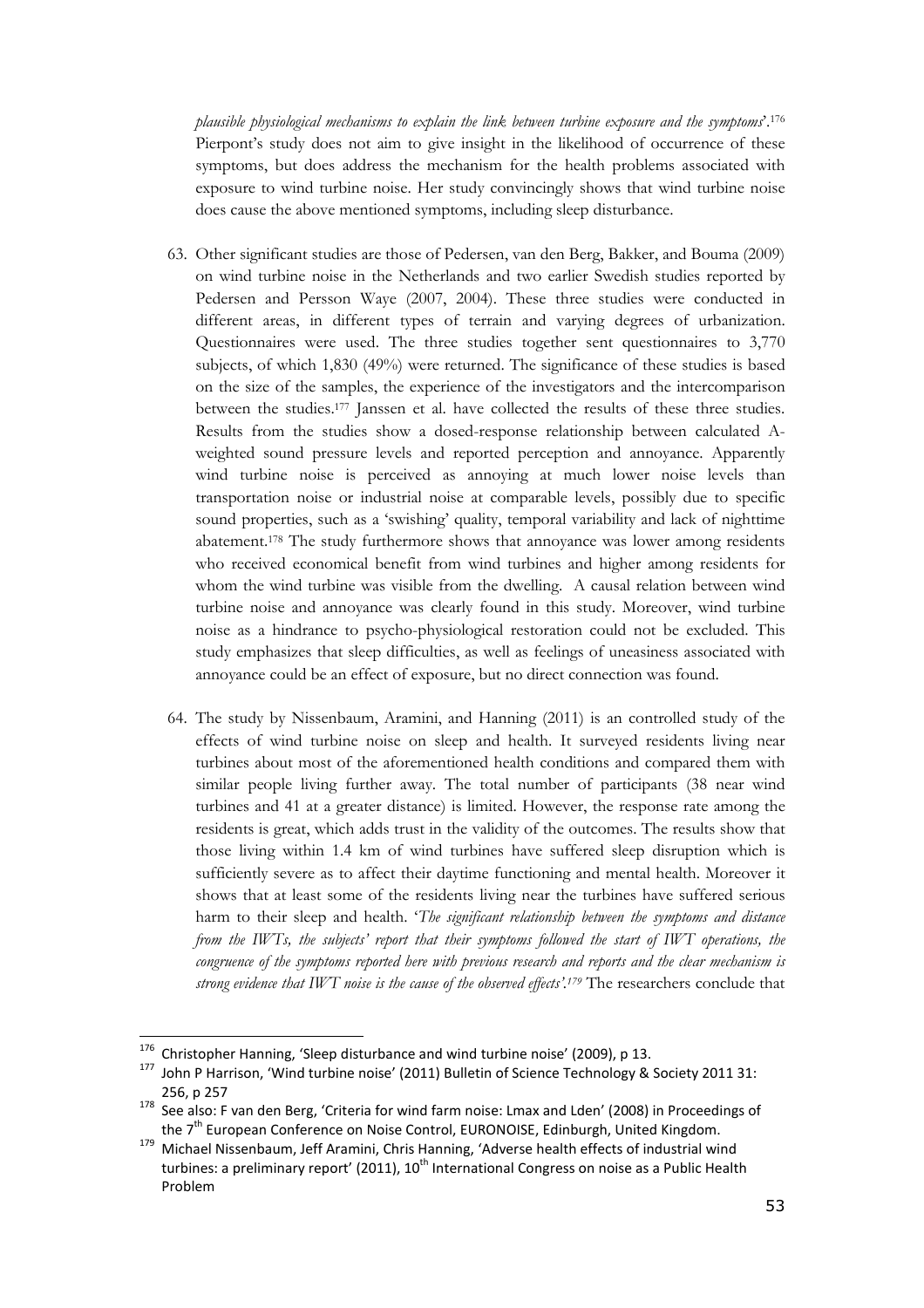*plausible physiological mechanisms to explain the link between turbine exposure and the symptoms*'.[176] Pierpont's study does not aim to give insight in the likelihood of occurrence of these symptoms, but does address the mechanism for the health problems associated with exposure to wind turbine noise. Her study convincingly shows that wind turbine noise does cause the above mentioned symptoms, including sleep disturbance.

63. Other significant studies are those of Pedersen, van den Berg, Bakker, and Bouma (2009) on wind turbine noise in the Netherlands and two earlier Swedish studies reported by Pedersen and Persson Waye (2007, 2004). These three studies were conducted in different areas, in different types of terrain and varying degrees of urbanization. Questionnaires were used. The three studies together sent questionnaires to 3,770 subjects, of which 1,830 (49%) were returned. The significance of these studies is based on the size of the samples, the experience of the investigators and the intercomparison between the studies.[177] Janssen et al. have collected the results of these three studies. Results from the studies show a dosed-response relationship between calculated A-weighted sound pressure levels and reported perception and annoyance. Apparently wind turbine noise is perceived as annoying at much lower noise levels than transportation noise or industrial noise at comparable levels, possibly due to specific sound properties, such as a 'swishing' quality, temporal variability and lack of nighttime abatement.[178] The study furthermore shows that annoyance was lower among residents who received economical benefit from wind turbines and higher among residents for whom the wind turbine was visible from the dwelling. A causal relation between wind turbine noise and annoyance was clearly found in this study. Moreover, wind turbine noise as a hindrance to psycho-physiological restoration could not be excluded. This study emphasizes that sleep difficulties, as well as feelings of uneasiness associated with annoyance could be an effect of exposure, but no direct connection was found.

64. The study by Nissenbaum, Aramini, and Hanning (2011) is an controlled study of the effects of wind turbine noise on sleep and health. It surveyed residents living near turbines about most of the aforementioned health conditions and compared them with similar people living further away. The total number of participants (38 near wind turbines and 41 at a greater distance) is limited. However, the response rate among the residents is great, which adds trust in the validity of the outcomes. The results show that those living within 1.4 km of wind turbines have suffered sleep disruption which is sufficiently severe as to affect their daytime functioning and mental health. Moreover it shows that at least some of the residents living near the turbines have suffered serious harm to their sleep and health. '*The significant relationship between the symptoms and distance from the IWTs, the subjects' report that their symptoms followed the start of IWT operations, the congruence of the symptoms reported here with previous research and reports and the clear mechanism is strong evidence that IWT noise is the cause of the observed effects'.*[179] The researchers conclude that

---

[176] Christopher Hanning, 'Sleep disturbance and wind turbine noise' (2009), p 13.

[177] John P Harrison, 'Wind turbine noise' (2011) Bulletin of Science Technology & Society 2011 31: 256, p 257

[178] See also: F van den Berg, 'Criteria for wind farm noise: Lmax and Lden' (2008) in Proceedings of the 7th European Conference on Noise Control, EURONOISE, Edinburgh, United Kingdom.

[179] Michael Nissenbaum, Jeff Aramini, Chris Hanning, 'Adverse health effects of industrial wind turbines: a preliminary report' (2011), 10th International Congress on noise as a Public Health Problem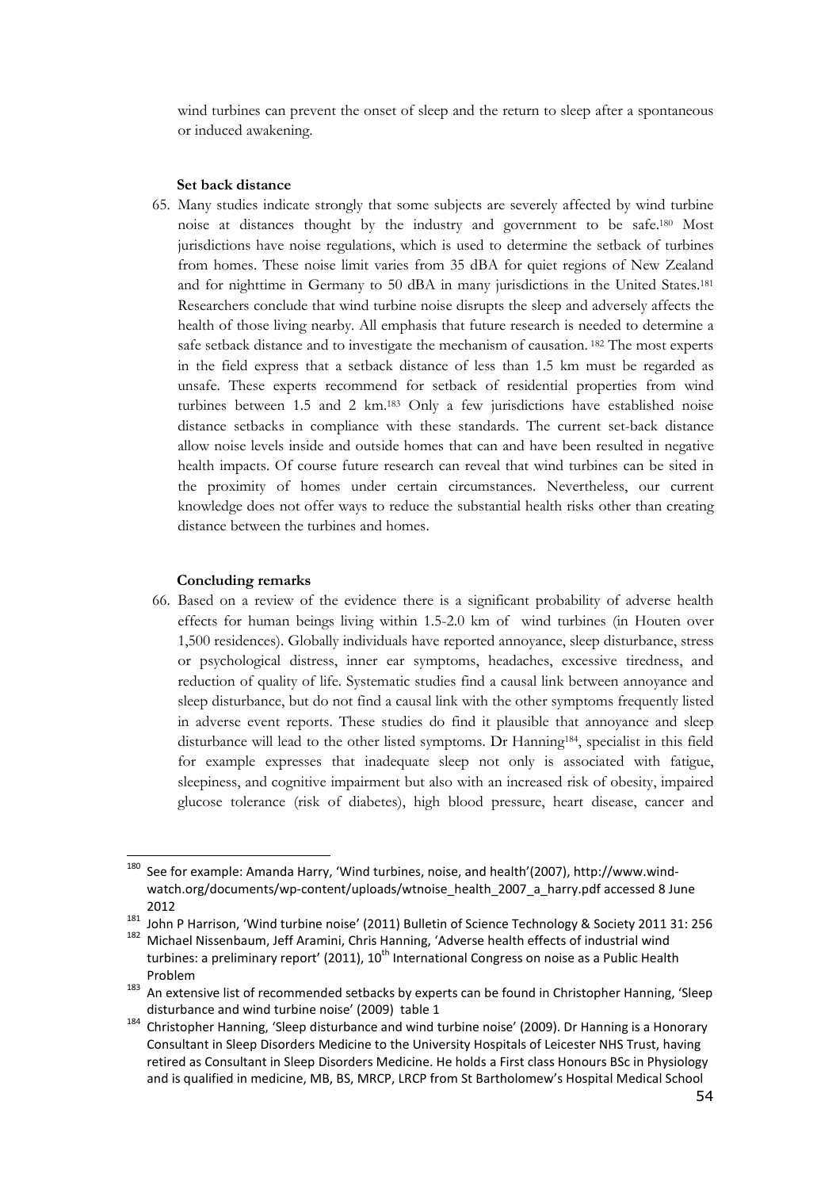wind turbines can prevent the onset of sleep and the return to sleep after a spontaneous or induced awakening.

**Set back distance**

65. Many studies indicate strongly that some subjects are severely affected by wind turbine noise at distances thought by the industry and government to be safe.[180] Most jurisdictions have noise regulations, which is used to determine the setback of turbines from homes. These noise limit varies from 35 dBA for quiet regions of New Zealand and for nighttime in Germany to 50 dBA in many jurisdictions in the United States.[181] Researchers conclude that wind turbine noise disrupts the sleep and adversely affects the health of those living nearby. All emphasis that future research is needed to determine a safe setback distance and to investigate the mechanism of causation. [182] The most experts in the field express that a setback distance of less than 1.5 km must be regarded as unsafe. These experts recommend for setback of residential properties from wind turbines between 1.5 and 2 km.[183] Only a few jurisdictions have established noise distance setbacks in compliance with these standards. The current set-back distance allow noise levels inside and outside homes that can and have been resulted in negative health impacts. Of course future research can reveal that wind turbines can be sited in the proximity of homes under certain circumstances. Nevertheless, our current knowledge does not offer ways to reduce the substantial health risks other than creating distance between the turbines and homes.

**Concluding remarks**

66. Based on a review of the evidence there is a significant probability of adverse health effects for human beings living within 1.5-2.0 km of wind turbines (in Houten over 1,500 residences). Globally individuals have reported annoyance, sleep disturbance, stress or psychological distress, inner ear symptoms, headaches, excessive tiredness, and reduction of quality of life. Systematic studies find a causal link between annoyance and sleep disturbance, but do not find a causal link with the other symptoms frequently listed in adverse event reports. These studies do find it plausible that annoyance and sleep disturbance will lead to the other listed symptoms. Dr Hanning[184], specialist in this field for example expresses that inadequate sleep not only is associated with fatigue, sleepiness, and cognitive impairment but also with an increased risk of obesity, impaired glucose tolerance (risk of diabetes), high blood pressure, heart disease, cancer and

---

[180] See for example: Amanda Harry, 'Wind turbines, noise, and health'(2007), http://www.wind-watch.org/documents/wp-content/uploads/wtnoise_health_2007_a_harry.pdf accessed 8 June 2012

[181] John P Harrison, 'Wind turbine noise' (2011) Bulletin of Science Technology & Society 2011 31: 256

[182] Michael Nissenbaum, Jeff Aramini, Chris Hanning, 'Adverse health effects of industrial wind turbines: a preliminary report' (2011), 10th International Congress on noise as a Public Health Problem

[183] An extensive list of recommended setbacks by experts can be found in Christopher Hanning, 'Sleep disturbance and wind turbine noise' (2009) table 1

[184] Christopher Hanning, 'Sleep disturbance and wind turbine noise' (2009). Dr Hanning is a Honorary Consultant in Sleep Disorders Medicine to the University Hospitals of Leicester NHS Trust, having retired as Consultant in Sleep Disorders Medicine. He holds a First class Honours BSc in Physiology and is qualified in medicine, MB, BS, MRCP, LRCP from St Bartholomew's Hospital Medical School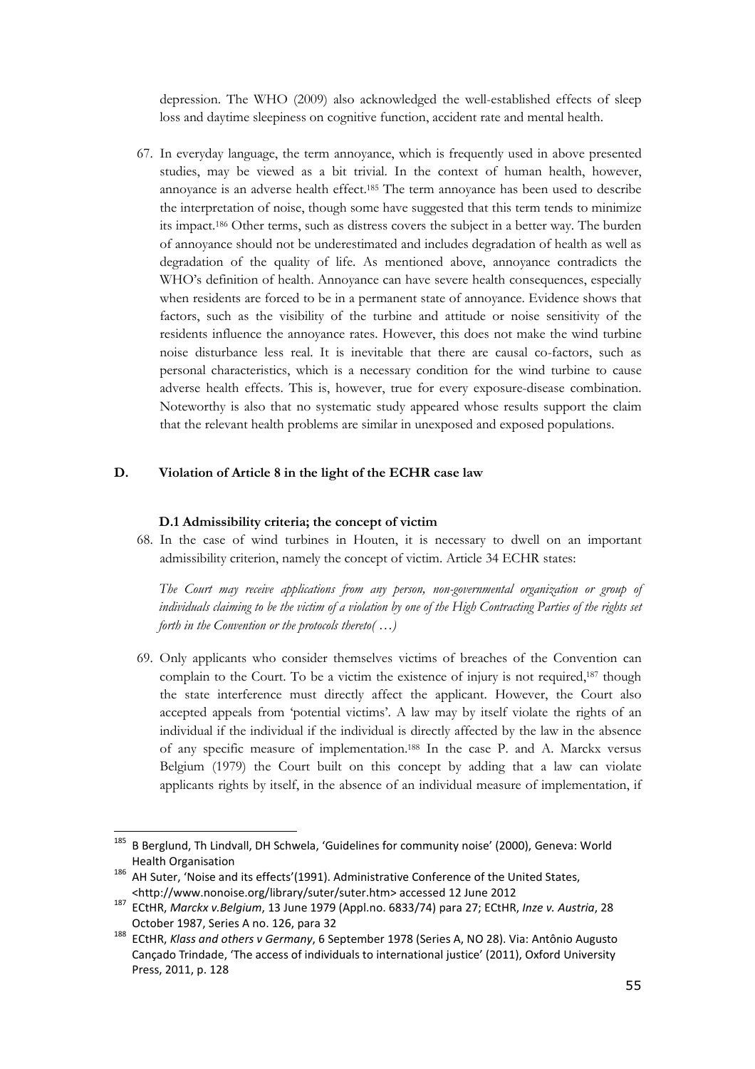depression. The WHO (2009) also acknowledged the well-established effects of sleep loss and daytime sleepiness on cognitive function, accident rate and mental health.

67. In everyday language, the term annoyance, which is frequently used in above presented studies, may be viewed as a bit trivial. In the context of human health, however, annoyance is an adverse health effect.[185] The term annoyance has been used to describe the interpretation of noise, though some have suggested that this term tends to minimize its impact.[186] Other terms, such as distress covers the subject in a better way. The burden of annoyance should not be underestimated and includes degradation of health as well as degradation of the quality of life. As mentioned above, annoyance contradicts the WHO's definition of health. Annoyance can have severe health consequences, especially when residents are forced to be in a permanent state of annoyance. Evidence shows that factors, such as the visibility of the turbine and attitude or noise sensitivity of the residents influence the annoyance rates. However, this does not make the wind turbine noise disturbance less real. It is inevitable that there are causal co-factors, such as personal characteristics, which is a necessary condition for the wind turbine to cause adverse health effects. This is, however, true for every exposure-disease combination. Noteworthy is also that no systematic study appeared whose results support the claim that the relevant health problems are similar in unexposed and exposed populations.

## D. Violation of Article 8 in the light of the ECHR case law

### D.1 Admissibility criteria; the concept of victim

68. In the case of wind turbines in Houten, it is necessary to dwell on an important admissibility criterion, namely the concept of victim. Article 34 ECHR states:

*The Court may receive applications from any person, non-governmental organization or group of individuals claiming to be the victim of a violation by one of the High Contracting Parties of the rights set forth in the Convention or the protocols thereto( …)*

69. Only applicants who consider themselves victims of breaches of the Convention can complain to the Court. To be a victim the existence of injury is not required,[187] though the state interference must directly affect the applicant. However, the Court also accepted appeals from 'potential victims'. A law may by itself violate the rights of an individual if the individual if the individual is directly affected by the law in the absence of any specific measure of implementation.[188] In the case P. and A. Marckx versus Belgium (1979) the Court built on this concept by adding that a law can violate applicants rights by itself, in the absence of an individual measure of implementation, if

---

[185] B Berglund, Th Lindvall, DH Schwela, 'Guidelines for community noise' (2000), Geneva: World Health Organisation

[186] AH Suter, 'Noise and its effects'(1991). Administrative Conference of the United States, <http://www.nonoise.org/library/suter/suter.htm> accessed 12 June 2012

[187] ECtHR, *Marckx v.Belgium*, 13 June 1979 (Appl.no. 6833/74) para 27; ECtHR, *Inze v. Austria*, 28 October 1987, Series A no. 126, para 32

[188] ECtHR, *Klass and others v Germany*, 6 September 1978 (Series A, NO 28). Via: Antônio Augusto Cançado Trindade, 'The access of individuals to international justice' (2011), Oxford University Press, 2011, p. 128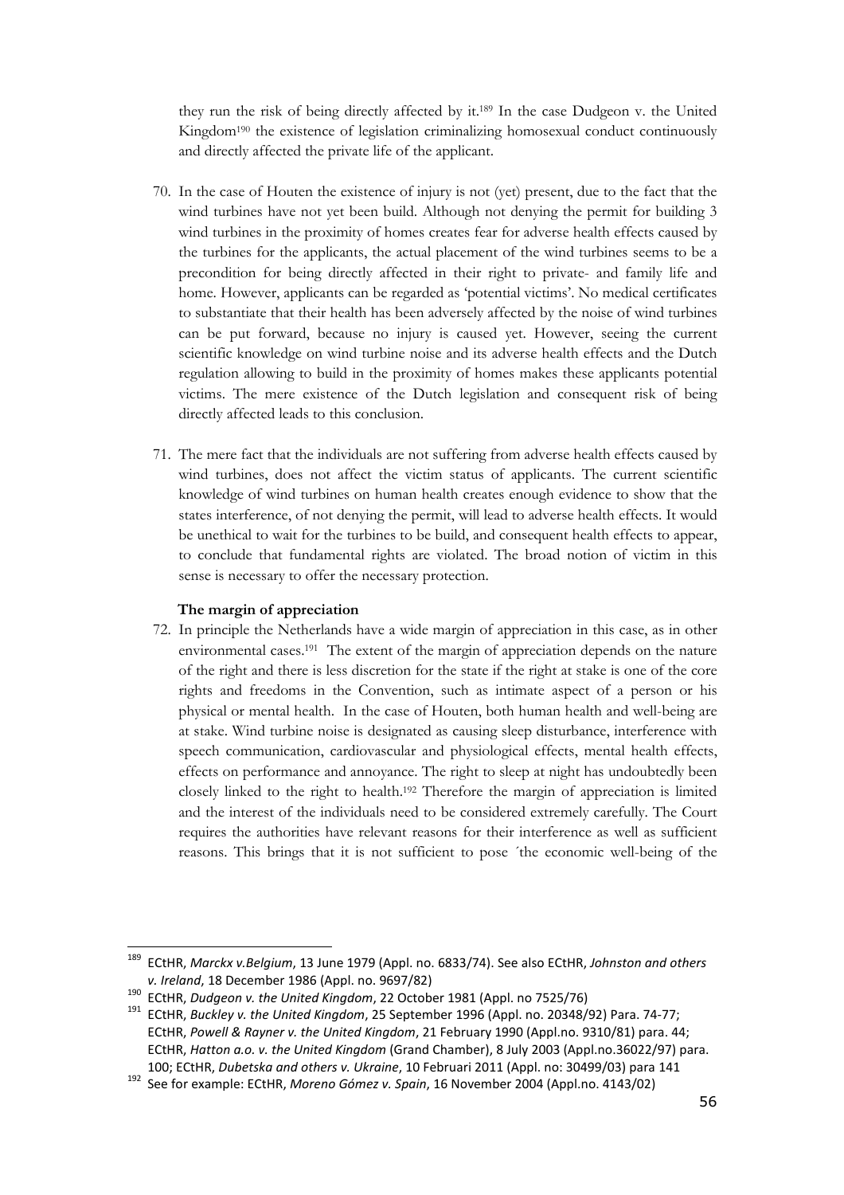they run the risk of being directly affected by it.[189] In the case Dudgeon v. the United Kingdom[190] the existence of legislation criminalizing homosexual conduct continuously and directly affected the private life of the applicant.

70. In the case of Houten the existence of injury is not (yet) present, due to the fact that the wind turbines have not yet been build. Although not denying the permit for building 3 wind turbines in the proximity of homes creates fear for adverse health effects caused by the turbines for the applicants, the actual placement of the wind turbines seems to be a precondition for being directly affected in their right to private- and family life and home. However, applicants can be regarded as 'potential victims'. No medical certificates to substantiate that their health has been adversely affected by the noise of wind turbines can be put forward, because no injury is caused yet. However, seeing the current scientific knowledge on wind turbine noise and its adverse health effects and the Dutch regulation allowing to build in the proximity of homes makes these applicants potential victims. The mere existence of the Dutch legislation and consequent risk of being directly affected leads to this conclusion.

71. The mere fact that the individuals are not suffering from adverse health effects caused by wind turbines, does not affect the victim status of applicants. The current scientific knowledge of wind turbines on human health creates enough evidence to show that the states interference, of not denying the permit, will lead to adverse health effects. It would be unethical to wait for the turbines to be build, and consequent health effects to appear, to conclude that fundamental rights are violated. The broad notion of victim in this sense is necessary to offer the necessary protection.

**The margin of appreciation**

72. In principle the Netherlands have a wide margin of appreciation in this case, as in other environmental cases.[191] The extent of the margin of appreciation depends on the nature of the right and there is less discretion for the state if the right at stake is one of the core rights and freedoms in the Convention, such as intimate aspect of a person or his physical or mental health. In the case of Houten, both human health and well-being are at stake. Wind turbine noise is designated as causing sleep disturbance, interference with speech communication, cardiovascular and physiological effects, mental health effects, effects on performance and annoyance. The right to sleep at night has undoubtedly been closely linked to the right to health.[192] Therefore the margin of appreciation is limited and the interest of the individuals need to be considered extremely carefully. The Court requires the authorities have relevant reasons for their interference as well as sufficient reasons. This brings that it is not sufficient to pose ´the economic well-being of the

---

[189] ECtHR, *Marckx v.Belgium*, 13 June 1979 (Appl. no. 6833/74). See also ECtHR, *Johnston and others v. Ireland*, 18 December 1986 (Appl. no. 9697/82)

[190] ECtHR, *Dudgeon v. the United Kingdom*, 22 October 1981 (Appl. no 7525/76)

[191] ECtHR, *Buckley v. the United Kingdom*, 25 September 1996 (Appl. no. 20348/92) Para. 74-77; ECtHR, *Powell & Rayner v. the United Kingdom*, 21 February 1990 (Appl.no. 9310/81) para. 44; ECtHR, *Hatton a.o. v. the United Kingdom* (Grand Chamber), 8 July 2003 (Appl.no.36022/97) para. 100; ECtHR, *Dubetska and others v. Ukraine*, 10 Februari 2011 (Appl. no: 30499/03) para 141

[192] See for example: ECtHR, *Moreno Gómez v. Spain*, 16 November 2004 (Appl.no. 4143/02)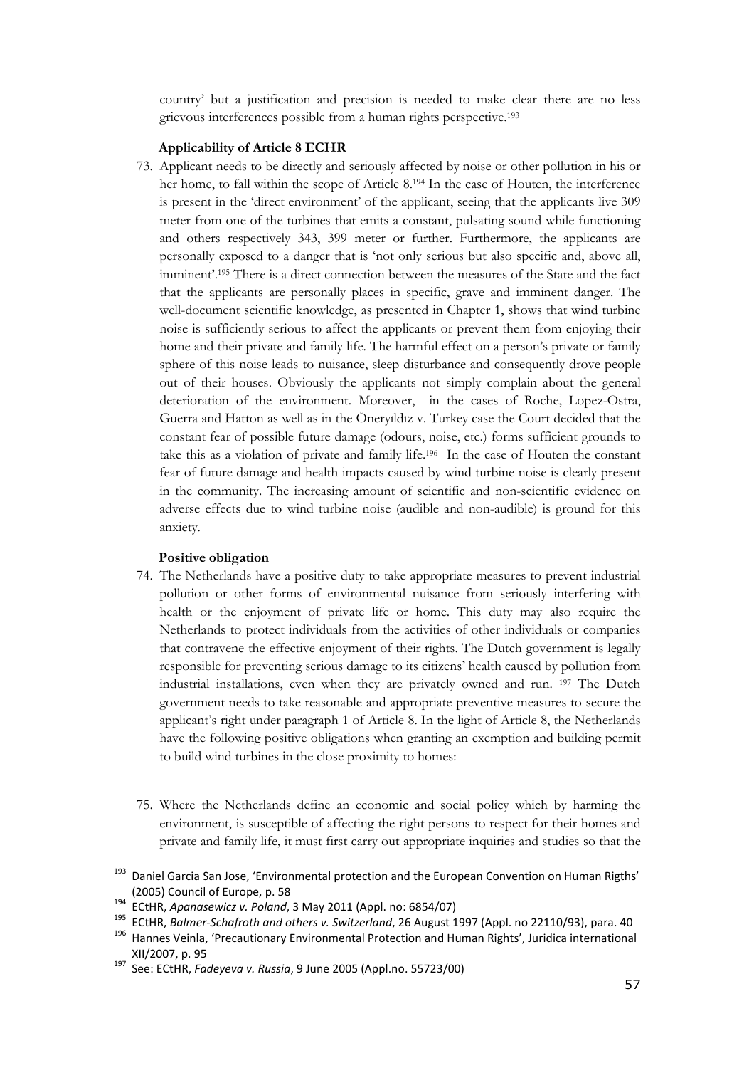country' but a justification and precision is needed to make clear there are no less grievous interferences possible from a human rights perspective.[193]

**Applicability of Article 8 ECHR**

73. Applicant needs to be directly and seriously affected by noise or other pollution in his or her home, to fall within the scope of Article 8.[194] In the case of Houten, the interference is present in the 'direct environment' of the applicant, seeing that the applicants live 309 meter from one of the turbines that emits a constant, pulsating sound while functioning and others respectively 343, 399 meter or further. Furthermore, the applicants are personally exposed to a danger that is 'not only serious but also specific and, above all, imminent'.[195] There is a direct connection between the measures of the State and the fact that the applicants are personally places in specific, grave and imminent danger. The well-document scientific knowledge, as presented in Chapter 1, shows that wind turbine noise is sufficiently serious to affect the applicants or prevent them from enjoying their home and their private and family life. The harmful effect on a person's private or family sphere of this noise leads to nuisance, sleep disturbance and consequently drove people out of their houses. Obviously the applicants not simply complain about the general deterioration of the environment. Moreover, in the cases of Roche, Lopez-Ostra, Guerra and Hatton as well as in the Öneryıldız v. Turkey case the Court decided that the constant fear of possible future damage (odours, noise, etc.) forms sufficient grounds to take this as a violation of private and family life.[196] In the case of Houten the constant fear of future damage and health impacts caused by wind turbine noise is clearly present in the community. The increasing amount of scientific and non-scientific evidence on adverse effects due to wind turbine noise (audible and non-audible) is ground for this anxiety.

**Positive obligation**

74. The Netherlands have a positive duty to take appropriate measures to prevent industrial pollution or other forms of environmental nuisance from seriously interfering with health or the enjoyment of private life or home. This duty may also require the Netherlands to protect individuals from the activities of other individuals or companies that contravene the effective enjoyment of their rights. The Dutch government is legally responsible for preventing serious damage to its citizens' health caused by pollution from industrial installations, even when they are privately owned and run. [197] The Dutch government needs to take reasonable and appropriate preventive measures to secure the applicant's right under paragraph 1 of Article 8. In the light of Article 8, the Netherlands have the following positive obligations when granting an exemption and building permit to build wind turbines in the close proximity to homes:

75. Where the Netherlands define an economic and social policy which by harming the environment, is susceptible of affecting the right persons to respect for their homes and private and family life, it must first carry out appropriate inquiries and studies so that the

---

[193] Daniel Garcia San Jose, 'Environmental protection and the European Convention on Human Rigths' (2005) Council of Europe, p. 58

[194] ECtHR, *Apanasewicz v. Poland*, 3 May 2011 (Appl. no: 6854/07)

[195] ECtHR, *Balmer-Schafroth and others v. Switzerland*, 26 August 1997 (Appl. no 22110/93), para. 40

[196] Hannes Veinla, 'Precautionary Environmental Protection and Human Rights', Juridica international XII/2007, p. 95

[197] See: ECtHR, *Fadeyeva v. Russia*, 9 June 2005 (Appl.no. 55723/00)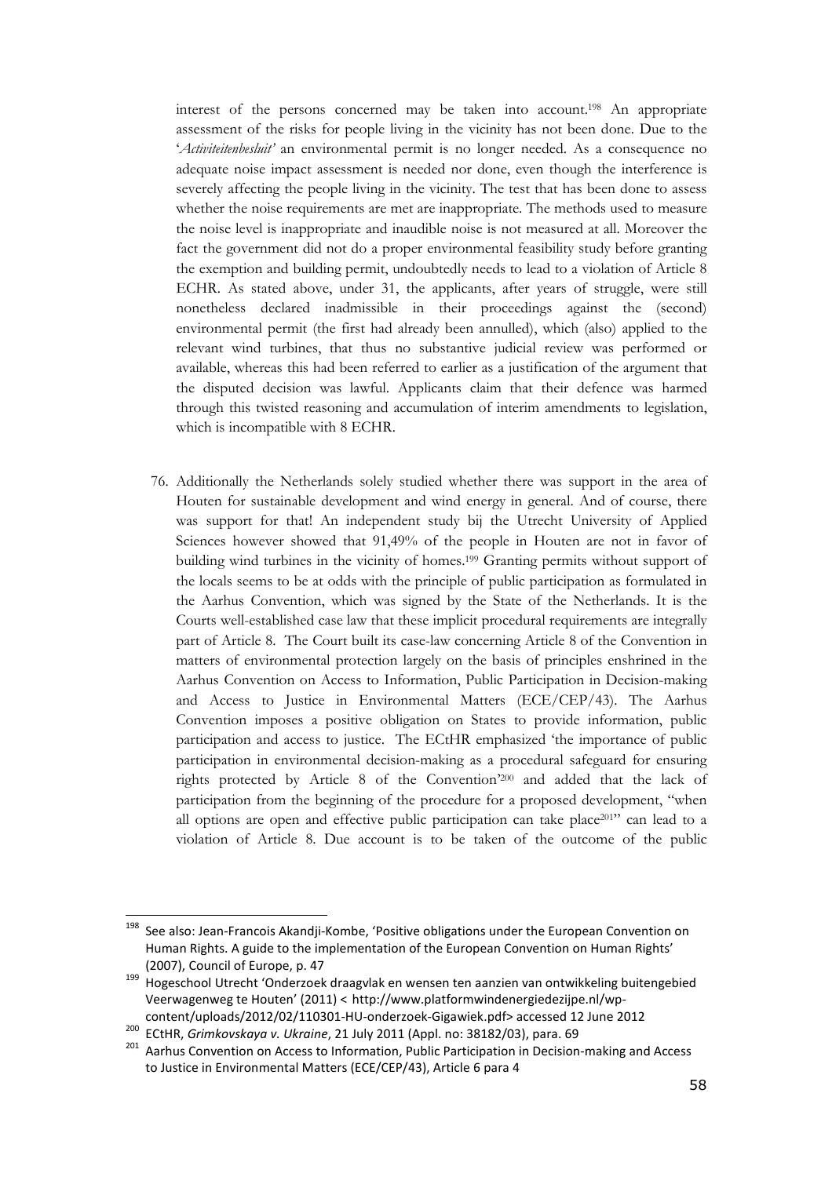interest of the persons concerned may be taken into account.[198] An appropriate assessment of the risks for people living in the vicinity has not been done. Due to the '*Activiteitenbesluit'* an environmental permit is no longer needed. As a consequence no adequate noise impact assessment is needed nor done, even though the interference is severely affecting the people living in the vicinity. The test that has been done to assess whether the noise requirements are met are inappropriate. The methods used to measure the noise level is inappropriate and inaudible noise is not measured at all. Moreover the fact the government did not do a proper environmental feasibility study before granting the exemption and building permit, undoubtedly needs to lead to a violation of Article 8 ECHR. As stated above, under 31, the applicants, after years of struggle, were still nonetheless declared inadmissible in their proceedings against the (second) environmental permit (the first had already been annulled), which (also) applied to the relevant wind turbines, that thus no substantive judicial review was performed or available, whereas this had been referred to earlier as a justification of the argument that the disputed decision was lawful. Applicants claim that their defence was harmed through this twisted reasoning and accumulation of interim amendments to legislation, which is incompatible with 8 ECHR.

76. Additionally the Netherlands solely studied whether there was support in the area of Houten for sustainable development and wind energy in general. And of course, there was support for that! An independent study bij the Utrecht University of Applied Sciences however showed that 91,49% of the people in Houten are not in favor of building wind turbines in the vicinity of homes.[199] Granting permits without support of the locals seems to be at odds with the principle of public participation as formulated in the Aarhus Convention, which was signed by the State of the Netherlands. It is the Courts well-established case law that these implicit procedural requirements are integrally part of Article 8. The Court built its case-law concerning Article 8 of the Convention in matters of environmental protection largely on the basis of principles enshrined in the Aarhus Convention on Access to Information, Public Participation in Decision-making and Access to Justice in Environmental Matters (ECE/CEP/43). The Aarhus Convention imposes a positive obligation on States to provide information, public participation and access to justice. The ECtHR emphasized 'the importance of public participation in environmental decision-making as a procedural safeguard for ensuring rights protected by Article 8 of the Convention'[200] and added that the lack of participation from the beginning of the procedure for a proposed development, "when all options are open and effective public participation can take place[201]" can lead to a violation of Article 8. Due account is to be taken of the outcome of the public

---

[198] See also: Jean-Francois Akandji-Kombe, 'Positive obligations under the European Convention on Human Rights. A guide to the implementation of the European Convention on Human Rights' (2007), Council of Europe, p. 47

[199] Hogeschool Utrecht 'Onderzoek draagvlak en wensen ten aanzien van ontwikkeling buitengebied Veerwagenweg te Houten' (2011) < http://www.platformwindenergiedezijpe.nl/wp-content/uploads/2012/02/110301-HU-onderzoek-Gigawiek.pdf> accessed 12 June 2012

[200] ECtHR, *Grimkovskaya v. Ukraine*, 21 July 2011 (Appl. no: 38182/03), para. 69

[201] Aarhus Convention on Access to Information, Public Participation in Decision-making and Access to Justice in Environmental Matters (ECE/CEP/43), Article 6 para 4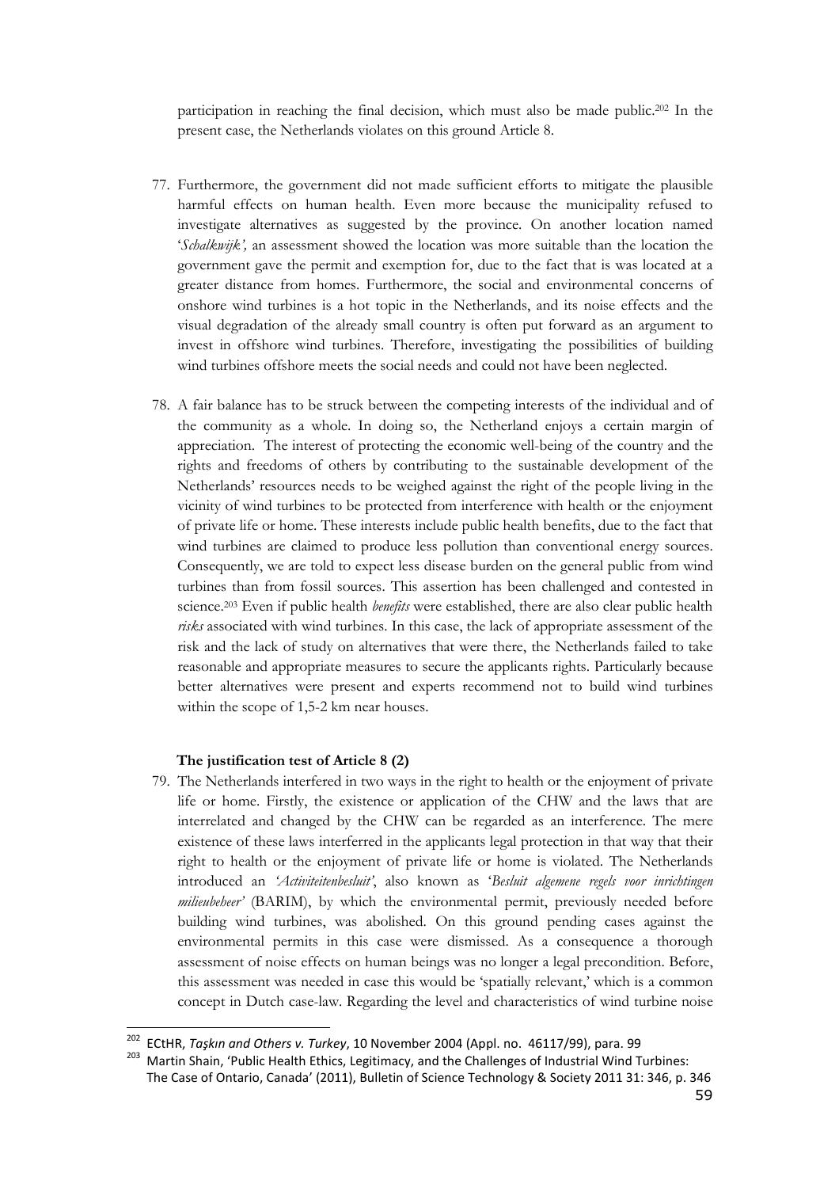participation in reaching the final decision, which must also be made public.[202] In the present case, the Netherlands violates on this ground Article 8.

77. Furthermore, the government did not made sufficient efforts to mitigate the plausible harmful effects on human health. Even more because the municipality refused to investigate alternatives as suggested by the province. On another location named '*Schalkwijk',* an assessment showed the location was more suitable than the location the government gave the permit and exemption for, due to the fact that is was located at a greater distance from homes. Furthermore, the social and environmental concerns of onshore wind turbines is a hot topic in the Netherlands, and its noise effects and the visual degradation of the already small country is often put forward as an argument to invest in offshore wind turbines. Therefore, investigating the possibilities of building wind turbines offshore meets the social needs and could not have been neglected.

78. A fair balance has to be struck between the competing interests of the individual and of the community as a whole. In doing so, the Netherland enjoys a certain margin of appreciation. The interest of protecting the economic well-being of the country and the rights and freedoms of others by contributing to the sustainable development of the Netherlands' resources needs to be weighed against the right of the people living in the vicinity of wind turbines to be protected from interference with health or the enjoyment of private life or home. These interests include public health benefits, due to the fact that wind turbines are claimed to produce less pollution than conventional energy sources. Consequently, we are told to expect less disease burden on the general public from wind turbines than from fossil sources. This assertion has been challenged and contested in science.[203] Even if public health *benefits* were established, there are also clear public health *risks* associated with wind turbines. In this case, the lack of appropriate assessment of the risk and the lack of study on alternatives that were there, the Netherlands failed to take reasonable and appropriate measures to secure the applicants rights. Particularly because better alternatives were present and experts recommend not to build wind turbines within the scope of 1,5-2 km near houses.

**The justification test of Article 8 (2)**

79. The Netherlands interfered in two ways in the right to health or the enjoyment of private life or home. Firstly, the existence or application of the CHW and the laws that are interrelated and changed by the CHW can be regarded as an interference. The mere existence of these laws interferred in the applicants legal protection in that way that their right to health or the enjoyment of private life or home is violated. The Netherlands introduced an *'Activiteitenbesluit'*, also known as '*Besluit algemene regels voor inrichtingen milieubeheer'* (BARIM), by which the environmental permit, previously needed before building wind turbines, was abolished. On this ground pending cases against the environmental permits in this case were dismissed. As a consequence a thorough assessment of noise effects on human beings was no longer a legal precondition. Before, this assessment was needed in case this would be 'spatially relevant,' which is a common concept in Dutch case-law. Regarding the level and characteristics of wind turbine noise

---

[202] ECtHR, *Taşkın and Others v. Turkey*, 10 November 2004 (Appl. no. 46117/99), para. 99

[203] Martin Shain, 'Public Health Ethics, Legitimacy, and the Challenges of Industrial Wind Turbines: The Case of Ontario, Canada' (2011), Bulletin of Science Technology & Society 2011 31: 346, p. 346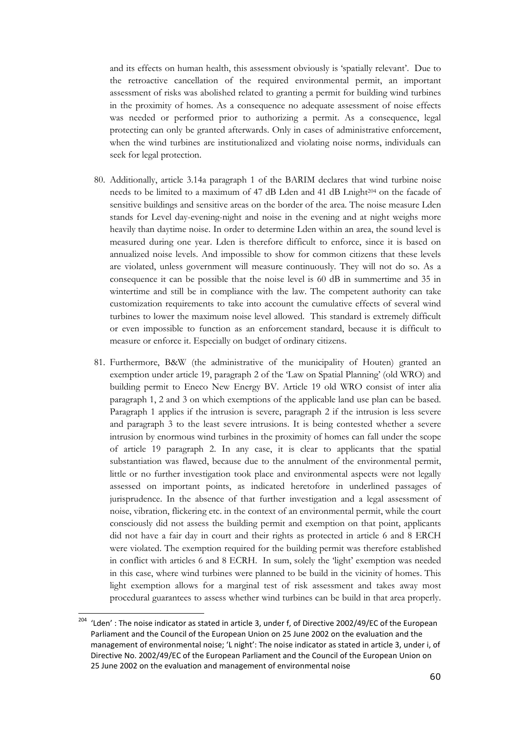and its effects on human health, this assessment obviously is 'spatially relevant'. Due to the retroactive cancellation of the required environmental permit, an important assessment of risks was abolished related to granting a permit for building wind turbines in the proximity of homes. As a consequence no adequate assessment of noise effects was needed or performed prior to authorizing a permit. As a consequence, legal protecting can only be granted afterwards. Only in cases of administrative enforcement, when the wind turbines are institutionalized and violating noise norms, individuals can seek for legal protection.

80. Additionally, article 3.14a paragraph 1 of the BARIM declares that wind turbine noise needs to be limited to a maximum of 47 dB Lden and 41 dB Lnight[204] on the facade of sensitive buildings and sensitive areas on the border of the area. The noise measure Lden stands for Level day-evening-night and noise in the evening and at night weighs more heavily than daytime noise. In order to determine Lden within an area, the sound level is measured during one year. Lden is therefore difficult to enforce, since it is based on annualized noise levels. And impossible to show for common citizens that these levels are violated, unless government will measure continuously. They will not do so. As a consequence it can be possible that the noise level is 60 dB in summertime and 35 in wintertime and still be in compliance with the law. The competent authority can take customization requirements to take into account the cumulative effects of several wind turbines to lower the maximum noise level allowed. This standard is extremely difficult or even impossible to function as an enforcement standard, because it is difficult to measure or enforce it. Especially on budget of ordinary citizens.

81. Furthermore, B&W (the administrative of the municipality of Houten) granted an exemption under article 19, paragraph 2 of the 'Law on Spatial Planning' (old WRO) and building permit to Eneco New Energy BV. Article 19 old WRO consist of inter alia paragraph 1, 2 and 3 on which exemptions of the applicable land use plan can be based. Paragraph 1 applies if the intrusion is severe, paragraph 2 if the intrusion is less severe and paragraph 3 to the least severe intrusions. It is being contested whether a severe intrusion by enormous wind turbines in the proximity of homes can fall under the scope of article 19 paragraph 2. In any case, it is clear to applicants that the spatial substantiation was flawed, because due to the annulment of the environmental permit, little or no further investigation took place and environmental aspects were not legally assessed on important points, as indicated heretofore in underlined passages of jurisprudence. In the absence of that further investigation and a legal assessment of noise, vibration, flickering etc. in the context of an environmental permit, while the court consciously did not assess the building permit and exemption on that point, applicants did not have a fair day in court and their rights as protected in article 6 and 8 ERCH were violated. The exemption required for the building permit was therefore established in conflict with articles 6 and 8 ECRH. In sum, solely the 'light' exemption was needed in this case, where wind turbines were planned to be build in the vicinity of homes. This light exemption allows for a marginal test of risk assessment and takes away most procedural guarantees to assess whether wind turbines can be build in that area properly.

---

[204] 'Lden' : The noise indicator as stated in article 3, under f, of Directive 2002/49/EC of the European Parliament and the Council of the European Union on 25 June 2002 on the evaluation and the management of environmental noise; 'L night': The noise indicator as stated in article 3, under i, of Directive No. 2002/49/EC of the European Parliament and the Council of the European Union on 25 June 2002 on the evaluation and management of environmental noise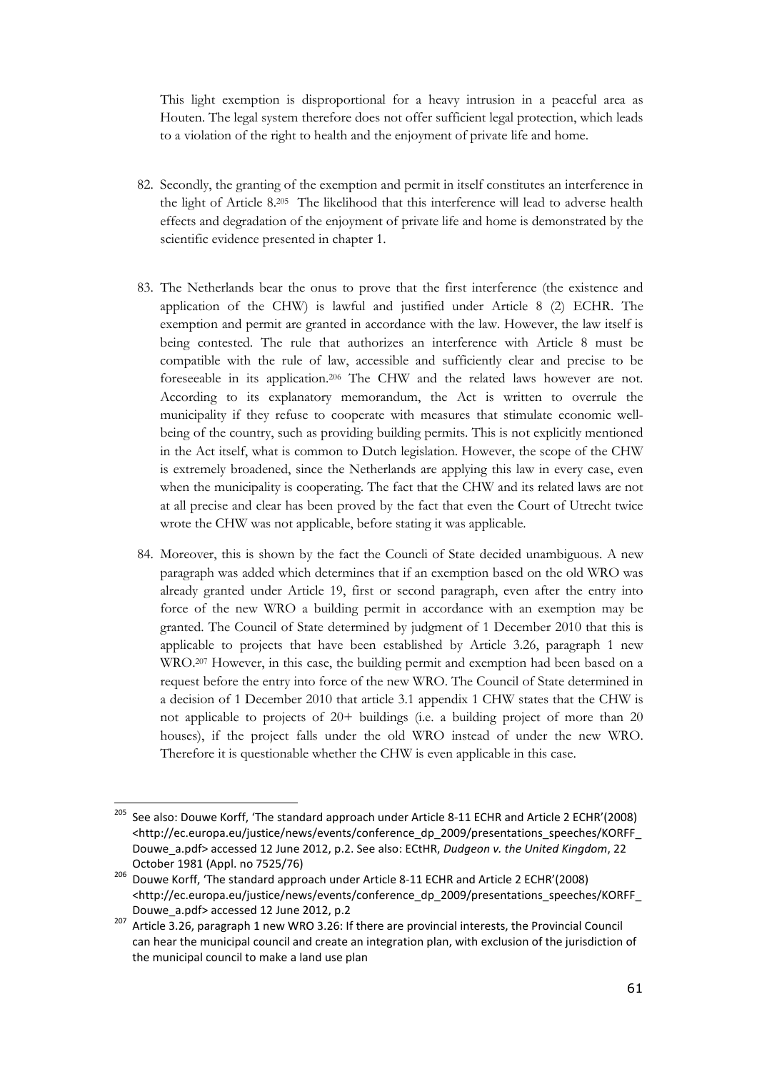This light exemption is disproportional for a heavy intrusion in a peaceful area as Houten. The legal system therefore does not offer sufficient legal protection, which leads to a violation of the right to health and the enjoyment of private life and home.

82. Secondly, the granting of the exemption and permit in itself constitutes an interference in the light of Article 8.[205] The likelihood that this interference will lead to adverse health effects and degradation of the enjoyment of private life and home is demonstrated by the scientific evidence presented in chapter 1.

83. The Netherlands bear the onus to prove that the first interference (the existence and application of the CHW) is lawful and justified under Article 8 (2) ECHR. The exemption and permit are granted in accordance with the law. However, the law itself is being contested. The rule that authorizes an interference with Article 8 must be compatible with the rule of law, accessible and sufficiently clear and precise to be foreseeable in its application.[206] The CHW and the related laws however are not. According to its explanatory memorandum, the Act is written to overrule the municipality if they refuse to cooperate with measures that stimulate economic well-being of the country, such as providing building permits. This is not explicitly mentioned in the Act itself, what is common to Dutch legislation. However, the scope of the CHW is extremely broadened, since the Netherlands are applying this law in every case, even when the municipality is cooperating. The fact that the CHW and its related laws are not at all precise and clear has been proved by the fact that even the Court of Utrecht twice wrote the CHW was not applicable, before stating it was applicable.

84. Moreover, this is shown by the fact the Councli of State decided unambiguous. A new paragraph was added which determines that if an exemption based on the old WRO was already granted under Article 19, first or second paragraph, even after the entry into force of the new WRO a building permit in accordance with an exemption may be granted. The Council of State determined by judgment of 1 December 2010 that this is applicable to projects that have been established by Article 3.26, paragraph 1 new WRO.[207] However, in this case, the building permit and exemption had been based on a request before the entry into force of the new WRO. The Council of State determined in a decision of 1 December 2010 that article 3.1 appendix 1 CHW states that the CHW is not applicable to projects of 20+ buildings (i.e. a building project of more than 20 houses), if the project falls under the old WRO instead of under the new WRO. Therefore it is questionable whether the CHW is even applicable in this case.

---

[205] See also: Douwe Korff, 'The standard approach under Article 8-11 ECHR and Article 2 ECHR'(2008) <http://ec.europa.eu/justice/news/events/conference_dp_2009/presentations_speeches/KORFF_Douwe_a.pdf> accessed 12 June 2012, p.2. See also: ECtHR, *Dudgeon v. the United Kingdom*, 22 October 1981 (Appl. no 7525/76)

[206] Douwe Korff, 'The standard approach under Article 8-11 ECHR and Article 2 ECHR'(2008) <http://ec.europa.eu/justice/news/events/conference_dp_2009/presentations_speeches/KORFF_Douwe_a.pdf> accessed 12 June 2012, p.2

[207] Article 3.26, paragraph 1 new WRO 3.26: If there are provincial interests, the Provincial Council can hear the municipal council and create an integration plan, with exclusion of the jurisdiction of the municipal council to make a land use plan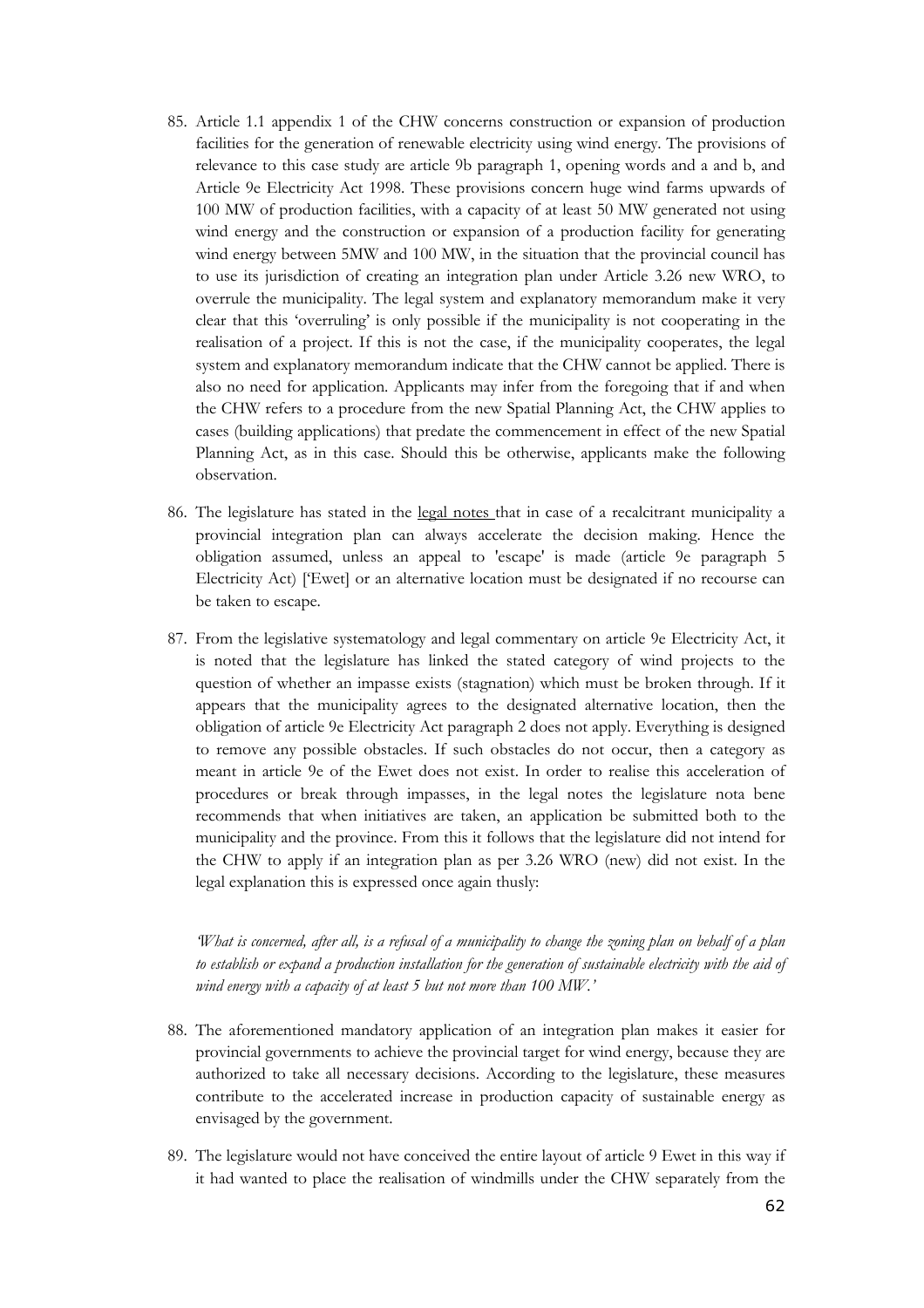85. Article 1.1 appendix 1 of the CHW concerns construction or expansion of production facilities for the generation of renewable electricity using wind energy. The provisions of relevance to this case study are article 9b paragraph 1, opening words and a and b, and Article 9e Electricity Act 1998. These provisions concern huge wind farms upwards of 100 MW of production facilities, with a capacity of at least 50 MW generated not using wind energy and the construction or expansion of a production facility for generating wind energy between 5MW and 100 MW, in the situation that the provincial council has to use its jurisdiction of creating an integration plan under Article 3.26 new WRO, to overrule the municipality. The legal system and explanatory memorandum make it very clear that this 'overruling' is only possible if the municipality is not cooperating in the realisation of a project. If this is not the case, if the municipality cooperates, the legal system and explanatory memorandum indicate that the CHW cannot be applied. There is also no need for application. Applicants may infer from the foregoing that if and when the CHW refers to a procedure from the new Spatial Planning Act, the CHW applies to cases (building applications) that predate the commencement in effect of the new Spatial Planning Act, as in this case. Should this be otherwise, applicants make the following observation.

86. The legislature has stated in the legal notes that in case of a recalcitrant municipality a provincial integration plan can always accelerate the decision making. Hence the obligation assumed, unless an appeal to 'escape' is made (article 9e paragraph 5 Electricity Act) ['Ewet] or an alternative location must be designated if no recourse can be taken to escape.

87. From the legislative systematology and legal commentary on article 9e Electricity Act, it is noted that the legislature has linked the stated category of wind projects to the question of whether an impasse exists (stagnation) which must be broken through. If it appears that the municipality agrees to the designated alternative location, then the obligation of article 9e Electricity Act paragraph 2 does not apply. Everything is designed to remove any possible obstacles. If such obstacles do not occur, then a category as meant in article 9e of the Ewet does not exist. In order to realise this acceleration of procedures or break through impasses, in the legal notes the legislature nota bene recommends that when initiatives are taken, an application be submitted both to the municipality and the province. From this it follows that the legislature did not intend for the CHW to apply if an integration plan as per 3.26 WRO (new) did not exist. In the legal explanation this is expressed once again thusly:

*'What is concerned, after all, is a refusal of a municipality to change the zoning plan on behalf of a plan to establish or expand a production installation for the generation of sustainable electricity with the aid of wind energy with a capacity of at least 5 but not more than 100 MW.'*

88. The aforementioned mandatory application of an integration plan makes it easier for provincial governments to achieve the provincial target for wind energy, because they are authorized to take all necessary decisions. According to the legislature, these measures contribute to the accelerated increase in production capacity of sustainable energy as envisaged by the government.

89. The legislature would not have conceived the entire layout of article 9 Ewet in this way if it had wanted to place the realisation of windmills under the CHW separately from the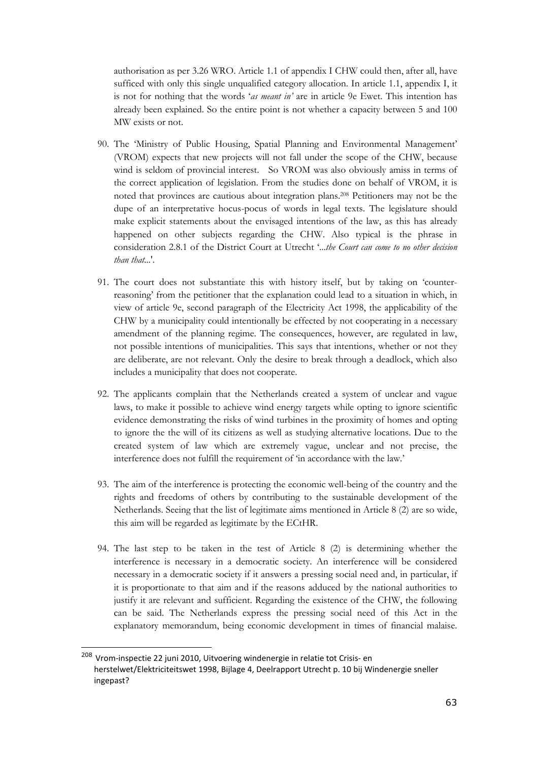authorisation as per 3.26 WRO. Article 1.1 of appendix I CHW could then, after all, have sufficed with only this single unqualified category allocation. In article 1.1, appendix I, it is not for nothing that the words '*as meant in'* are in article 9e Ewet. This intention has already been explained. So the entire point is not whether a capacity between 5 and 100 MW exists or not.

90. The 'Ministry of Public Housing, Spatial Planning and Environmental Management' (VROM) expects that new projects will not fall under the scope of the CHW, because wind is seldom of provincial interest. So VROM was also obviously amiss in terms of the correct application of legislation. From the studies done on behalf of VROM, it is noted that provinces are cautious about integration plans.[208] Petitioners may not be the dupe of an interpretative hocus-pocus of words in legal texts. The legislature should make explicit statements about the envisaged intentions of the law, as this has already happened on other subjects regarding the CHW. Also typical is the phrase in consideration 2.8.1 of the District Court at Utrecht '*...the Court can come to no other decision than that...*'.

91. The court does not substantiate this with history itself, but by taking on 'counter-reasoning' from the petitioner that the explanation could lead to a situation in which, in view of article 9e, second paragraph of the Electricity Act 1998, the applicability of the CHW by a municipality could intentionally be effected by not cooperating in a necessary amendment of the planning regime. The consequences, however, are regulated in law, not possible intentions of municipalities. This says that intentions, whether or not they are deliberate, are not relevant. Only the desire to break through a deadlock, which also includes a municipality that does not cooperate.

92. The applicants complain that the Netherlands created a system of unclear and vague laws, to make it possible to achieve wind energy targets while opting to ignore scientific evidence demonstrating the risks of wind turbines in the proximity of homes and opting to ignore the the will of its citizens as well as studying alternative locations. Due to the created system of law which are extremely vague, unclear and not precise, the interference does not fulfill the requirement of 'in accordance with the law.'

93. The aim of the interference is protecting the economic well-being of the country and the rights and freedoms of others by contributing to the sustainable development of the Netherlands. Seeing that the list of legitimate aims mentioned in Article 8 (2) are so wide, this aim will be regarded as legitimate by the ECtHR.

94. The last step to be taken in the test of Article 8 (2) is determining whether the interference is necessary in a democratic society. An interference will be considered necessary in a democratic society if it answers a pressing social need and, in particular, if it is proportionate to that aim and if the reasons adduced by the national authorities to justify it are relevant and sufficient. Regarding the existence of the CHW, the following can be said. The Netherlands express the pressing social need of this Act in the explanatory memorandum, being economic development in times of financial malaise.

---

[208] Vrom-inspectie 22 juni 2010, Uitvoering windenergie in relatie tot Crisis- en herstelwet/Elektriciteitswet 1998, Bijlage 4, Deelrapport Utrecht p. 10 bij Windenergie sneller ingepast?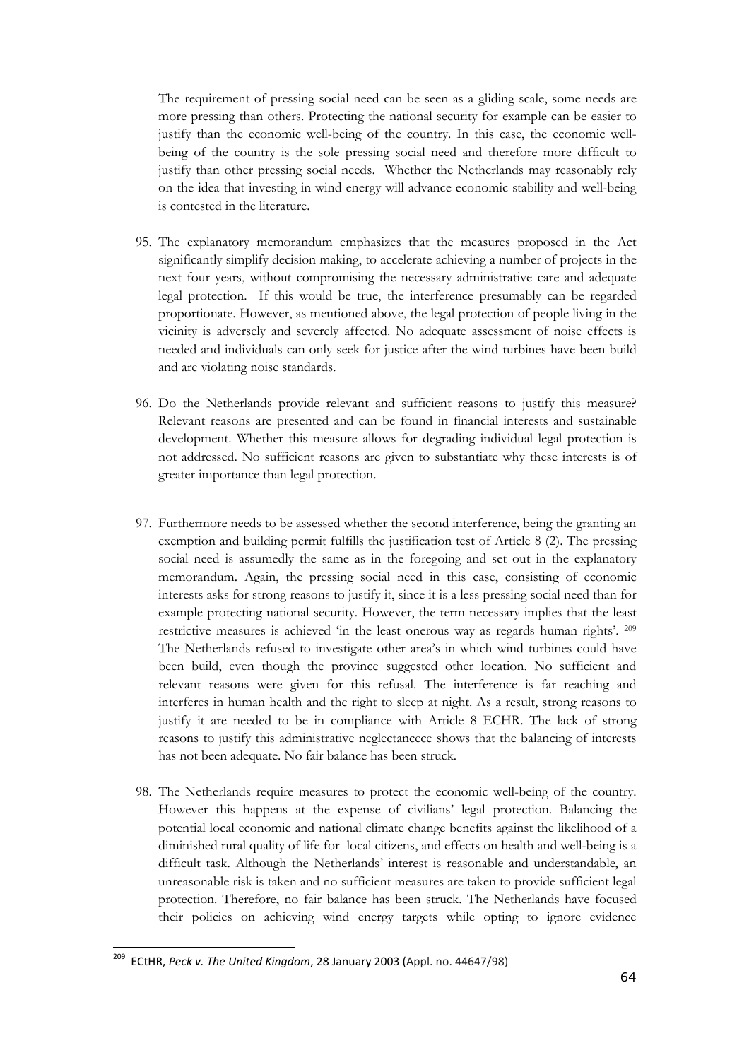The requirement of pressing social need can be seen as a gliding scale, some needs are more pressing than others. Protecting the national security for example can be easier to justify than the economic well-being of the country. In this case, the economic well-being of the country is the sole pressing social need and therefore more difficult to justify than other pressing social needs. Whether the Netherlands may reasonably rely on the idea that investing in wind energy will advance economic stability and well-being is contested in the literature.

95. The explanatory memorandum emphasizes that the measures proposed in the Act significantly simplify decision making, to accelerate achieving a number of projects in the next four years, without compromising the necessary administrative care and adequate legal protection. If this would be true, the interference presumably can be regarded proportionate. However, as mentioned above, the legal protection of people living in the vicinity is adversely and severely affected. No adequate assessment of noise effects is needed and individuals can only seek for justice after the wind turbines have been build and are violating noise standards.

96. Do the Netherlands provide relevant and sufficient reasons to justify this measure? Relevant reasons are presented and can be found in financial interests and sustainable development. Whether this measure allows for degrading individual legal protection is not addressed. No sufficient reasons are given to substantiate why these interests is of greater importance than legal protection.

97. Furthermore needs to be assessed whether the second interference, being the granting an exemption and building permit fulfills the justification test of Article 8 (2). The pressing social need is assumedly the same as in the foregoing and set out in the explanatory memorandum. Again, the pressing social need in this case, consisting of economic interests asks for strong reasons to justify it, since it is a less pressing social need than for example protecting national security. However, the term necessary implies that the least restrictive measures is achieved 'in the least onerous way as regards human rights'. [209] The Netherlands refused to investigate other area's in which wind turbines could have been build, even though the province suggested other location. No sufficient and relevant reasons were given for this refusal. The interference is far reaching and interferes in human health and the right to sleep at night. As a result, strong reasons to justify it are needed to be in compliance with Article 8 ECHR. The lack of strong reasons to justify this administrative neglectancece shows that the balancing of interests has not been adequate. No fair balance has been struck.

98. The Netherlands require measures to protect the economic well-being of the country. However this happens at the expense of civilians' legal protection. Balancing the potential local economic and national climate change benefits against the likelihood of a diminished rural quality of life for local citizens, and effects on health and well-being is a difficult task. Although the Netherlands' interest is reasonable and understandable, an unreasonable risk is taken and no sufficient measures are taken to provide sufficient legal protection. Therefore, no fair balance has been struck. The Netherlands have focused their policies on achieving wind energy targets while opting to ignore evidence

---

[209] ECtHR, *Peck v. The United Kingdom*, 28 January 2003 (Appl. no. 44647/98)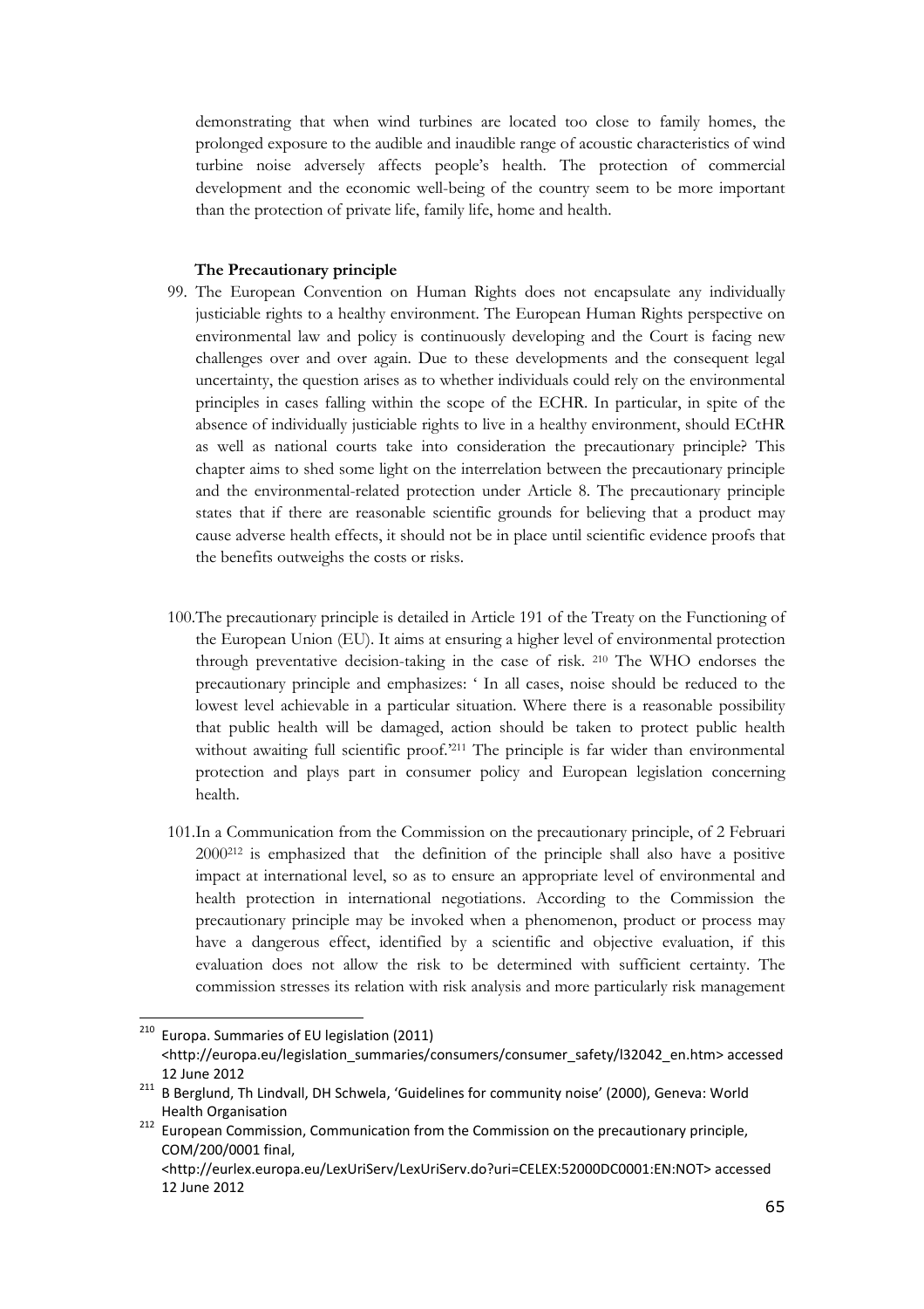demonstrating that when wind turbines are located too close to family homes, the prolonged exposure to the audible and inaudible range of acoustic characteristics of wind turbine noise adversely affects people's health. The protection of commercial development and the economic well-being of the country seem to be more important than the protection of private life, family life, home and health.

**The Precautionary principle**

99. The European Convention on Human Rights does not encapsulate any individually justiciable rights to a healthy environment. The European Human Rights perspective on environmental law and policy is continuously developing and the Court is facing new challenges over and over again. Due to these developments and the consequent legal uncertainty, the question arises as to whether individuals could rely on the environmental principles in cases falling within the scope of the ECHR. In particular, in spite of the absence of individually justiciable rights to live in a healthy environment, should ECtHR as well as national courts take into consideration the precautionary principle? This chapter aims to shed some light on the interrelation between the precautionary principle and the environmental-related protection under Article 8. The precautionary principle states that if there are reasonable scientific grounds for believing that a product may cause adverse health effects, it should not be in place until scientific evidence proofs that the benefits outweighs the costs or risks.

100. The precautionary principle is detailed in Article 191 of the Treaty on the Functioning of the European Union (EU). It aims at ensuring a higher level of environmental protection through preventative decision-taking in the case of risk. [210] The WHO endorses the precautionary principle and emphasizes: ' In all cases, noise should be reduced to the lowest level achievable in a particular situation. Where there is a reasonable possibility that public health will be damaged, action should be taken to protect public health without awaiting full scientific proof.'[211] The principle is far wider than environmental protection and plays part in consumer policy and European legislation concerning health.

101. In a Communication from the Commission on the precautionary principle, of 2 Februari 2000[212] is emphasized that the definition of the principle shall also have a positive impact at international level, so as to ensure an appropriate level of environmental and health protection in international negotiations. According to the Commission the precautionary principle may be invoked when a phenomenon, product or process may have a dangerous effect, identified by a scientific and objective evaluation, if this evaluation does not allow the risk to be determined with sufficient certainty. The commission stresses its relation with risk analysis and more particularly risk management

---

[210] Europa. Summaries of EU legislation (2011) <http://europa.eu/legislation_summaries/consumers/consumer_safety/l32042_en.htm> accessed 12 June 2012

[211] B Berglund, Th Lindvall, DH Schwela, 'Guidelines for community noise' (2000), Geneva: World Health Organisation

[212] European Commission, Communication from the Commission on the precautionary principle, COM/200/0001 final, <http://eurlex.europa.eu/LexUriServ/LexUriServ.do?uri=CELEX:52000DC0001:EN:NOT> accessed 12 June 2012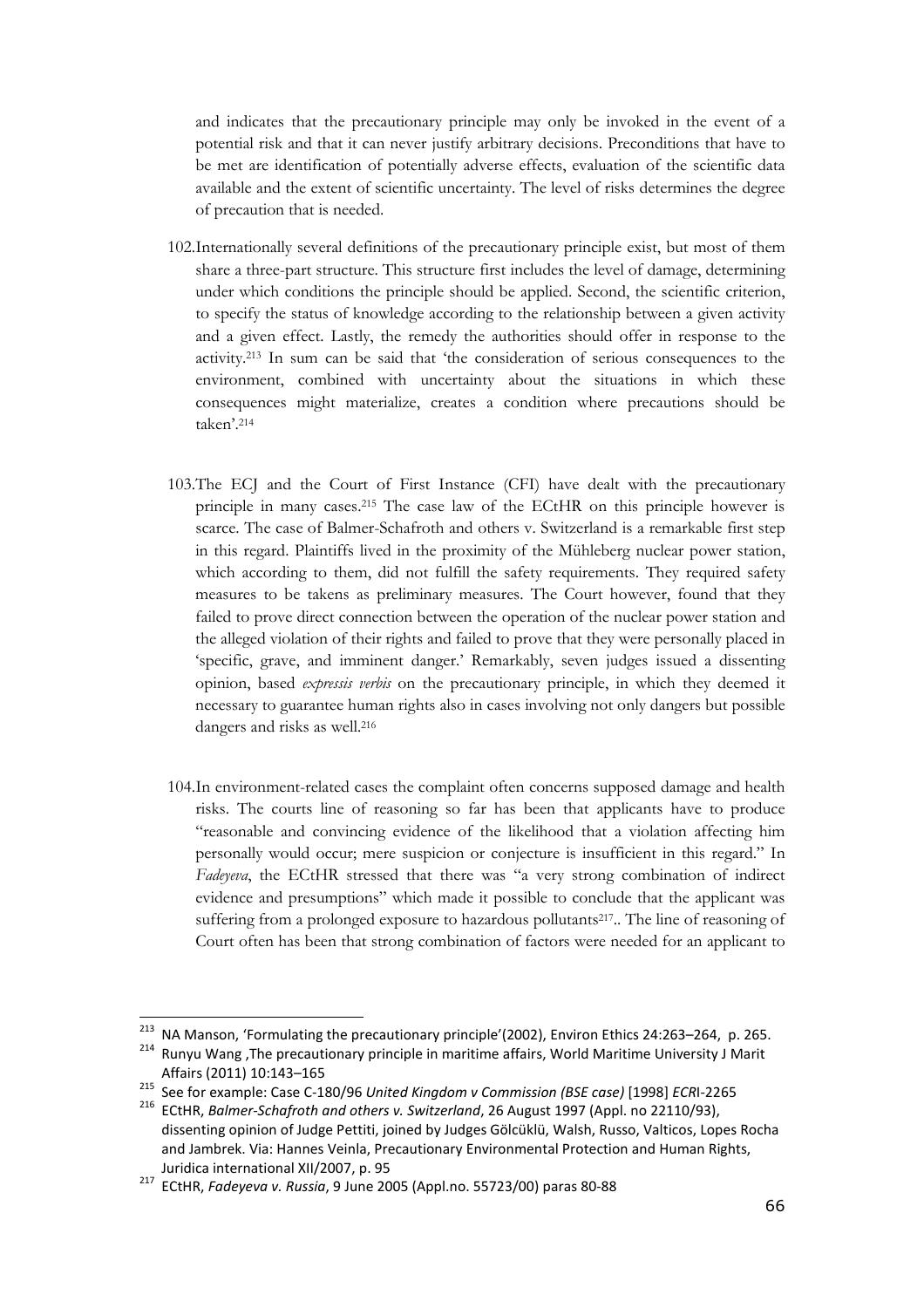and indicates that the precautionary principle may only be invoked in the event of a potential risk and that it can never justify arbitrary decisions. Preconditions that have to be met are identification of potentially adverse effects, evaluation of the scientific data available and the extent of scientific uncertainty. The level of risks determines the degree of precaution that is needed.

102.Internationally several definitions of the precautionary principle exist, but most of them share a three-part structure. This structure first includes the level of damage, determining under which conditions the principle should be applied. Second, the scientific criterion, to specify the status of knowledge according to the relationship between a given activity and a given effect. Lastly, the remedy the authorities should offer in response to the activity.[213] In sum can be said that 'the consideration of serious consequences to the environment, combined with uncertainty about the situations in which these consequences might materialize, creates a condition where precautions should be taken'.[214]

103.The ECJ and the Court of First Instance (CFI) have dealt with the precautionary principle in many cases.[215] The case law of the ECtHR on this principle however is scarce. The case of Balmer-Schafroth and others v. Switzerland is a remarkable first step in this regard. Plaintiffs lived in the proximity of the Mühleberg nuclear power station, which according to them, did not fulfill the safety requirements. They required safety measures to be takens as preliminary measures. The Court however, found that they failed to prove direct connection between the operation of the nuclear power station and the alleged violation of their rights and failed to prove that they were personally placed in 'specific, grave, and imminent danger.' Remarkably, seven judges issued a dissenting opinion, based *expressis verbis* on the precautionary principle, in which they deemed it necessary to guarantee human rights also in cases involving not only dangers but possible dangers and risks as well.[216]

104.In environment-related cases the complaint often concerns supposed damage and health risks. The courts line of reasoning so far has been that applicants have to produce "reasonable and convincing evidence of the likelihood that a violation affecting him personally would occur; mere suspicion or conjecture is insufficient in this regard." In *Fadeyeva*, the ECtHR stressed that there was "a very strong combination of indirect evidence and presumptions" which made it possible to conclude that the applicant was suffering from a prolonged exposure to hazardous pollutants[217].. The line of reasoning of Court often has been that strong combination of factors were needed for an applicant to

---

[213] NA Manson, 'Formulating the precautionary principle'(2002), Environ Ethics 24:263–264, p. 265.

[214] Runyu Wang ,The precautionary principle in maritime affairs, World Maritime University J Marit Affairs (2011) 10:143–165

[215] See for example: Case C-180/96 *United Kingdom v Commission (BSE case)* [1998] *ECR*I-2265

[216] ECtHR, *Balmer-Schafroth and others v. Switzerland*, 26 August 1997 (Appl. no 22110/93), dissenting opinion of Judge Pettiti, joined by Judges Gölcüklü, Walsh, Russo, Valticos, Lopes Rocha and Jambrek. Via: Hannes Veinla, Precautionary Environmental Protection and Human Rights, Juridica international XII/2007, p. 95

[217] ECtHR, *Fadeyeva v. Russia*, 9 June 2005 (Appl.no. 55723/00) paras 80-88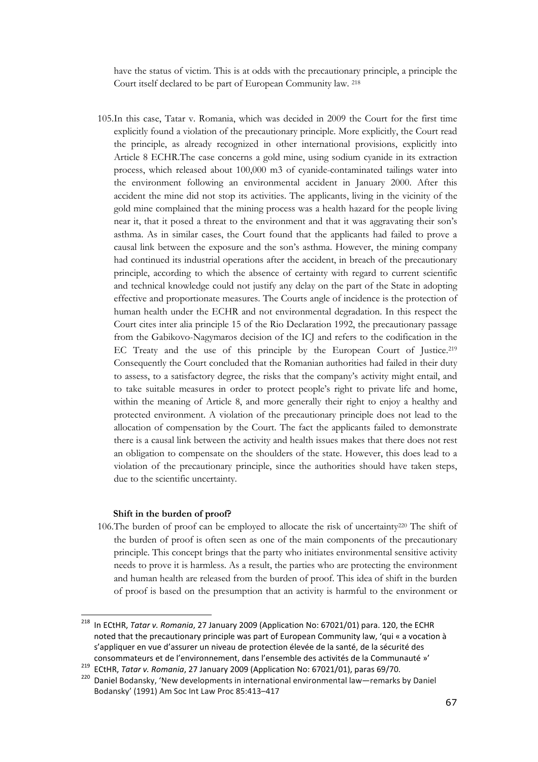have the status of victim. This is at odds with the precautionary principle, a principle the Court itself declared to be part of European Community law. [218]

105.In this case, Tatar v. Romania, which was decided in 2009 the Court for the first time explicitly found a violation of the precautionary principle. More explicitly, the Court read the principle, as already recognized in other international provisions, explicitly into Article 8 ECHR.The case concerns a gold mine, using sodium cyanide in its extraction process, which released about 100,000 m3 of cyanide-contaminated tailings water into the environment following an environmental accident in January 2000. After this accident the mine did not stop its activities. The applicants, living in the vicinity of the gold mine complained that the mining process was a health hazard for the people living near it, that it posed a threat to the environment and that it was aggravating their son's asthma. As in similar cases, the Court found that the applicants had failed to prove a causal link between the exposure and the son's asthma. However, the mining company had continued its industrial operations after the accident, in breach of the precautionary principle, according to which the absence of certainty with regard to current scientific and technical knowledge could not justify any delay on the part of the State in adopting effective and proportionate measures. The Courts angle of incidence is the protection of human health under the ECHR and not environmental degradation. In this respect the Court cites inter alia principle 15 of the Rio Declaration 1992, the precautionary passage from the Gabikovo-Nagymaros decision of the ICJ and refers to the codification in the EC Treaty and the use of this principle by the European Court of Justice.[219] Consequently the Court concluded that the Romanian authorities had failed in their duty to assess, to a satisfactory degree, the risks that the company's activity might entail, and to take suitable measures in order to protect people's right to private life and home, within the meaning of Article 8, and more generally their right to enjoy a healthy and protected environment. A violation of the precautionary principle does not lead to the allocation of compensation by the Court. The fact the applicants failed to demonstrate there is a causal link between the activity and health issues makes that there does not rest an obligation to compensate on the shoulders of the state. However, this does lead to a violation of the precautionary principle, since the authorities should have taken steps, due to the scientific uncertainty.

**Shift in the burden of proof?**

106.The burden of proof can be employed to allocate the risk of uncertainty[220] The shift of the burden of proof is often seen as one of the main components of the precautionary principle. This concept brings that the party who initiates environmental sensitive activity needs to prove it is harmless. As a result, the parties who are protecting the environment and human health are released from the burden of proof. This idea of shift in the burden of proof is based on the presumption that an activity is harmful to the environment or

---

[218] In ECtHR, *Tatar v. Romania*, 27 January 2009 (Application No: 67021/01) para. 120, the ECHR noted that the precautionary principle was part of European Community law, 'qui « a vocation à s'appliquer en vue d'assurer un niveau de protection élevée de la santé, de la sécurité des consommateurs et de l'environnement, dans l'ensemble des activités de la Communauté »'

[219] ECtHR, *Tatar v. Romania*, 27 January 2009 (Application No: 67021/01), paras 69/70.

[220] Daniel Bodansky, 'New developments in international environmental law—remarks by Daniel Bodansky' (1991) Am Soc Int Law Proc 85:413–417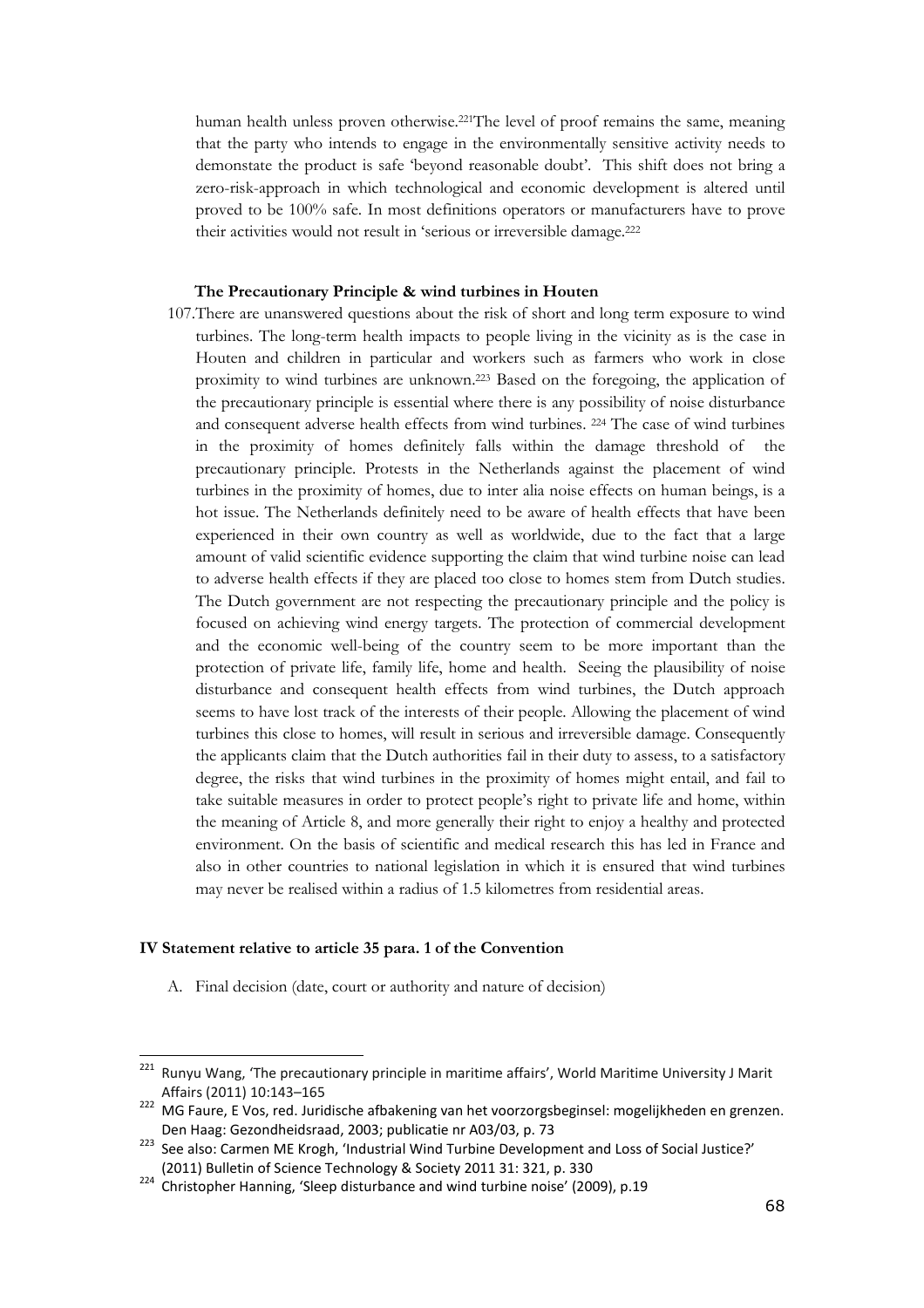human health unless proven otherwise.[221]The level of proof remains the same, meaning that the party who intends to engage in the environmentally sensitive activity needs to demonstate the product is safe 'beyond reasonable doubt'. This shift does not bring a zero-risk-approach in which technological and economic development is altered until proved to be 100% safe. In most definitions operators or manufacturers have to prove their activities would not result in 'serious or irreversible damage.[222]

**The Precautionary Principle & wind turbines in Houten**

107. There are unanswered questions about the risk of short and long term exposure to wind turbines. The long-term health impacts to people living in the vicinity as is the case in Houten and children in particular and workers such as farmers who work in close proximity to wind turbines are unknown.[223] Based on the foregoing, the application of the precautionary principle is essential where there is any possibility of noise disturbance and consequent adverse health effects from wind turbines. [224] The case of wind turbines in the proximity of homes definitely falls within the damage threshold of the precautionary principle. Protests in the Netherlands against the placement of wind turbines in the proximity of homes, due to inter alia noise effects on human beings, is a hot issue. The Netherlands definitely need to be aware of health effects that have been experienced in their own country as well as worldwide, due to the fact that a large amount of valid scientific evidence supporting the claim that wind turbine noise can lead to adverse health effects if they are placed too close to homes stem from Dutch studies. The Dutch government are not respecting the precautionary principle and the policy is focused on achieving wind energy targets. The protection of commercial development and the economic well-being of the country seem to be more important than the protection of private life, family life, home and health. Seeing the plausibility of noise disturbance and consequent health effects from wind turbines, the Dutch approach seems to have lost track of the interests of their people. Allowing the placement of wind turbines this close to homes, will result in serious and irreversible damage. Consequently the applicants claim that the Dutch authorities fail in their duty to assess, to a satisfactory degree, the risks that wind turbines in the proximity of homes might entail, and fail to take suitable measures in order to protect people's right to private life and home, within the meaning of Article 8, and more generally their right to enjoy a healthy and protected environment. On the basis of scientific and medical research this has led in France and also in other countries to national legislation in which it is ensured that wind turbines may never be realised within a radius of 1.5 kilometres from residential areas.

**IV Statement relative to article 35 para. 1 of the Convention**

A. Final decision (date, court or authority and nature of decision)

---

[221] Runyu Wang, 'The precautionary principle in maritime affairs', World Maritime University J Marit Affairs (2011) 10:143–165

[222] MG Faure, E Vos, red. Juridische afbakening van het voorzorgsbeginsel: mogelijkheden en grenzen. Den Haag: Gezondheidsraad, 2003; publicatie nr A03/03, p. 73

[223] See also: Carmen ME Krogh, 'Industrial Wind Turbine Development and Loss of Social Justice?' (2011) Bulletin of Science Technology & Society 2011 31: 321, p. 330

[224] Christopher Hanning, 'Sleep disturbance and wind turbine noise' (2009), p.19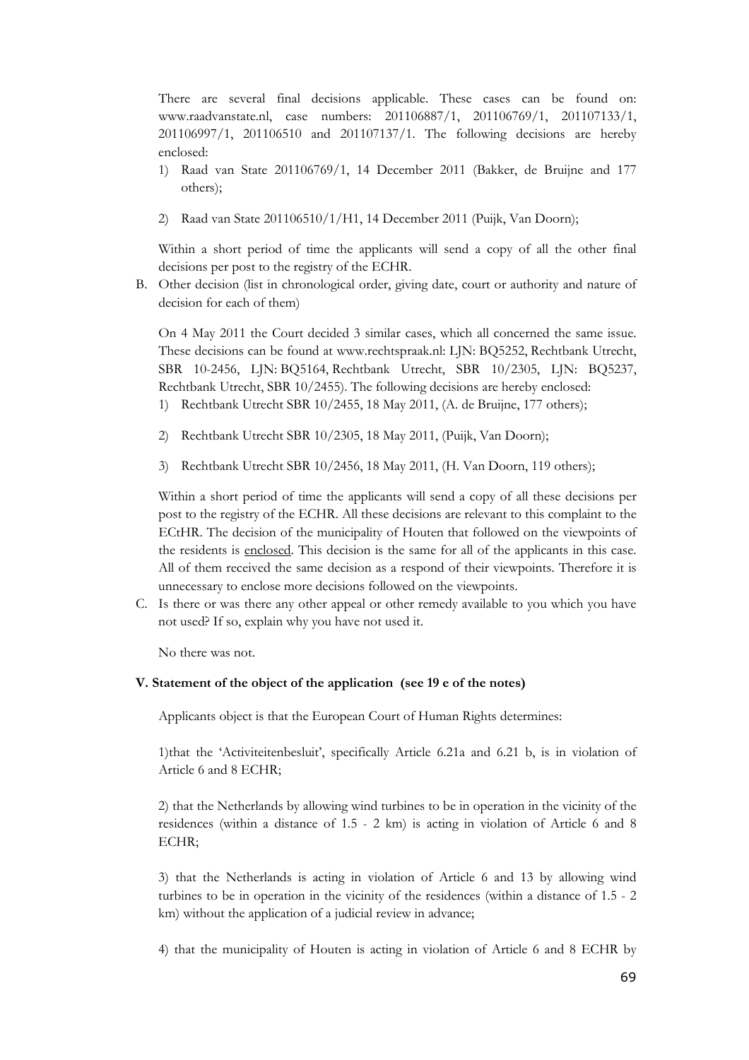There are several final decisions applicable. These cases can be found on: www.raadvanstate.nl, case numbers: 201106887/1, 201106769/1, 201107133/1, 201106997/1, 201106510 and 201107137/1. The following decisions are hereby enclosed:

1) Raad van State 201106769/1, 14 December 2011 (Bakker, de Bruijne and 177 others);

2) Raad van State 201106510/1/H1, 14 December 2011 (Puijk, Van Doorn);

Within a short period of time the applicants will send a copy of all the other final decisions per post to the registry of the ECHR.

B. Other decision (list in chronological order, giving date, court or authority and nature of decision for each of them)

On 4 May 2011 the Court decided 3 similar cases, which all concerned the same issue. These decisions can be found at www.rechtspraak.nl: LJN: BQ5252, Rechtbank Utrecht, SBR 10-2456, LJN: BQ5164, Rechtbank Utrecht, SBR 10/2305, LJN: BQ5237, Rechtbank Utrecht, SBR 10/2455). The following decisions are hereby enclosed:

1) Rechtbank Utrecht SBR 10/2455, 18 May 2011, (A. de Bruijne, 177 others);

2) Rechtbank Utrecht SBR 10/2305, 18 May 2011, (Puijk, Van Doorn);

3) Rechtbank Utrecht SBR 10/2456, 18 May 2011, (H. Van Doorn, 119 others);

Within a short period of time the applicants will send a copy of all these decisions per post to the registry of the ECHR. All these decisions are relevant to this complaint to the ECtHR. The decision of the municipality of Houten that followed on the viewpoints of the residents is enclosed. This decision is the same for all of the applicants in this case. All of them received the same decision as a respond of their viewpoints. Therefore it is unnecessary to enclose more decisions followed on the viewpoints.

C. Is there or was there any other appeal or other remedy available to you which you have not used? If so, explain why you have not used it.

No there was not.

**V. Statement of the object of the application (see 19 e of the notes)**

Applicants object is that the European Court of Human Rights determines:

1)that the 'Activiteitenbesluit', specifically Article 6.21a and 6.21 b, is in violation of Article 6 and 8 ECHR;

2) that the Netherlands by allowing wind turbines to be in operation in the vicinity of the residences (within a distance of 1.5 - 2 km) is acting in violation of Article 6 and 8 ECHR;

3) that the Netherlands is acting in violation of Article 6 and 13 by allowing wind turbines to be in operation in the vicinity of the residences (within a distance of 1.5 - 2 km) without the application of a judicial review in advance;

4) that the municipality of Houten is acting in violation of Article 6 and 8 ECHR by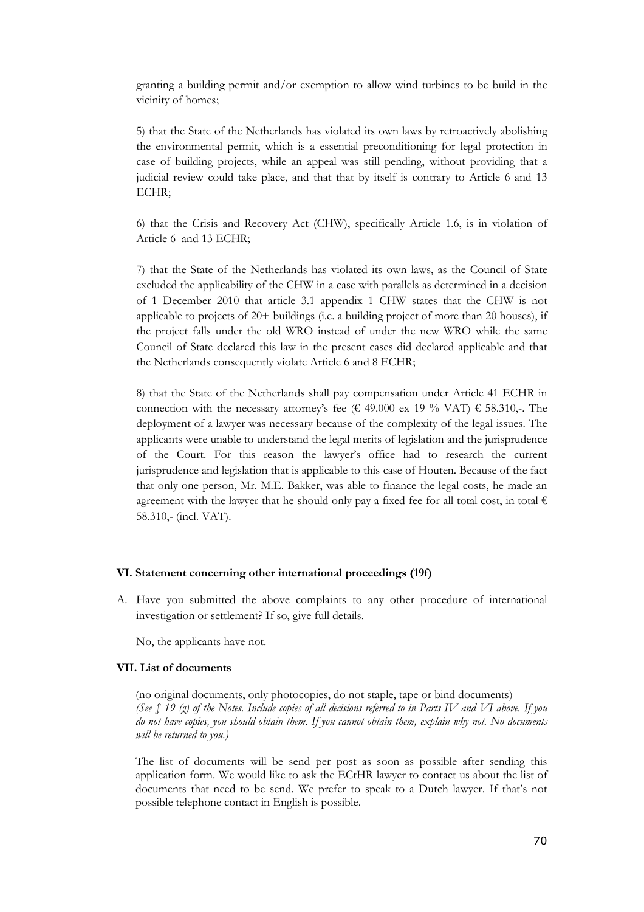granting a building permit and/or exemption to allow wind turbines to be build in the vicinity of homes;

5) that the State of the Netherlands has violated its own laws by retroactively abolishing the environmental permit, which is a essential preconditioning for legal protection in case of building projects, while an appeal was still pending, without providing that a judicial review could take place, and that that by itself is contrary to Article 6 and 13 ECHR;

6) that the Crisis and Recovery Act (CHW), specifically Article 1.6, is in violation of Article 6 and 13 ECHR;

7) that the State of the Netherlands has violated its own laws, as the Council of State excluded the applicability of the CHW in a case with parallels as determined in a decision of 1 December 2010 that article 3.1 appendix 1 CHW states that the CHW is not applicable to projects of 20+ buildings (i.e. a building project of more than 20 houses), if the project falls under the old WRO instead of under the new WRO while the same Council of State declared this law in the present cases did declared applicable and that the Netherlands consequently violate Article 6 and 8 ECHR;

8) that the State of the Netherlands shall pay compensation under Article 41 ECHR in connection with the necessary attorney's fee (€ 49.000 ex 19 % VAT) € 58.310,-. The deployment of a lawyer was necessary because of the complexity of the legal issues. The applicants were unable to understand the legal merits of legislation and the jurisprudence of the Court. For this reason the lawyer's office had to research the current jurisprudence and legislation that is applicable to this case of Houten. Because of the fact that only one person, Mr. M.E. Bakker, was able to finance the legal costs, he made an agreement with the lawyer that he should only pay a fixed fee for all total cost, in total € 58.310,- (incl. VAT).

### VI. Statement concerning other international proceedings (19f)

A. Have you submitted the above complaints to any other procedure of international investigation or settlement? If so, give full details.

No, the applicants have not.

### VII. List of documents

(no original documents, only photocopies, do not staple, tape or bind documents)
*(See § 19 (g) of the Notes. Include copies of all decisions referred to in Parts IV and VI above. If you do not have copies, you should obtain them. If you cannot obtain them, explain why not. No documents will be returned to you.)*

The list of documents will be send per post as soon as possible after sending this application form. We would like to ask the ECtHR lawyer to contact us about the list of documents that need to be send. We prefer to speak to a Dutch lawyer. If that's not possible telephone contact in English is possible.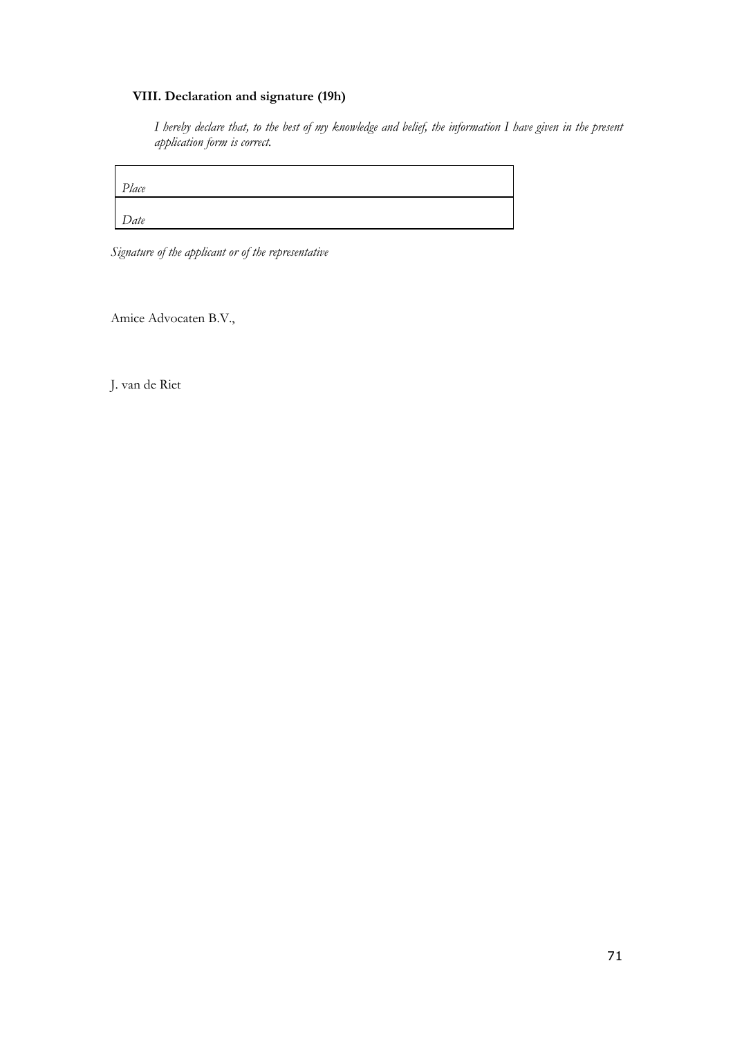### VIII. Declaration and signature (19h)

*I hereby declare that, to the best of my knowledge and belief, the information I have given in the present application form is correct.*

| |
|---|
| *Place* |
| *Date* |

*Signature of the applicant or of the representative*

Amice Advocaten B.V.,

J. van de Riet